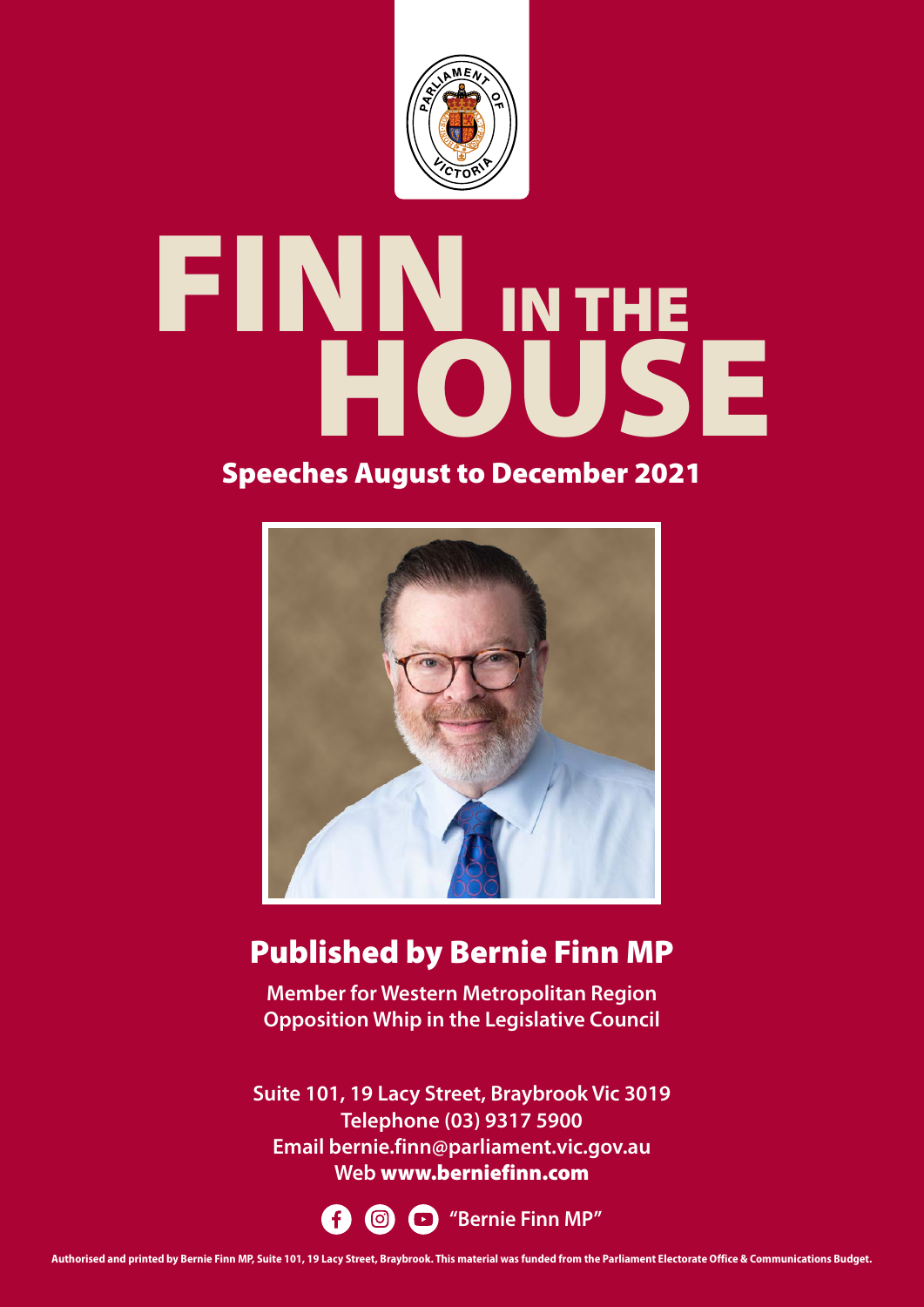# FINN IN THE HOUSE

## Speeches August to December 2021

## Published by Bernie Finn MP

**Member for Western Metropolitan Region**
**Opposition Whip in the Legislative Council**

**Suite 101, 19 Lacy Street, Braybrook Vic 3019**
**Telephone (03) 9317 5900**
**Email bernie.finn@parliament.vic.gov.au**
**Web www.berniefinn.com**

**"Bernie Finn MP"**

**Authorised and printed by Bernie Finn MP, Suite 101, 19 Lacy Street, Braybrook. This material was funded from the Parliament Electorate Office & Communications Budget.**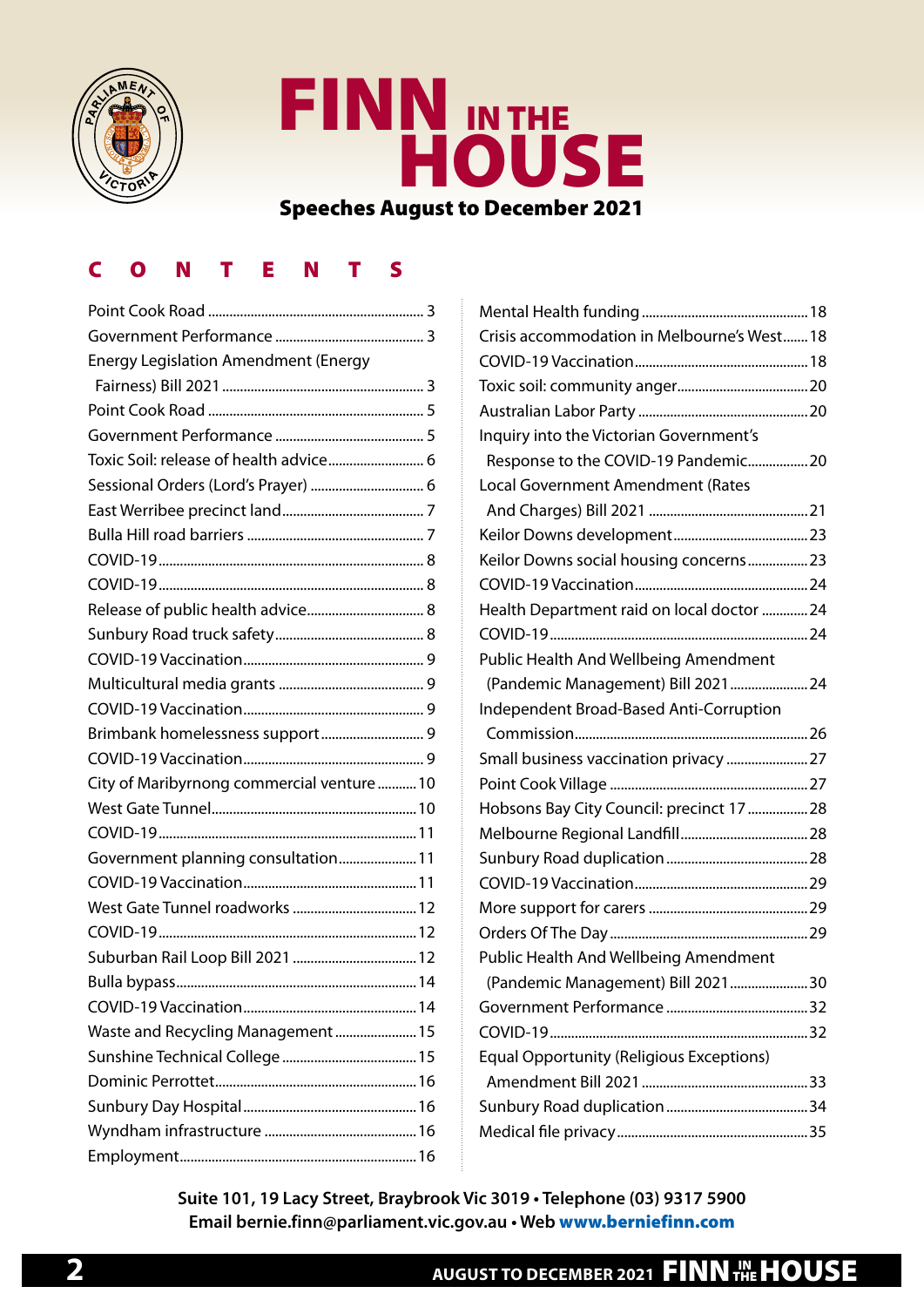# FINN IN THE HOUSE

**Speeches August to December 2021**

## CONTENTS

| | |
|---|---|
| Point Cook Road | 3 |
| Government Performance | 3 |
| Energy Legislation Amendment (Energy Fairness) Bill 2021 | 3 |
| Point Cook Road | 5 |
| Government Performance | 5 |
| Toxic Soil: release of health advice | 6 |
| Sessional Orders (Lord's Prayer) | 6 |
| East Werribee precinct land | 7 |
| Bulla Hill road barriers | 7 |
| COVID-19 | 8 |
| COVID-19 | 8 |
| Release of public health advice | 8 |
| Sunbury Road truck safety | 8 |
| COVID-19 Vaccination | 9 |
| Multicultural media grants | 9 |
| COVID-19 Vaccination | 9 |
| Brimbank homelessness support | 9 |
| COVID-19 Vaccination | 9 |
| City of Maribyrnong commercial venture | 10 |
| West Gate Tunnel | 10 |
| COVID-19 | 11 |
| Government planning consultation | 11 |
| COVID-19 Vaccination | 11 |
| West Gate Tunnel roadworks | 12 |
| COVID-19 | 12 |
| Suburban Rail Loop Bill 2021 | 12 |
| Bulla bypass | 14 |
| COVID-19 Vaccination | 14 |
| Waste and Recycling Management | 15 |
| Sunshine Technical College | 15 |
| Dominic Perrottet | 16 |
| Sunbury Day Hospital | 16 |
| Wyndham infrastructure | 16 |
| Employment | 16 |
| Mental Health funding | 18 |
| Crisis accommodation in Melbourne's West | 18 |
| COVID-19 Vaccination | 18 |
| Toxic soil: community anger | 20 |
| Australian Labor Party | 20 |
| Inquiry into the Victorian Government's Response to the COVID-19 Pandemic | 20 |
| Local Government Amendment (Rates And Charges) Bill 2021 | 21 |
| Keilor Downs development | 23 |
| Keilor Downs social housing concerns | 23 |
| COVID-19 Vaccination | 24 |
| Health Department raid on local doctor | 24 |
| COVID-19 | 24 |
| Public Health And Wellbeing Amendment (Pandemic Management) Bill 2021 | 24 |
| Independent Broad-Based Anti-Corruption Commission | 26 |
| Small business vaccination privacy | 27 |
| Point Cook Village | 27 |
| Hobsons Bay City Council: precinct 17 | 28 |
| Melbourne Regional Landfill | 28 |
| Sunbury Road duplication | 28 |
| COVID-19 Vaccination | 29 |
| More support for carers | 29 |
| Orders Of The Day | 29 |
| Public Health And Wellbeing Amendment (Pandemic Management) Bill 2021 | 30 |
| Government Performance | 32 |
| COVID-19 | 32 |
| Equal Opportunity (Religious Exceptions) Amendment Bill 2021 | 33 |
| Sunbury Road duplication | 34 |
| Medical file privacy | 35 |

**Suite 101, 19 Lacy Street, Braybrook Vic 3019 • Telephone (03) 9317 5900**
**Email bernie.finn@parliament.vic.gov.au • Web www.berniefinn.com**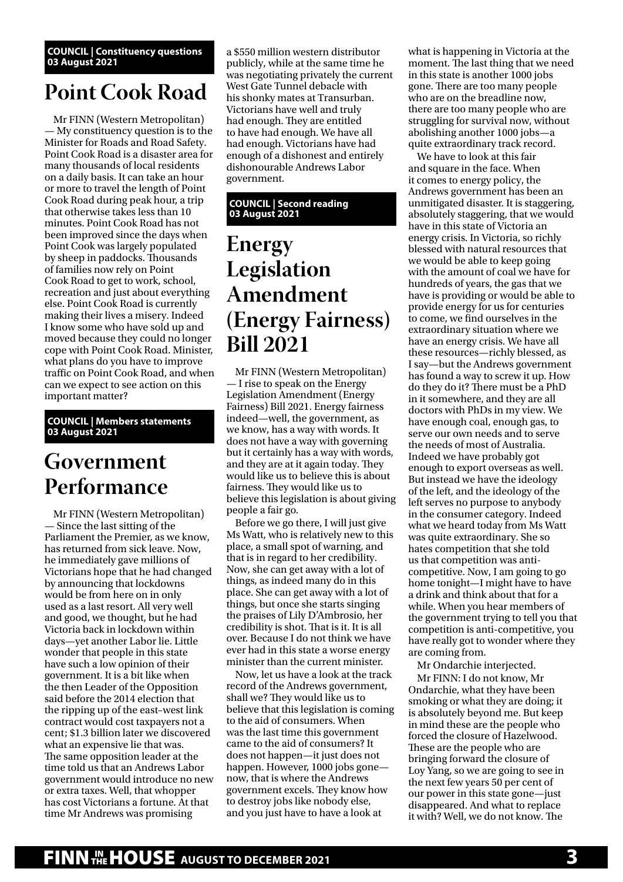**COUNCIL | Constituency questions**
**03 August 2021**

# Point Cook Road

Mr FINN (Western Metropolitan) — My constituency question is to the Minister for Roads and Road Safety. Point Cook Road is a disaster area for many thousands of local residents on a daily basis. It can take an hour or more to travel the length of Point Cook Road during peak hour, a trip that otherwise takes less than 10 minutes. Point Cook Road has not been improved since the days when Point Cook was largely populated by sheep in paddocks. Thousands of families now rely on Point Cook Road to get to work, school, recreation and just about everything else. Point Cook Road is currently making their lives a misery. Indeed I know some who have sold up and moved because they could no longer cope with Point Cook Road. Minister, what plans do you have to improve traffic on Point Cook Road, and when can we expect to see action on this important matter?

**COUNCIL | Members statements**
**03 August 2021**

# Government Performance

Mr FINN (Western Metropolitan) — Since the last sitting of the Parliament the Premier, as we know, has returned from sick leave. Now, he immediately gave millions of Victorians hope that he had changed by announcing that lockdowns would be from here on in only used as a last resort. All very well and good, we thought, but he had Victoria back in lockdown within days—yet another Labor lie. Little wonder that people in this state have such a low opinion of their government. It is a bit like when the then Leader of the Opposition said before the 2014 election that the ripping up of the east–west link contract would cost taxpayers not a cent; $1.3 billion later we discovered what an expensive lie that was. The same opposition leader at the time told us that an Andrews Labor government would introduce no new or extra taxes. Well, that whopper has cost Victorians a fortune. At that time Mr Andrews was promising a $550 million western distributor publicly, while at the same time he was negotiating privately the current West Gate Tunnel debacle with his shonky mates at Transurban. Victorians have well and truly had enough. They are entitled to have had enough. We have all had enough. Victorians have had enough of a dishonest and entirely dishonourable Andrews Labor government.

**COUNCIL | Second reading**
**03 August 2021**

# Energy Legislation Amendment (Energy Fairness) Bill 2021

Mr FINN (Western Metropolitan) — I rise to speak on the Energy Legislation Amendment (Energy Fairness) Bill 2021. Energy fairness indeed—well, the government, as we know, has a way with words. It does not have a way with governing but it certainly has a way with words, and they are at it again today. They would like us to believe this is about fairness. They would like us to believe this legislation is about giving people a fair go.

Before we go there, I will just give Ms Watt, who is relatively new to this place, a small spot of warning, and that is in regard to her credibility. Now, she can get away with a lot of things, as indeed many do in this place. She can get away with a lot of things, but once she starts singing the praises of Lily D'Ambrosio, her credibility is shot. That is it. It is all over. Because I do not think we have ever had in this state a worse energy minister than the current minister.

Now, let us have a look at the track record of the Andrews government, shall we? They would like us to believe that this legislation is coming to the aid of consumers. When was the last time this government came to the aid of consumers? It does not happen—it just does not happen. However, 1000 jobs gone—now, that is where the Andrews government excels. They know how to destroy jobs like nobody else, and you just have to have a look at what is happening in Victoria at the moment. The last thing that we need in this state is another 1000 jobs gone. There are too many people who are on the breadline now, there are too many people who are struggling for survival now, without abolishing another 1000 jobs—a quite extraordinary track record.

We have to look at this fair and square in the face. When it comes to energy policy, the Andrews government has been an unmitigated disaster. It is staggering, absolutely staggering, that we would have in this state of Victoria an energy crisis. In Victoria, so richly blessed with natural resources that we would be able to keep going with the amount of coal we have for hundreds of years, the gas that we have is providing or would be able to provide energy for us for centuries to come, we find ourselves in the extraordinary situation where we have an energy crisis. We have all these resources—richly blessed, as I say—but the Andrews government has found a way to screw it up. How do they do it? There must be a PhD in it somewhere, and they are all doctors with PhDs in my view. We have enough coal, enough gas, to serve our own needs and to serve the needs of most of Australia. Indeed we have probably got enough to export overseas as well. But instead we have the ideology of the left, and the ideology of the left serves no purpose to anybody in the consumer category. Indeed what we heard today from Ms Watt was quite extraordinary. She so hates competition that she told us that competition was anti-competitive. Now, I am going to go home tonight—I might have to have a drink and think about that for a while. When you hear members of the government trying to tell you that competition is anti-competitive, you have really got to wonder where they are coming from.

Mr Ondarchie interjected.

Mr FINN: I do not know, Mr Ondarchie, what they have been smoking or what they are doing; it is absolutely beyond me. But keep in mind these are the people who forced the closure of Hazelwood. These are the people who are bringing forward the closure of Loy Yang, so we are going to see in the next few years 50 per cent of our power in this state gone—just disappeared. And what to replace it with? Well, we do not know. The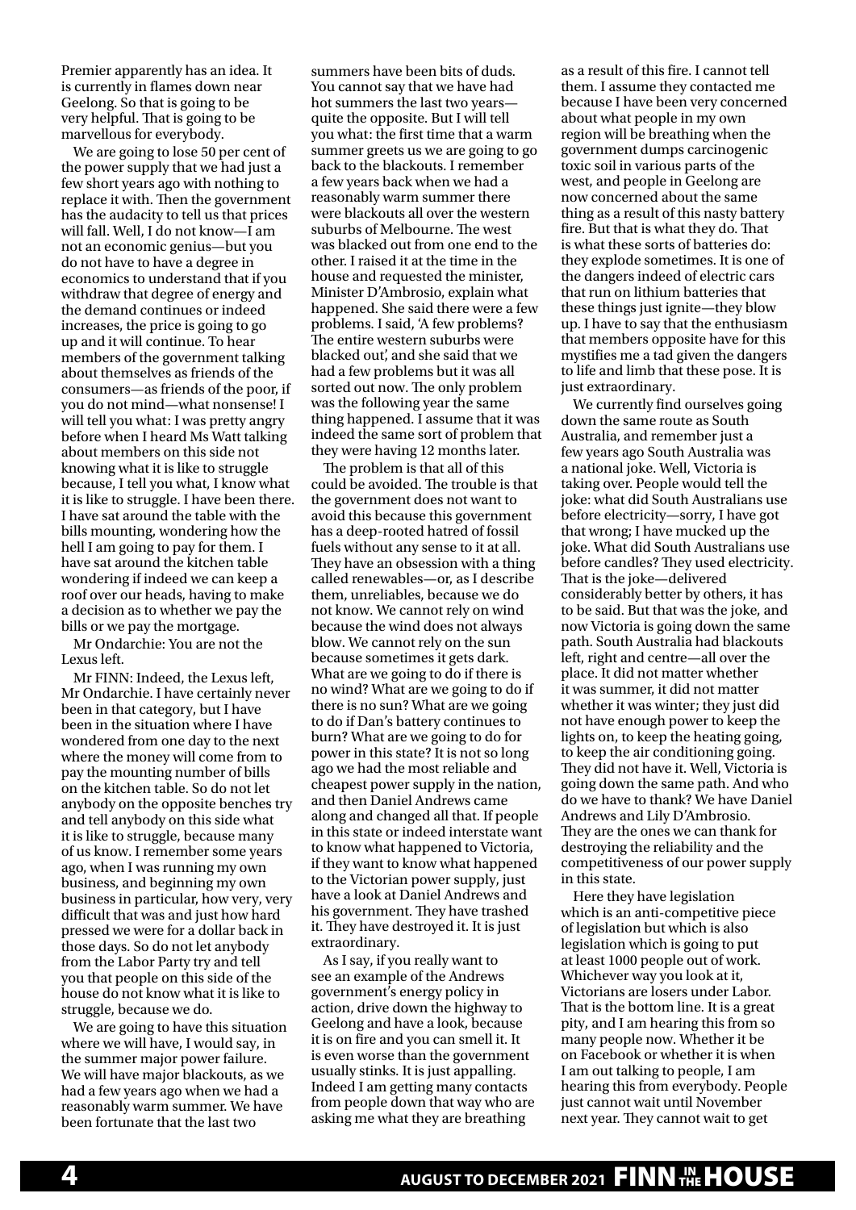Premier apparently has an idea. It is currently in flames down near Geelong. So that is going to be very helpful. That is going to be marvellous for everybody.

We are going to lose 50 per cent of the power supply that we had just a few short years ago with nothing to replace it with. Then the government has the audacity to tell us that prices will fall. Well, I do not know—I am not an economic genius—but you do not have to have a degree in economics to understand that if you withdraw that degree of energy and the demand continues or indeed increases, the price is going to go up and it will continue. To hear members of the government talking about themselves as friends of the consumers—as friends of the poor, if you do not mind—what nonsense! I will tell you what: I was pretty angry before when I heard Ms Watt talking about members on this side not knowing what it is like to struggle because, I tell you what, I know what it is like to struggle. I have been there. I have sat around the table with the bills mounting, wondering how the hell I am going to pay for them. I have sat around the kitchen table wondering if indeed we can keep a roof over our heads, having to make a decision as to whether we pay the bills or we pay the mortgage.

Mr Ondarchie: You are not the Lexus left.

Mr FINN: Indeed, the Lexus left, Mr Ondarchie. I have certainly never been in that category, but I have been in the situation where I have wondered from one day to the next where the money will come from to pay the mounting number of bills on the kitchen table. So do not let anybody on the opposite benches try and tell anybody on this side what it is like to struggle, because many of us know. I remember some years ago, when I was running my own business, and beginning my own business in particular, how very, very difficult that was and just how hard pressed we were for a dollar back in those days. So do not let anybody from the Labor Party try and tell you that people on this side of the house do not know what it is like to struggle, because we do.

We are going to have this situation where we will have, I would say, in the summer major power failure. We will have major blackouts, as we had a few years ago when we had a reasonably warm summer. We have been fortunate that the last two summers have been bits of duds. You cannot say that we have had hot summers the last two years—quite the opposite. But I will tell you what: the first time that a warm summer greets us we are going to go back to the blackouts. I remember a few years back when we had a reasonably warm summer there were blackouts all over the western suburbs of Melbourne. The west was blacked out from one end to the other. I raised it at the time in the house and requested the minister, Minister D'Ambrosio, explain what happened. She said there were a few problems. I said, 'A few problems? The entire western suburbs were blacked out', and she said that we had a few problems but it was all sorted out now. The only problem was the following year the same thing happened. I assume that it was indeed the same sort of problem that they were having 12 months later.

The problem is that all of this could be avoided. The trouble is that the government does not want to avoid this because this government has a deep-rooted hatred of fossil fuels without any sense to it at all. They have an obsession with a thing called renewables—or, as I describe them, unreliables, because we do not know. We cannot rely on wind because the wind does not always blow. We cannot rely on the sun because sometimes it gets dark. What are we going to do if there is no wind? What are we going to do if there is no sun? What are we going to do if Dan's battery continues to burn? What are we going to do for power in this state? It is not so long ago we had the most reliable and cheapest power supply in the nation, and then Daniel Andrews came along and changed all that. If people in this state or indeed interstate want to know what happened to Victoria, if they want to know what happened to the Victorian power supply, just have a look at Daniel Andrews and his government. They have trashed it. They have destroyed it. It is just extraordinary.

As I say, if you really want to see an example of the Andrews government's energy policy in action, drive down the highway to Geelong and have a look, because it is on fire and you can smell it. It is even worse than the government usually stinks. It is just appalling. Indeed I am getting many contacts from people down that way who are asking me what they are breathing as a result of this fire. I cannot tell them. I assume they contacted me because I have been very concerned about what people in my own region will be breathing when the government dumps carcinogenic toxic soil in various parts of the west, and people in Geelong are now concerned about the same thing as a result of this nasty battery fire. But that is what they do. That is what these sorts of batteries do: they explode sometimes. It is one of the dangers indeed of electric cars that run on lithium batteries that these things just ignite—they blow up. I have to say that the enthusiasm that members opposite have for this mystifies me a tad given the dangers to life and limb that these pose. It is just extraordinary.

We currently find ourselves going down the same route as South Australia, and remember just a few years ago South Australia was a national joke. Well, Victoria is taking over. People would tell the joke: what did South Australians use before electricity—sorry, I have got that wrong; I have mucked up the joke. What did South Australians use before candles? They used electricity. That is the joke—delivered considerably better by others, it has to be said. But that was the joke, and now Victoria is going down the same path. South Australia had blackouts left, right and centre—all over the place. It did not matter whether it was summer, it did not matter whether it was winter; they just did not have enough power to keep the lights on, to keep the heating going, to keep the air conditioning going. They did not have it. Well, Victoria is going down the same path. And who do we have to thank? We have Daniel Andrews and Lily D'Ambrosio. They are the ones we can thank for destroying the reliability and the competitiveness of our power supply in this state.

Here they have legislation which is an anti-competitive piece of legislation but which is also legislation which is going to put at least 1000 people out of work. Whichever way you look at it, Victorians are losers under Labor. That is the bottom line. It is a great pity, and I am hearing this from so many people now. Whether it be on Facebook or whether it is when I am out talking to people, I am hearing this from everybody. People just cannot wait until November next year. They cannot wait to get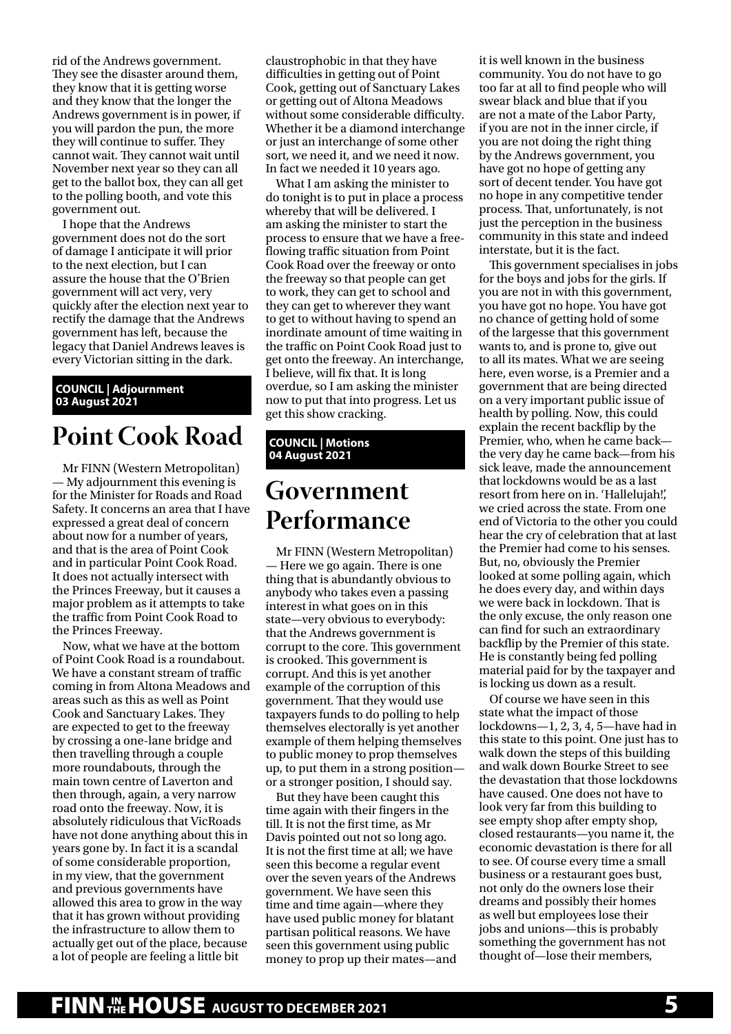rid of the Andrews government. They see the disaster around them, they know that it is getting worse and they know that the longer the Andrews government is in power, if you will pardon the pun, the more they will continue to suffer. They cannot wait. They cannot wait until November next year so they can all get to the ballot box, they can all get to the polling booth, and vote this government out.

I hope that the Andrews government does not do the sort of damage I anticipate it will prior to the next election, but I can assure the house that the O'Brien government will act very, very quickly after the election next year to rectify the damage that the Andrews government has left, because the legacy that Daniel Andrews leaves is every Victorian sitting in the dark.

**COUNCIL | Adjournment**
**03 August 2021**

# Point Cook Road

Mr FINN (Western Metropolitan) — My adjournment this evening is for the Minister for Roads and Road Safety. It concerns an area that I have expressed a great deal of concern about now for a number of years, and that is the area of Point Cook and in particular Point Cook Road. It does not actually intersect with the Princes Freeway, but it causes a major problem as it attempts to take the traffic from Point Cook Road to the Princes Freeway.

Now, what we have at the bottom of Point Cook Road is a roundabout. We have a constant stream of traffic coming in from Altona Meadows and areas such as this as well as Point Cook and Sanctuary Lakes. They are expected to get to the freeway by crossing a one-lane bridge and then travelling through a couple more roundabouts, through the main town centre of Laverton and then through, again, a very narrow road onto the freeway. Now, it is absolutely ridiculous that VicRoads have not done anything about this in years gone by. In fact it is a scandal of some considerable proportion, in my view, that the government and previous governments have allowed this area to grow in the way that it has grown without providing the infrastructure to allow them to actually get out of the place, because a lot of people are feeling a little bit claustrophobic in that they have difficulties in getting out of Point Cook, getting out of Sanctuary Lakes or getting out of Altona Meadows without some considerable difficulty. Whether it be a diamond interchange or just an interchange of some other sort, we need it, and we need it now. In fact we needed it 10 years ago.

What I am asking the minister to do tonight is to put in place a process whereby that will be delivered. I am asking the minister to start the process to ensure that we have a free-flowing traffic situation from Point Cook Road over the freeway or onto the freeway so that people can get to work, they can get to school and they can get to wherever they want to get to without having to spend an inordinate amount of time waiting in the traffic on Point Cook Road just to get onto the freeway. An interchange, I believe, will fix that. It is long overdue, so I am asking the minister now to put that into progress. Let us get this show cracking.

**COUNCIL | Motions**
**04 August 2021**

# Government Performance

Mr FINN (Western Metropolitan) — Here we go again. There is one thing that is abundantly obvious to anybody who takes even a passing interest in what goes on in this state—very obvious to everybody: that the Andrews government is corrupt to the core. This government is crooked. This government is corrupt. And this is yet another example of the corruption of this government. That they would use taxpayers funds to do polling to help themselves electorally is yet another example of them helping themselves to public money to prop themselves up, to put them in a strong position—or a stronger position, I should say.

But they have been caught this time again with their fingers in the till. It is not the first time, as Mr Davis pointed out not so long ago. It is not the first time at all; we have seen this become a regular event over the seven years of the Andrews government. We have seen this time and time again—where they have used public money for blatant partisan political reasons. We have seen this government using public money to prop up their mates—and it is well known in the business community. You do not have to go too far at all to find people who will swear black and blue that if you are not a mate of the Labor Party, if you are not in the inner circle, if you are not doing the right thing by the Andrews government, you have got no hope of getting any sort of decent tender. You have got no hope in any competitive tender process. That, unfortunately, is not just the perception in the business community in this state and indeed interstate, but it is the fact.

This government specialises in jobs for the boys and jobs for the girls. If you are not in with this government, you have got no hope. You have got no chance of getting hold of some of the largesse that this government wants to, and is prone to, give out to all its mates. What we are seeing here, even worse, is a Premier and a government that are being directed on a very important public issue of health by polling. Now, this could explain the recent backflip by the Premier, who, when he came back—the very day he came back—from his sick leave, made the announcement that lockdowns would be as a last resort from here on in. 'Hallelujah!', we cried across the state. From one end of Victoria to the other you could hear the cry of celebration that at last the Premier had come to his senses. But, no, obviously the Premier looked at some polling again, which he does every day, and within days we were back in lockdown. That is the only excuse, the only reason one can find for such an extraordinary backflip by the Premier of this state. He is constantly being fed polling material paid for by the taxpayer and is locking us down as a result.

Of course we have seen in this state what the impact of those lockdowns—1, 2, 3, 4, 5—have had in this state to this point. One just has to walk down the steps of this building and walk down Bourke Street to see the devastation that those lockdowns have caused. One does not have to look very far from this building to see empty shop after empty shop, closed restaurants—you name it, the economic devastation is there for all to see. Of course every time a small business or a restaurant goes bust, not only do the owners lose their dreams and possibly their homes as well but employees lose their jobs and unions—this is probably something the government has not thought of—lose their members,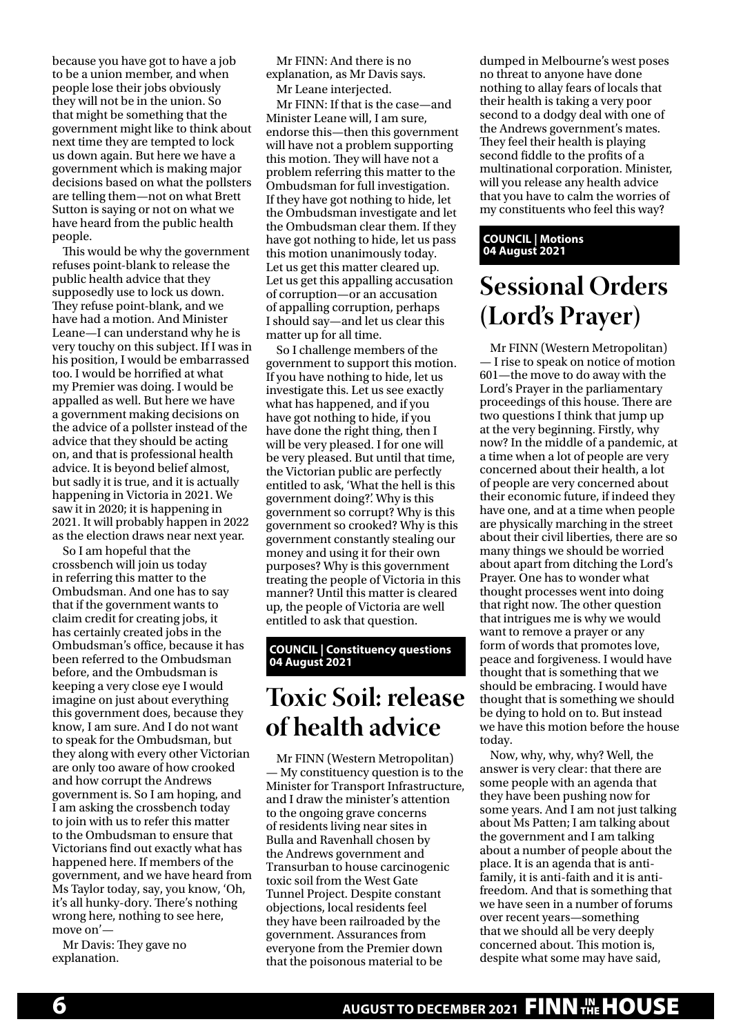because you have got to have a job to be a union member, and when people lose their jobs obviously they will not be in the union. So that might be something that the government might like to think about next time they are tempted to lock us down again. But here we have a government which is making major decisions based on what the pollsters are telling them—not on what Brett Sutton is saying or not on what we have heard from the public health people.

This would be why the government refuses point-blank to release the public health advice that they supposedly use to lock us down. They refuse point-blank, and we have had a motion. And Minister Leane—I can understand why he is very touchy on this subject. If I was in his position, I would be embarrassed too. I would be horrified at what my Premier was doing. I would be appalled as well. But here we have a government making decisions on the advice of a pollster instead of the advice that they should be acting on, and that is professional health advice. It is beyond belief almost, but sadly it is true, and it is actually happening in Victoria in 2021. We saw it in 2020; it is happening in 2021. It will probably happen in 2022 as the election draws near next year.

So I am hopeful that the crossbench will join us today in referring this matter to the Ombudsman. And one has to say that if the government wants to claim credit for creating jobs, it has certainly created jobs in the Ombudsman's office, because it has been referred to the Ombudsman before, and the Ombudsman is keeping a very close eye I would imagine on just about everything this government does, because they know, I am sure. And I do not want to speak for the Ombudsman, but they along with every other Victorian are only too aware of how crooked and how corrupt the Andrews government is. So I am hoping, and I am asking the crossbench today to join with us to refer this matter to the Ombudsman to ensure that Victorians find out exactly what has happened here. If members of the government, and we have heard from Ms Taylor today, say, you know, 'Oh, it's all hunky-dory. There's nothing wrong here, nothing to see here, move on'—

Mr Davis: They gave no explanation.

Mr FINN: And there is no explanation, as Mr Davis says.

Mr Leane interjected.

Mr FINN: If that is the case—and Minister Leane will, I am sure, endorse this—then this government will have not a problem supporting this motion. They will have not a problem referring this matter to the Ombudsman for full investigation. If they have got nothing to hide, let the Ombudsman investigate and let the Ombudsman clear them. If they have got nothing to hide, let us pass this motion unanimously today. Let us get this matter cleared up. Let us get this appalling accusation of corruption—or an accusation of appalling corruption, perhaps I should say—and let us clear this matter up for all time.

So I challenge members of the government to support this motion. If you have nothing to hide, let us investigate this. Let us see exactly what has happened, and if you have got nothing to hide, if you have done the right thing, then I will be very pleased. I for one will be very pleased. But until that time, the Victorian public are perfectly entitled to ask, 'What the hell is this government doing?'. Why is this government so corrupt? Why is this government so crooked? Why is this government constantly stealing our money and using it for their own purposes? Why is this government treating the people of Victoria in this manner? Until this matter is cleared up, the people of Victoria are well entitled to ask that question.

**COUNCIL | Constituency questions**
**04 August 2021**

# Toxic Soil: release of health advice

Mr FINN (Western Metropolitan) — My constituency question is to the Minister for Transport Infrastructure, and I draw the minister's attention to the ongoing grave concerns of residents living near sites in Bulla and Ravenhall chosen by the Andrews government and Transurban to house carcinogenic toxic soil from the West Gate Tunnel Project. Despite constant objections, local residents feel they have been railroaded by the government. Assurances from everyone from the Premier down that the poisonous material to be dumped in Melbourne's west poses no threat to anyone have done nothing to allay fears of locals that their health is taking a very poor second to a dodgy deal with one of the Andrews government's mates. They feel their health is playing second fiddle to the profits of a multinational corporation. Minister, will you release any health advice that you have to calm the worries of my constituents who feel this way?

**COUNCIL | Motions**
**04 August 2021**

# Sessional Orders (Lord's Prayer)

Mr FINN (Western Metropolitan) — I rise to speak on notice of motion 601—the move to do away with the Lord's Prayer in the parliamentary proceedings of this house. There are two questions I think that jump up at the very beginning. Firstly, why now? In the middle of a pandemic, at a time when a lot of people are very concerned about their health, a lot of people are very concerned about their economic future, if indeed they have one, and at a time when people are physically marching in the street about their civil liberties, there are so many things we should be worried about apart from ditching the Lord's Prayer. One has to wonder what thought processes went into doing that right now. The other question that intrigues me is why we would want to remove a prayer or any form of words that promotes love, peace and forgiveness. I would have thought that is something that we should be embracing. I would have thought that is something we should be dying to hold on to. But instead we have this motion before the house today.

Now, why, why, why, why? Well, the answer is very clear: that there are some people with an agenda that they have been pushing now for some years. And I am not just talking about Ms Patten; I am talking about the government and I am talking about a number of people about the place. It is an agenda that is anti-family, it is anti-faith and it is anti-freedom. And that is something that we have seen in a number of forums over recent years—something that we should all be very deeply concerned about. This motion is, despite what some may have said,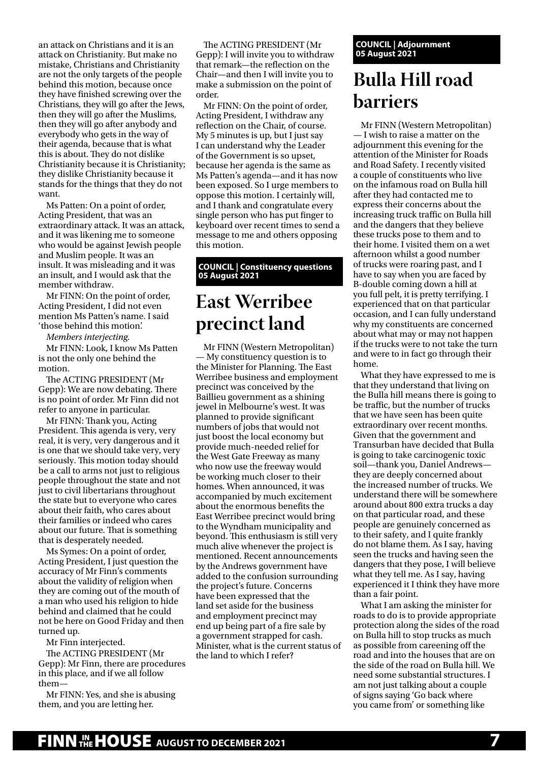an attack on Christians and it is an attack on Christianity. But make no mistake, Christians and Christianity are not the only targets of the people behind this motion, because once they have finished screwing over the Christians, they will go after the Jews, then they will go after the Muslims, then they will go after anybody and everybody who gets in the way of their agenda, because that is what this is about. They do not dislike Christianity because it is Christianity; they dislike Christianity because it stands for the things that they do not want.

Ms Patten: On a point of order, Acting President, that was an extraordinary attack. It was an attack, and it was likening me to someone who would be against Jewish people and Muslim people. It was an insult. It was misleading and it was an insult, and I would ask that the member withdraw.

Mr FINN: On the point of order, Acting President, I did not even mention Ms Patten's name. I said 'those behind this motion'.

*Members interjecting.*

Mr FINN: Look, I know Ms Patten is not the only one behind the motion.

The ACTING PRESIDENT (Mr Gepp): We are now debating. There is no point of order. Mr Finn did not refer to anyone in particular.

Mr FINN: Thank you, Acting President. This agenda is very, very real, it is very, very dangerous and it is one that we should take very, very seriously. This motion today should be a call to arms not just to religious people throughout the state and not just to civil libertarians throughout the state but to everyone who cares about their faith, who cares about their families or indeed who cares about our future. That is something that is desperately needed.

Ms Symes: On a point of order, Acting President, I just question the accuracy of Mr Finn's comments about the validity of religion when they are coming out of the mouth of a man who used his religion to hide behind and claimed that he could not be here on Good Friday and then turned up.

Mr Finn interjected.

The ACTING PRESIDENT (Mr Gepp): Mr Finn, there are procedures in this place, and if we all follow them—

Mr FINN: Yes, and she is abusing them, and you are letting her.

The ACTING PRESIDENT (Mr Gepp): I will invite you to withdraw that remark—the reflection on the Chair—and then I will invite you to make a submission on the point of order.

Mr FINN: On the point of order, Acting President, I withdraw any reflection on the Chair, of course. My 5 minutes is up, but I just say I can understand why the Leader of the Government is so upset, because her agenda is the same as Ms Patten's agenda—and it has now been exposed. So I urge members to oppose this motion. I certainly will, and I thank and congratulate every single person who has put finger to keyboard over recent times to send a message to me and others opposing this motion.

**COUNCIL | Constituency questions 05 August 2021**

# East Werribee precinct land

Mr FINN (Western Metropolitan) — My constituency question is to the Minister for Planning. The East Werribee business and employment precinct was conceived by the Baillieu government as a shining jewel in Melbourne's west. It was planned to provide significant numbers of jobs that would not just boost the local economy but provide much-needed relief for the West Gate Freeway as many who now use the freeway would be working much closer to their homes. When announced, it was accompanied by much excitement about the enormous benefits the East Werribee precinct would bring to the Wyndham municipality and beyond. This enthusiasm is still very much alive whenever the project is mentioned. Recent announcements by the Andrews government have added to the confusion surrounding the project's future. Concerns have been expressed that the land set aside for the business and employment precinct may end up being part of a fire sale by a government strapped for cash. Minister, what is the current status of the land to which I refer?

**COUNCIL | Adjournment 05 August 2021**

# Bulla Hill road barriers

Mr FINN (Western Metropolitan) — I wish to raise a matter on the adjournment this evening for the attention of the Minister for Roads and Road Safety. I recently visited a couple of constituents who live on the infamous road on Bulla hill after they had contacted me to express their concerns about the increasing truck traffic on Bulla hill and the dangers that they believe these trucks pose to them and to their home. I visited them on a wet afternoon whilst a good number of trucks were roaring past, and I have to say when you are faced by B-double coming down a hill at you full pelt, it is pretty terrifying. I experienced that on that particular occasion, and I can fully understand why my constituents are concerned about what may or may not happen if the trucks were to not take the turn and were to in fact go through their home.

What they have expressed to me is that they understand that living on the Bulla hill means there is going to be traffic, but the number of trucks that we have seen has been quite extraordinary over recent months. Given that the government and Transurban have decided that Bulla is going to take carcinogenic toxic soil—thank you, Daniel Andrews—they are deeply concerned about the increased number of trucks. We understand there will be somewhere around about 800 extra trucks a day on that particular road, and these people are genuinely concerned as to their safety, and I quite frankly do not blame them. As I say, having seen the trucks and having seen the dangers that they pose, I will believe what they tell me. As I say, having experienced it I think they have more than a fair point.

What I am asking the minister for roads to do is to provide appropriate protection along the sides of the road on Bulla hill to stop trucks as much as possible from careening off the road and into the houses that are on the side of the road on Bulla hill. We need some substantial structures. I am not just talking about a couple of signs saying 'Go back where you came from' or something like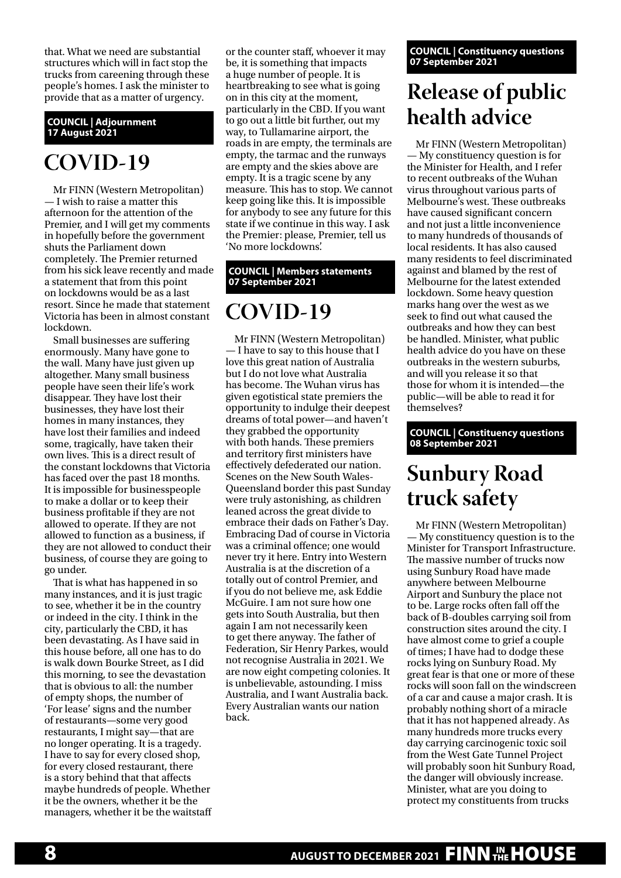that. What we need are substantial structures which will in fact stop the trucks from careening through these people's homes. I ask the minister to provide that as a matter of urgency.

**COUNCIL | Adjournment 17 August 2021**

# COVID-19

Mr FINN (Western Metropolitan) — I wish to raise a matter this afternoon for the attention of the Premier, and I will get my comments in hopefully before the government shuts the Parliament down completely. The Premier returned from his sick leave recently and made a statement that from this point on lockdowns would be as a last resort. Since he made that statement Victoria has been in almost constant lockdown.

Small businesses are suffering enormously. Many have gone to the wall. Many have just given up altogether. Many small business people have seen their life's work disappear. They have lost their businesses, they have lost their homes in many instances, they have lost their families and indeed some, tragically, have taken their own lives. This is a direct result of the constant lockdowns that Victoria has faced over the past 18 months. It is impossible for businesspeople to make a dollar or to keep their business profitable if they are not allowed to operate. If they are not allowed to function as a business, if they are not allowed to conduct their business, of course they are going to go under.

That is what has happened in so many instances, and it is just tragic to see, whether it be in the country or indeed in the city. I think in the city, particularly the CBD, it has been devastating. As I have said in this house before, all one has to do is walk down Bourke Street, as I did this morning, to see the devastation that is obvious to all: the number of empty shops, the number of 'For lease' signs and the number of restaurants—some very good restaurants, I might say—that are no longer operating. It is a tragedy. I have to say for every closed shop, for every closed restaurant, there is a story behind that that affects maybe hundreds of people. Whether it be the owners, whether it be the managers, whether it be the waitstaff or the counter staff, whoever it may be, it is something that impacts a huge number of people. It is heartbreaking to see what is going on in this city at the moment, particularly in the CBD. If you want to go out a little bit further, out my way, to Tullamarine airport, the roads in are empty, the terminals are empty, the tarmac and the runways are empty and the skies above are empty. It is a tragic scene by any measure. This has to stop. We cannot keep going like this. It is impossible for anybody to see any future for this state if we continue in this way. I ask the Premier: please, Premier, tell us 'No more lockdowns'.

**COUNCIL | Members statements 07 September 2021**

# COVID-19

Mr FINN (Western Metropolitan) — I have to say to this house that I love this great nation of Australia but I do not love what Australia has become. The Wuhan virus has given egotistical state premiers the opportunity to indulge their deepest dreams of total power—and haven't they grabbed the opportunity with both hands. These premiers and territory first ministers have effectively defederated our nation. Scenes on the New South Wales-Queensland border this past Sunday were truly astonishing, as children leaned across the great divide to embrace their dads on Father's Day. Embracing Dad of course in Victoria was a criminal offence; one would never try it here. Entry into Western Australia is at the discretion of a totally out of control Premier, and if you do not believe me, ask Eddie McGuire. I am not sure how one gets into South Australia, but then again I am not necessarily keen to get there anyway. The father of Federation, Sir Henry Parkes, would not recognise Australia in 2021. We are now eight competing colonies. It is unbelievable, astounding. I miss Australia, and I want Australia back. Every Australian wants our nation back.

**COUNCIL | Constituency questions 07 September 2021**

# Release of public health advice

Mr FINN (Western Metropolitan) — My constituency question is for the Minister for Health, and I refer to recent outbreaks of the Wuhan virus throughout various parts of Melbourne's west. These outbreaks have caused significant concern and not just a little inconvenience to many hundreds of thousands of local residents. It has also caused many residents to feel discriminated against and blamed by the rest of Melbourne for the latest extended lockdown. Some heavy question marks hang over the west as we seek to find out what caused the outbreaks and how they can best be handled. Minister, what public health advice do you have on these outbreaks in the western suburbs, and will you release it so that those for whom it is intended—the public—will be able to read it for themselves?

**COUNCIL | Constituency questions 08 September 2021**

# Sunbury Road truck safety

Mr FINN (Western Metropolitan) — My constituency question is to the Minister for Transport Infrastructure. The massive number of trucks now using Sunbury Road have made anywhere between Melbourne Airport and Sunbury the place not to be. Large rocks often fall off the back of B-doubles carrying soil from construction sites around the city. I have almost come to grief a couple of times; I have had to dodge these rocks lying on Sunbury Road. My great fear is that one or more of these rocks will soon fall on the windscreen of a car and cause a major crash. It is probably nothing short of a miracle that it has not happened already. As many hundreds more trucks every day carrying carcinogenic toxic soil from the West Gate Tunnel Project will probably soon hit Sunbury Road, the danger will obviously increase. Minister, what are you doing to protect my constituents from trucks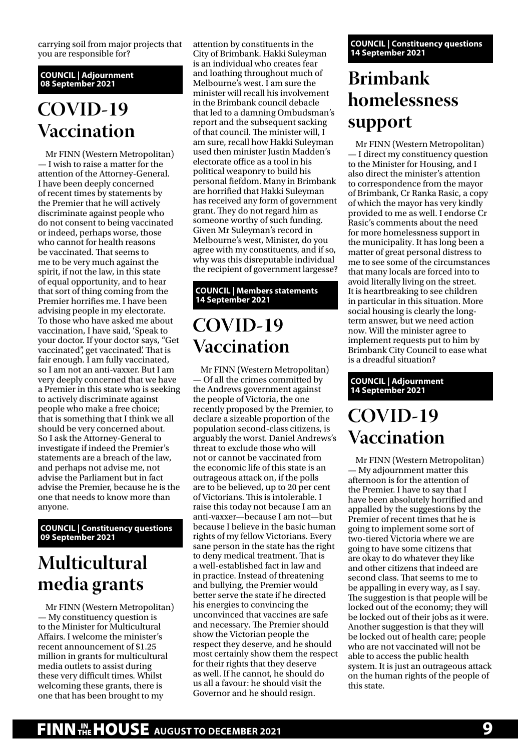carrying soil from major projects that you are responsible for?

**COUNCIL | Adjournment 08 September 2021**

# COVID-19 Vaccination

Mr FINN (Western Metropolitan) — I wish to raise a matter for the attention of the Attorney-General. I have been deeply concerned of recent times by statements by the Premier that he will actively discriminate against people who do not consent to being vaccinated or indeed, perhaps worse, those who cannot for health reasons be vaccinated. That seems to me to be very much against the spirit, if not the law, in this state of equal opportunity, and to hear that sort of thing coming from the Premier horrifies me. I have been advising people in my electorate. To those who have asked me about vaccination, I have said, 'Speak to your doctor. If your doctor says, "Get vaccinated", get vaccinated'. That is fair enough. I am fully vaccinated, so I am not an anti-vaxxer. But I am very deeply concerned that we have a Premier in this state who is seeking to actively discriminate against people who make a free choice; that is something that I think we all should be very concerned about. So I ask the Attorney-General to investigate if indeed the Premier's statements are a breach of the law, and perhaps not advise me, not advise the Parliament but in fact advise the Premier, because he is the one that needs to know more than anyone.

**COUNCIL | Constituency questions 09 September 2021**

# Multicultural media grants

Mr FINN (Western Metropolitan) — My constituency question is to the Minister for Multicultural Affairs. I welcome the minister's recent announcement of $1.25 million in grants for multicultural media outlets to assist during these very difficult times. Whilst welcoming these grants, there is one that has been brought to my attention by constituents in the City of Brimbank. Hakki Suleyman is an individual who creates fear and loathing throughout much of Melbourne's west. I am sure the minister will recall his involvement in the Brimbank council debacle that led to a damning Ombudsman's report and the subsequent sacking of that council. The minister will, I am sure, recall how Hakki Suleyman used then minister Justin Madden's electorate office as a tool in his political weaponry to build his personal fiefdom. Many in Brimbank are horrified that Hakki Suleyman has received any form of government grant. They do not regard him as someone worthy of such funding. Given Mr Suleyman's record in Melbourne's west, Minister, do you agree with my constituents, and if so, why was this disreputable individual the recipient of government largesse?

**COUNCIL | Members statements 14 September 2021**

# COVID-19 Vaccination

Mr FINN (Western Metropolitan) — Of all the crimes committed by the Andrews government against the people of Victoria, the one recently proposed by the Premier, to declare a sizeable proportion of the population second-class citizens, is arguably the worst. Daniel Andrews's threat to exclude those who will not or cannot be vaccinated from the economic life of this state is an outrageous attack on, if the polls are to be believed, up to 20 per cent of Victorians. This is intolerable. I raise this today not because I am an anti-vaxxer—because I am not—but because I believe in the basic human rights of my fellow Victorians. Every sane person in the state has the right to deny medical treatment. That is a well-established fact in law and in practice. Instead of threatening and bullying, the Premier would better serve the state if he directed his energies to convincing the unconvinced that vaccines are safe and necessary. The Premier should show the Victorian people the respect they deserve, and he should most certainly show them the respect for their rights that they deserve as well. If he cannot, he should do us all a favour: he should visit the Governor and he should resign.

**COUNCIL | Constituency questions 14 September 2021**

# Brimbank homelessness support

Mr FINN (Western Metropolitan) — I direct my constituency question to the Minister for Housing, and I also direct the minister's attention to correspondence from the mayor of Brimbank, Cr Ranka Rasic, a copy of which the mayor has very kindly provided to me as well. I endorse Cr Rasic's comments about the need for more homelessness support in the municipality. It has long been a matter of great personal distress to me to see some of the circumstances that many locals are forced into to avoid literally living on the street. It is heartbreaking to see children in particular in this situation. More social housing is clearly the long-term answer, but we need action now. Will the minister agree to implement requests put to him by Brimbank City Council to ease what is a dreadful situation?

**COUNCIL | Adjournment 14 September 2021**

# COVID-19 Vaccination

Mr FINN (Western Metropolitan) — My adjournment matter this afternoon is for the attention of the Premier. I have to say that I have been absolutely horrified and appalled by the suggestions by the Premier of recent times that he is going to implement some sort of two-tiered Victoria where we are going to have some citizens that are okay to do whatever they like and other citizens that indeed are second class. That seems to me to be appalling in every way, as I say. The suggestion is that people will be locked out of the economy; they will be locked out of their jobs as it were. Another suggestion is that they will be locked out of health care; people who are not vaccinated will not be able to access the public health system. It is just an outrageous attack on the human rights of the people of this state.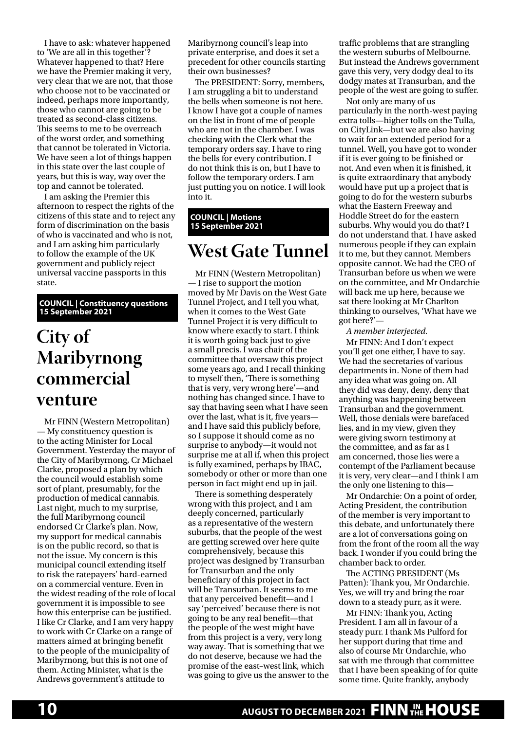I have to ask: whatever happened to 'We are all in this together'? Whatever happened to that? Here we have the Premier making it very, very clear that we are not, that those who choose not to be vaccinated or indeed, perhaps more importantly, those who cannot are going to be treated as second-class citizens. This seems to me to be overreach of the worst order, and something that cannot be tolerated in Victoria. We have seen a lot of things happen in this state over the last couple of years, but this is way, way over the top and cannot be tolerated.

I am asking the Premier this afternoon to respect the rights of the citizens of this state and to reject any form of discrimination on the basis of who is vaccinated and who is not, and I am asking him particularly to follow the example of the UK government and publicly reject universal vaccine passports in this state.

**COUNCIL | Constituency questions**
**15 September 2021**

# City of Maribyrnong commercial venture

Mr FINN (Western Metropolitan) — My constituency question is to the acting Minister for Local Government. Yesterday the mayor of the City of Maribyrnong, Cr Michael Clarke, proposed a plan by which the council would establish some sort of plant, presumably, for the production of medical cannabis. Last night, much to my surprise, the full Maribyrnong council endorsed Cr Clarke's plan. Now, my support for medical cannabis is on the public record, so that is not the issue. My concern is this municipal council extending itself to risk the ratepayers' hard-earned on a commercial venture. Even in the widest reading of the role of local government it is impossible to see how this enterprise can be justified. I like Cr Clarke, and I am very happy to work with Cr Clarke on a range of matters aimed at bringing benefit to the people of the municipality of Maribyrnong, but this is not one of them. Acting Minister, what is the Andrews government's attitude to Maribyrnong council's leap into private enterprise, and does it set a precedent for other councils starting their own businesses?

The PRESIDENT: Sorry, members, I am struggling a bit to understand the bells when someone is not here. I know I have got a couple of names on the list in front of me of people who are not in the chamber. I was checking with the Clerk what the temporary orders say. I have to ring the bells for every contribution. I do not think this is on, but I have to follow the temporary orders. I am just putting you on notice. I will look into it.

**COUNCIL | Motions**
**15 September 2021**

# West Gate Tunnel

Mr FINN (Western Metropolitan) — I rise to support the motion moved by Mr Davis on the West Gate Tunnel Project, and I tell you what, when it comes to the West Gate Tunnel Project it is very difficult to know where exactly to start. I think it is worth going back just to give a small precis. I was chair of the committee that oversaw this project some years ago, and I recall thinking to myself then, 'There is something that is very, very wrong here'—and nothing has changed since. I have to say that having seen what I have seen over the last, what is it, five years—and I have said this publicly before, so I suppose it should come as no surprise to anybody—it would not surprise me at all if, when this project is fully examined, perhaps by IBAC, somebody or other or more than one person in fact might end up in jail.

There is something desperately wrong with this project, and I am deeply concerned, particularly as a representative of the western suburbs, that the people of the west are getting screwed over here quite comprehensively, because this project was designed by Transurban for Transurban and the only beneficiary of this project in fact will be Transurban. It seems to me that any perceived benefit—and I say 'perceived' because there is not going to be any real benefit—that the people of the west might have from this project is a very, very long way away. That is something that we do not deserve, because we had the promise of the east–west link, which was going to give us the answer to the traffic problems that are strangling the western suburbs of Melbourne. But instead the Andrews government gave this very, very dodgy deal to its dodgy mates at Transurban, and the people of the west are going to suffer.

Not only are many of us particularly in the north-west paying extra tolls—higher tolls on the Tulla, on CityLink—but we are also having to wait for an extended period for a tunnel. Well, you have got to wonder if it is ever going to be finished or not. And even when it is finished, it is quite extraordinary that anybody would have put up a project that is going to do for the western suburbs what the Eastern Freeway and Hoddle Street do for the eastern suburbs. Why would you do that? I do not understand that. I have asked numerous people if they can explain it to me, but they cannot. Members opposite cannot. We had the CEO of Transurban before us when we were on the committee, and Mr Ondarchie will back me up here, because we sat there looking at Mr Charlton thinking to ourselves, 'What have we got here?'—

*A member interjected.*

Mr FINN: And I don't expect you'll get one either, I have to say. We had the secretaries of various departments in. None of them had any idea what was going on. All they did was deny, deny, deny that anything was happening between Transurban and the government. Well, those denials were barefaced lies, and in my view, given they were giving sworn testimony at the committee, and as far as I am concerned, those lies were a contempt of the Parliament because it is very, very clear—and I think I am the only one listening to this—

Mr Ondarchie: On a point of order, Acting President, the contribution of the member is very important to this debate, and unfortunately there are a lot of conversations going on from the front of the room all the way back. I wonder if you could bring the chamber back to order.

The ACTING PRESIDENT (Ms Patten): Thank you, Mr Ondarchie. Yes, we will try and bring the roar down to a steady purr, as it were.

Mr FINN: Thank you, Acting President. I am all in favour of a steady purr. I thank Ms Pulford for her support during that time and also of course Mr Ondarchie, who sat with me through that committee that I have been speaking of for quite some time. Quite frankly, anybody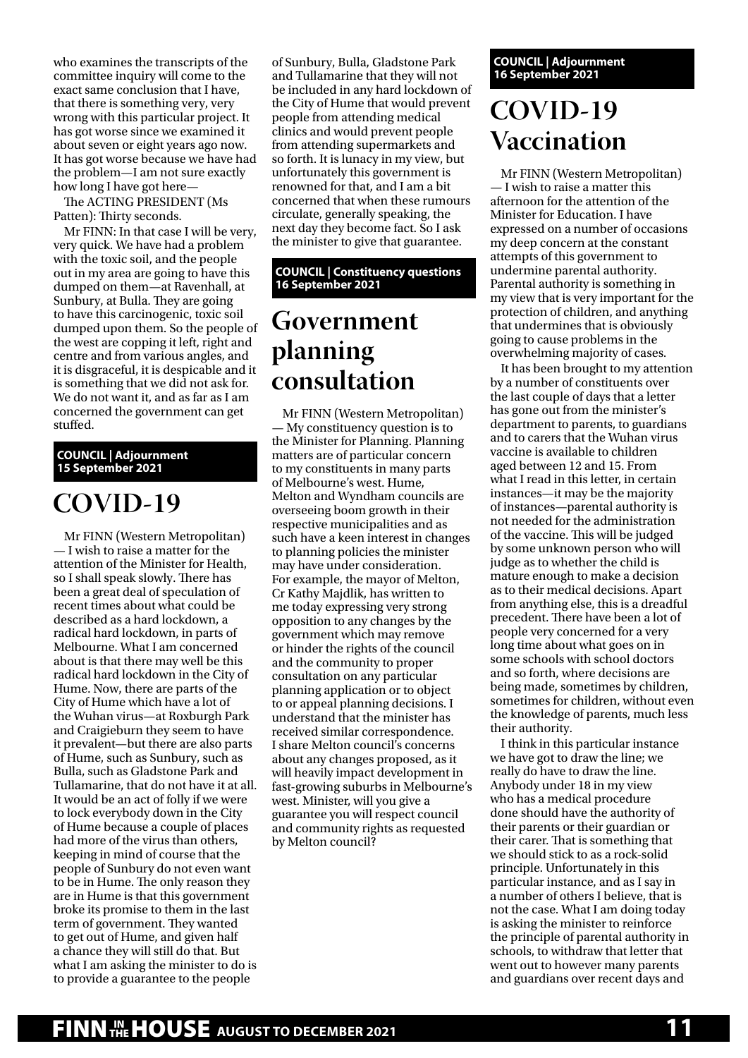who examines the transcripts of the committee inquiry will come to the exact same conclusion that I have, that there is something very, very wrong with this particular project. It has got worse since we examined it about seven or eight years ago now. It has got worse because we have had the problem—I am not sure exactly how long I have got here—

The ACTING PRESIDENT (Ms Patten): Thirty seconds.

Mr FINN: In that case I will be very, very quick. We have had a problem with the toxic soil, and the people out in my area are going to have this dumped on them—at Ravenhall, at Sunbury, at Bulla. They are going to have this carcinogenic, toxic soil dumped upon them. So the people of the west are copping it left, right and centre and from various angles, and it is disgraceful, it is despicable and it is something that we did not ask for. We do not want it, and as far as I am concerned the government can get stuffed.

**COUNCIL | Adjournment 15 September 2021**

# COVID-19

Mr FINN (Western Metropolitan) — I wish to raise a matter for the attention of the Minister for Health, so I shall speak slowly. There has been a great deal of speculation of recent times about what could be described as a hard lockdown, a radical hard lockdown, in parts of Melbourne. What I am concerned about is that there may well be this radical hard lockdown in the City of Hume. Now, there are parts of the City of Hume which have a lot of the Wuhan virus—at Roxburgh Park and Craigieburn they seem to have it prevalent—but there are also parts of Hume, such as Sunbury, such as Bulla, such as Gladstone Park and Tullamarine, that do not have it at all. It would be an act of folly if we were to lock everybody down in the City of Hume because a couple of places had more of the virus than others, keeping in mind of course that the people of Sunbury do not even want to be in Hume. The only reason they are in Hume is that this government broke its promise to them in the last term of government. They wanted to get out of Hume, and given half a chance they will still do that. But what I am asking the minister to do is to provide a guarantee to the people of Sunbury, Bulla, Gladstone Park and Tullamarine that they will not be included in any hard lockdown of the City of Hume that would prevent people from attending medical clinics and would prevent people from attending supermarkets and so forth. It is lunacy in my view, but unfortunately this government is renowned for that, and I am a bit concerned that when these rumours circulate, generally speaking, the next day they become fact. So I ask the minister to give that guarantee.

**COUNCIL | Constituency questions 16 September 2021**

# Government planning consultation

Mr FINN (Western Metropolitan) — My constituency question is to the Minister for Planning. Planning matters are of particular concern to my constituents in many parts of Melbourne's west. Hume, Melton and Wyndham councils are overseeing boom growth in their respective municipalities and as such have a keen interest in changes to planning policies the minister may have under consideration. For example, the mayor of Melton, Cr Kathy Majdlik, has written to me today expressing very strong opposition to any changes by the government which may remove or hinder the rights of the council and the community to proper consultation on any particular planning application or to object to or appeal planning decisions. I understand that the minister has received similar correspondence. I share Melton council's concerns about any changes proposed, as it will heavily impact development in fast-growing suburbs in Melbourne's west. Minister, will you give a guarantee you will respect council and community rights as requested by Melton council?

**COUNCIL | Adjournment 16 September 2021**

# COVID-19 Vaccination

Mr FINN (Western Metropolitan) — I wish to raise a matter this afternoon for the attention of the Minister for Education. I have expressed on a number of occasions my deep concern at the constant attempts of this government to undermine parental authority. Parental authority is something in my view that is very important for the protection of children, and anything that undermines that is obviously going to cause problems in the overwhelming majority of cases.

It has been brought to my attention by a number of constituents over the last couple of days that a letter has gone out from the minister's department to parents, to guardians and to carers that the Wuhan virus vaccine is available to children aged between 12 and 15. From what I read in this letter, in certain instances—it may be the majority of instances—parental authority is not needed for the administration of the vaccine. This will be judged by some unknown person who will judge as to whether the child is mature enough to make a decision as to their medical decisions. Apart from anything else, this is a dreadful precedent. There have been a lot of people very concerned for a very long time about what goes on in some schools with school doctors and so forth, where decisions are being made, sometimes by children, sometimes for children, without even the knowledge of parents, much less their authority.

I think in this particular instance we have got to draw the line; we really do have to draw the line. Anybody under 18 in my view who has a medical procedure done should have the authority of their parents or their guardian or their carer. That is something that we should stick to as a rock-solid principle. Unfortunately in this particular instance, and as I say in a number of others I believe, that is not the case. What I am doing today is asking the minister to reinforce the principle of parental authority in schools, to withdraw that letter that went out to however many parents and guardians over recent days and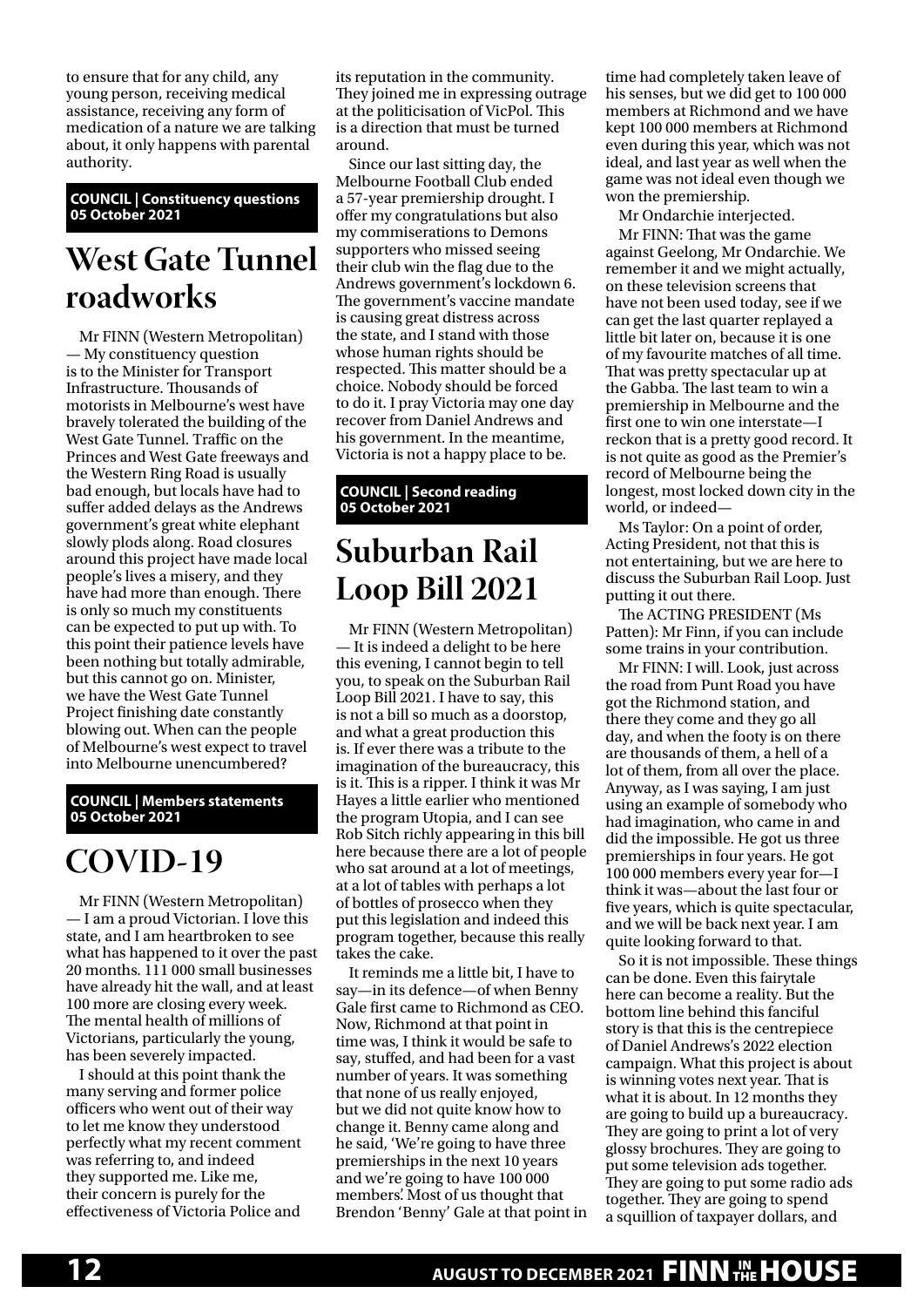to ensure that for any child, any young person, receiving medical assistance, receiving any form of medication of a nature we are talking about, it only happens with parental authority.

**COUNCIL | Constituency questions 05 October 2021**

## West Gate Tunnel roadworks

Mr FINN (Western Metropolitan) — My constituency question is to the Minister for Transport Infrastructure. Thousands of motorists in Melbourne's west have bravely tolerated the building of the West Gate Tunnel. Traffic on the Princes and West Gate freeways and the Western Ring Road is usually bad enough, but locals have had to suffer added delays as the Andrews government's great white elephant slowly plods along. Road closures around this project have made local people's lives a misery, and they have had more than enough. There is only so much my constituents can be expected to put up with. To this point their patience levels have been nothing but totally admirable, but this cannot go on. Minister, we have the West Gate Tunnel Project finishing date constantly blowing out. When can the people of Melbourne's west expect to travel into Melbourne unencumbered?

**COUNCIL | Members statements 05 October 2021**

## COVID-19

Mr FINN (Western Metropolitan) — I am a proud Victorian. I love this state, and I am heartbroken to see what has happened to it over the past 20 months. 111 000 small businesses have already hit the wall, and at least 100 more are closing every week. The mental health of millions of Victorians, particularly the young, has been severely impacted.

I should at this point thank the many serving and former police officers who went out of their way to let me know they understood perfectly what my recent comment was referring to, and indeed they supported me. Like me, their concern is purely for the effectiveness of Victoria Police and its reputation in the community. They joined me in expressing outrage at the politicisation of VicPol. This is a direction that must be turned around.

Since our last sitting day, the Melbourne Football Club ended a 57-year premiership drought. I offer my congratulations but also my commiserations to Demons supporters who missed seeing their club win the flag due to the Andrews government's lockdown 6. The government's vaccine mandate is causing great distress across the state, and I stand with those whose human rights should be respected. This matter should be a choice. Nobody should be forced to do it. I pray Victoria may one day recover from Daniel Andrews and his government. In the meantime, Victoria is not a happy place to be.

**COUNCIL | Second reading 05 October 2021**

## Suburban Rail Loop Bill 2021

Mr FINN (Western Metropolitan) — It is indeed a delight to be here this evening, I cannot begin to tell you, to speak on the Suburban Rail Loop Bill 2021. I have to say, this is not a bill so much as a doorstop, and what a great production this is. If ever there was a tribute to the imagination of the bureaucracy, this is it. This is a ripper. I think it was Mr Hayes a little earlier who mentioned the program Utopia, and I can see Rob Sitch richly appearing in this bill here because there are a lot of people who sat around at a lot of meetings, at a lot of tables with perhaps a lot of bottles of prosecco when they put this legislation and indeed this program together, because this really takes the cake.

It reminds me a little bit, I have to say—in its defence—of when Benny Gale first came to Richmond as CEO. Now, Richmond at that point in time was, I think it would be safe to say, stuffed, and had been for a vast number of years. It was something that none of us really enjoyed, but we did not quite know how to change it. Benny came along and he said, 'We're going to have three premierships in the next 10 years and we're going to have 100 000 members'. Most of us thought that Brendon 'Benny' Gale at that point in time had completely taken leave of his senses, but we did get to 100 000 members at Richmond and we have kept 100 000 members at Richmond even during this year, which was not ideal, and last year as well when the game was not ideal even though we won the premiership.

Mr Ondarchie interjected.

Mr FINN: That was the game against Geelong, Mr Ondarchie. We remember it and we might actually, on these television screens that have not been used today, see if we can get the last quarter replayed a little bit later on, because it is one of my favourite matches of all time. That was pretty spectacular up at the Gabba. The last team to win a premiership in Melbourne and the first one to win one interstate—I reckon that is a pretty good record. It is not quite as good as the Premier's record of Melbourne being the longest, most locked down city in the world, or indeed—

Ms Taylor: On a point of order, Acting President, not that this is not entertaining, but we are here to discuss the Suburban Rail Loop. Just putting it out there.

The ACTING PRESIDENT (Ms Patten): Mr Finn, if you can include some trains in your contribution.

Mr FINN: I will. Look, just across the road from Punt Road you have got the Richmond station, and there they come and they go all day, and when the footy is on there are thousands of them, a hell of a lot of them, from all over the place. Anyway, as I was saying, I am just using an example of somebody who had imagination, who came in and did the impossible. He got us three premierships in four years. He got 100 000 members every year for—I think it was—about the last four or five years, which is quite spectacular, and we will be back next year. I am quite looking forward to that.

So it is not impossible. These things can be done. Even this fairytale here can become a reality. But the bottom line behind this fanciful story is that this is the centrepiece of Daniel Andrews's 2022 election campaign. What this project is about is winning votes next year. That is what it is about. In 12 months they are going to build up a bureaucracy. They are going to print a lot of very glossy brochures. They are going to put some television ads together. They are going to put some radio ads together. They are going to spend a squillion of taxpayer dollars, and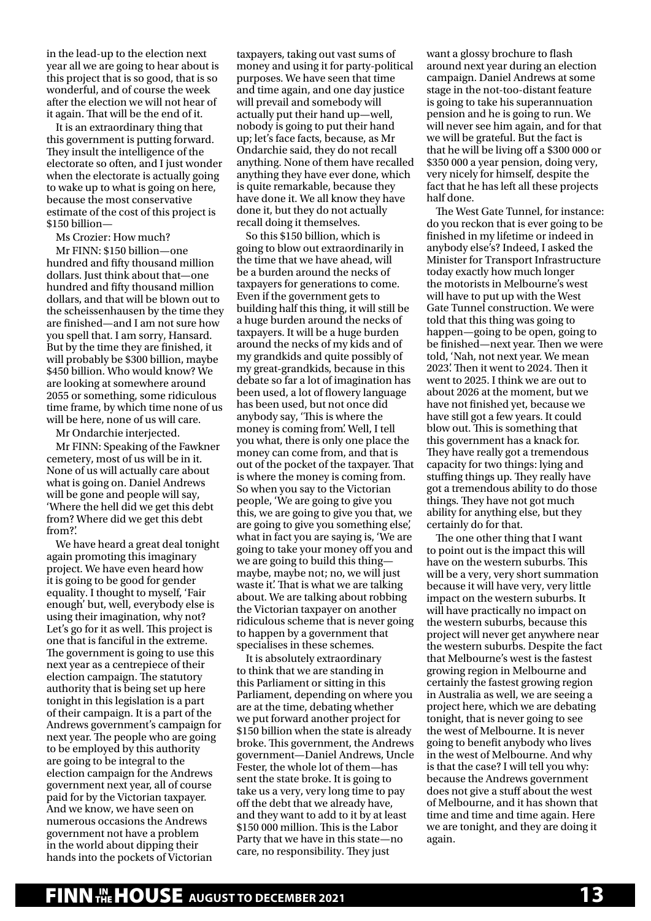in the lead-up to the election next year all we are going to hear about is this project that is so good, that is so wonderful, and of course the week after the election we will not hear of it again. That will be the end of it.

It is an extraordinary thing that this government is putting forward. They insult the intelligence of the electorate so often, and I just wonder when the electorate is actually going to wake up to what is going on here, because the most conservative estimate of the cost of this project is $150 billion—

Ms Crozier: How much?

Mr FINN: $150 billion—one hundred and fifty thousand million dollars. Just think about that—one hundred and fifty thousand million dollars, and that will be blown out to the scheissenhausen by the time they are finished—and I am not sure how you spell that. I am sorry, Hansard. But by the time they are finished, it will probably be $300 billion, maybe $450 billion. Who would know? We are looking at somewhere around 2055 or something, some ridiculous time frame, by which time none of us will be here, none of us will care.

Mr Ondarchie interjected.

Mr FINN: Speaking of the Fawkner cemetery, most of us will be in it. None of us will actually care about what is going on. Daniel Andrews will be gone and people will say, 'Where the hell did we get this debt from? Where did we get this debt from?'.

We have heard a great deal tonight again promoting this imaginary project. We have even heard how it is going to be good for gender equality. I thought to myself, 'Fair enough' but, well, everybody else is using their imagination, why not? Let's go for it as well. This project is one that is fanciful in the extreme. The government is going to use this next year as a centrepiece of their election campaign. The statutory authority that is being set up here tonight in this legislation is a part of their campaign. It is a part of the Andrews government's campaign for next year. The people who are going to be employed by this authority are going to be integral to the election campaign for the Andrews government next year, all of course paid for by the Victorian taxpayer. And we know, we have seen on numerous occasions the Andrews government not have a problem in the world about dipping their hands into the pockets of Victorian taxpayers, taking out vast sums of money and using it for party-political purposes. We have seen that time and time again, and one day justice will prevail and somebody will actually put their hand up—well, nobody is going to put their hand up; let's face facts, because, as Mr Ondarchie said, they do not recall anything. None of them have recalled anything they have ever done, which is quite remarkable, because they have done it. We all know they have done it, but they do not actually recall doing it themselves.

So this $150 billion, which is going to blow out extraordinarily in the time that we have ahead, will be a burden around the necks of taxpayers for generations to come. Even if the government gets to building half this thing, it will still be a huge burden around the necks of taxpayers. It will be a huge burden around the necks of my kids and of my grandkids and quite possibly of my great-grandkids, because in this debate so far a lot of imagination has been used, a lot of flowery language has been used, but not once did anybody say, 'This is where the money is coming from'. Well, I tell you what, there is only one place the money can come from, and that is out of the pocket of the taxpayer. That is where the money is coming from. So when you say to the Victorian people, 'We are going to give you this, we are going to give you that, we are going to give you something else', what in fact you are saying is, 'We are going to take your money off you and we are going to build this thing—maybe, maybe not; no, we will just waste it'. That is what we are talking about. We are talking about robbing the Victorian taxpayer on another ridiculous scheme that is never going to happen by a government that specialises in these schemes.

It is absolutely extraordinary to think that we are standing in this Parliament or sitting in this Parliament, depending on where you are at the time, debating whether we put forward another project for $150 billion when the state is already broke. This government, the Andrews government—Daniel Andrews, Uncle Fester, the whole lot of them—has sent the state broke. It is going to take us a very, very long time to pay off the debt that we already have, and they want to add to it by at least $150 000 million. This is the Labor Party that we have in this state—no care, no responsibility. They just want a glossy brochure to flash around next year during an election campaign. Daniel Andrews at some stage in the not-too-distant feature is going to take his superannuation pension and he is going to run. We will never see him again, and for that we will be grateful. But the fact is that he will be living off a $300 000 or $350 000 a year pension, doing very, very nicely for himself, despite the fact that he has left all these projects half done.

The West Gate Tunnel, for instance: do you reckon that is ever going to be finished in my lifetime or indeed in anybody else's? Indeed, I asked the Minister for Transport Infrastructure today exactly how much longer the motorists in Melbourne's west will have to put up with the West Gate Tunnel construction. We were told that this thing was going to happen—going to be open, going to be finished—next year. Then we were told, 'Nah, not next year. We mean 2023'. Then it went to 2024. Then it went to 2025. I think we are out to about 2026 at the moment, but we have not finished yet, because we have still got a few years. It could blow out. This is something that this government has a knack for. They have really got a tremendous capacity for two things: lying and stuffing things up. They really have got a tremendous ability to do those things. They have not got much ability for anything else, but they certainly do for that.

The one other thing that I want to point out is the impact this will have on the western suburbs. This will be a very, very short summation because it will have very, very little impact on the western suburbs. It will have practically no impact on the western suburbs, because this project will never get anywhere near the western suburbs. Despite the fact that Melbourne's west is the fastest growing region in Melbourne and certainly the fastest growing region in Australia as well, we are seeing a project here, which we are debating tonight, that is never going to see the west of Melbourne. It is never going to benefit anybody who lives in the west of Melbourne. And why is that the case? I will tell you why: because the Andrews government does not give a stuff about the west of Melbourne, and it has shown that time and time and time again. Here we are tonight, and they are doing it again.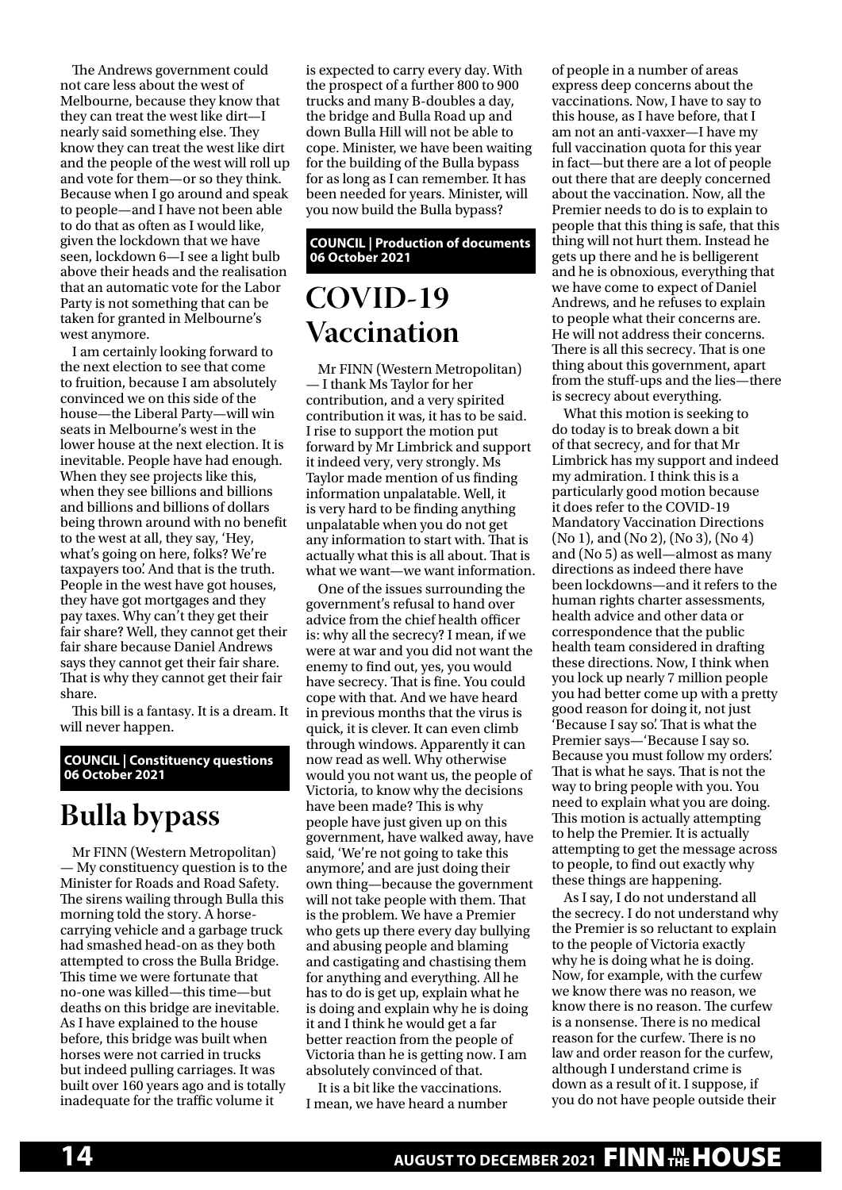The Andrews government could not care less about the west of Melbourne, because they know that they can treat the west like dirt—I nearly said something else. They know they can treat the west like dirt and the people of the west will roll up and vote for them—or so they think. Because when I go around and speak to people—and I have not been able to do that as often as I would like, given the lockdown that we have seen, lockdown 6—I see a light bulb above their heads and the realisation that an automatic vote for the Labor Party is not something that can be taken for granted in Melbourne's west anymore.

I am certainly looking forward to the next election to see that come to fruition, because I am absolutely convinced we on this side of the house—the Liberal Party—will win seats in Melbourne's west in the lower house at the next election. It is inevitable. People have had enough. When they see projects like this, when they see billions and billions and billions and billions of dollars being thrown around with no benefit to the west at all, they say, 'Hey, what's going on here, folks? We're taxpayers too'. And that is the truth. People in the west have got houses, they have got mortgages and they pay taxes. Why can't they get their fair share? Well, they cannot get their fair share because Daniel Andrews says they cannot get their fair share. That is why they cannot get their fair share.

This bill is a fantasy. It is a dream. It will never happen.

**COUNCIL | Constituency questions 06 October 2021**

# Bulla bypass

Mr FINN (Western Metropolitan) — My constituency question is to the Minister for Roads and Road Safety. The sirens wailing through Bulla this morning told the story. A horse-carrying vehicle and a garbage truck had smashed head-on as they both attempted to cross the Bulla Bridge. This time we were fortunate that no-one was killed—this time—but deaths on this bridge are inevitable. As I have explained to the house before, this bridge was built when horses were not carried in trucks but indeed pulling carriages. It was built over 160 years ago and is totally inadequate for the traffic volume it is expected to carry every day. With the prospect of a further 800 to 900 trucks and many B-doubles a day, the bridge and Bulla Road up and down Bulla Hill will not be able to cope. Minister, we have been waiting for the building of the Bulla bypass for as long as I can remember. It has been needed for years. Minister, will you now build the Bulla bypass?

**COUNCIL | Production of documents 06 October 2021**

# COVID-19 Vaccination

Mr FINN (Western Metropolitan) — I thank Ms Taylor for her contribution, and a very spirited contribution it was, it has to be said. I rise to support the motion put forward by Mr Limbrick and support it indeed very, very strongly. Ms Taylor made mention of us finding information unpalatable. Well, it is very hard to be finding anything unpalatable when you do not get any information to start with. That is actually what this is all about. That is what we want—we want information.

One of the issues surrounding the government's refusal to hand over advice from the chief health officer is: why all the secrecy? I mean, if we were at war and you did not want the enemy to find out, yes, you would have secrecy. That is fine. You could cope with that. And we have heard in previous months that the virus is quick, it is clever. It can even climb through windows. Apparently it can now read as well. Why otherwise would you not want us, the people of Victoria, to know why the decisions have been made? This is why people have just given up on this government, have walked away, have said, 'We're not going to take this anymore', and are just doing their own thing—because the government will not take people with them. That is the problem. We have a Premier who gets up there every day bullying and abusing people and blaming and castigating and chastising them for anything and everything. All he has to do is get up, explain what he is doing and explain why he is doing it and I think he would get a far better reaction from the people of Victoria than he is getting now. I am absolutely convinced of that.

It is a bit like the vaccinations. I mean, we have heard a number of people in a number of areas express deep concerns about the vaccinations. Now, I have to say to this house, as I have before, that I am not an anti-vaxxer—I have my full vaccination quota for this year in fact—but there are a lot of people out there that are deeply concerned about the vaccination. Now, all the Premier needs to do is to explain to people that this thing is safe, that this thing will not hurt them. Instead he gets up there and he is belligerent and he is obnoxious, everything that we have come to expect of Daniel Andrews, and he refuses to explain to people what their concerns are. He will not address their concerns. There is all this secrecy. That is one thing about this government, apart from the stuff-ups and the lies—there is secrecy about everything.

What this motion is seeking to do today is to break down a bit of that secrecy, and for that Mr Limbrick has my support and indeed my admiration. I think this is a particularly good motion because it does refer to the COVID-19 Mandatory Vaccination Directions (No 1), and (No 2), (No 3), (No 4) and (No 5) as well—almost as many directions as indeed there have been lockdowns—and it refers to the human rights charter assessments, health advice and other data or correspondence that the public health team considered in drafting these directions. Now, I think when you lock up nearly 7 million people you had better come up with a pretty good reason for doing it, not just 'Because I say so'. That is what the Premier says—'Because I say so. Because you must follow my orders'. That is what he says. That is not the way to bring people with you. You need to explain what you are doing. This motion is actually attempting to help the Premier. It is actually attempting to get the message across to people, to find out exactly why these things are happening.

As I say, I do not understand all the secrecy. I do not understand why the Premier is so reluctant to explain to the people of Victoria exactly why he is doing what he is doing. Now, for example, with the curfew we know there was no reason, we know there is no reason. The curfew is a nonsense. There is no medical reason for the curfew. There is no law and order reason for the curfew, although I understand crime is down as a result of it. I suppose, if you do not have people outside their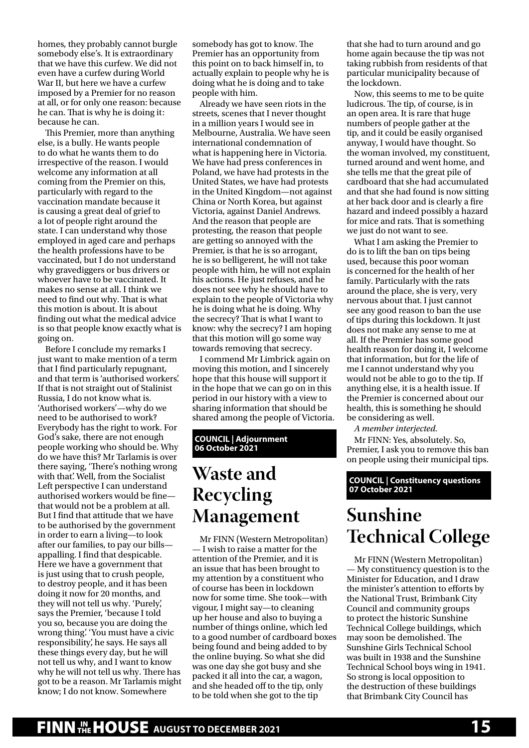homes, they probably cannot burgle somebody else's. It is extraordinary that we have this curfew. We did not even have a curfew during World War II, but here we have a curfew imposed by a Premier for no reason at all, or for only one reason: because he can. That is why he is doing it: because he can.

This Premier, more than anything else, is a bully. He wants people to do what he wants them to do irrespective of the reason. I would welcome any information at all coming from the Premier on this, particularly with regard to the vaccination mandate because it is causing a great deal of grief to a lot of people right around the state. I can understand why those employed in aged care and perhaps the health professions have to be vaccinated, but I do not understand why gravediggers or bus drivers or whoever have to be vaccinated. It makes no sense at all. I think we need to find out why. That is what this motion is about. It is about finding out what the medical advice is so that people know exactly what is going on.

Before I conclude my remarks I just want to make mention of a term that I find particularly repugnant, and that term is 'authorised workers'. If that is not straight out of Stalinist Russia, I do not know what is. 'Authorised workers'—why do we need to be authorised to work? Everybody has the right to work. For God's sake, there are not enough people working who should be. Why do we have this? Mr Tarlamis is over there saying, 'There's nothing wrong with that'. Well, from the Socialist Left perspective I can understand authorised workers would be fine—that would not be a problem at all. But I find that attitude that we have to be authorised by the government in order to earn a living—to look after our families, to pay our bills—appalling. I find that despicable. Here we have a government that is just using that to crush people, to destroy people, and it has been doing it now for 20 months, and they will not tell us why. 'Purely', says the Premier, 'because I told you so, because you are doing the wrong thing'. 'You must have a civic responsibility', he says. He says all these things every day, but he will not tell us why, and I want to know why he will not tell us why. There has got to be a reason. Mr Tarlamis might know; I do not know. Somewhere somebody has got to know. The Premier has an opportunity from this point on to back himself in, to actually explain to people why he is doing what he is doing and to take people with him.

Already we have seen riots in the streets, scenes that I never thought in a million years I would see in Melbourne, Australia. We have seen international condemnation of what is happening here in Victoria. We have had press conferences in Poland, we have had protests in the United States, we have had protests in the United Kingdom—not against China or North Korea, but against Victoria, against Daniel Andrews. And the reason that people are protesting, the reason that people are getting so annoyed with the Premier, is that he is so arrogant, he is so belligerent, he will not take people with him, he will not explain his actions. He just refuses, and he does not see why he should have to explain to the people of Victoria why he is doing what he is doing. Why the secrecy? That is what I want to know: why the secrecy? I am hoping that this motion will go some way towards removing that secrecy.

I commend Mr Limbrick again on moving this motion, and I sincerely hope that this house will support it in the hope that we can go on in this period in our history with a view to sharing information that should be shared among the people of Victoria.

**COUNCIL | Adjournment**
**06 October 2021**

# Waste and Recycling Management

Mr FINN (Western Metropolitan) — I wish to raise a matter for the attention of the Premier, and it is an issue that has been brought to my attention by a constituent who of course has been in lockdown now for some time. She took—with vigour, I might say—to cleaning up her house and also to buying a number of things online, which led to a good number of cardboard boxes being found and being added to by the online buying. So what she did was one day she got busy and she packed it all into the car, a wagon, and she headed off to the tip, only to be told when she got to the tip that she had to turn around and go home again because the tip was not taking rubbish from residents of that particular municipality because of the lockdown.

Now, this seems to me to be quite ludicrous. The tip, of course, is in an open area. It is rare that huge numbers of people gather at the tip, and it could be easily organised anyway, I would have thought. So the woman involved, my constituent, turned around and went home, and she tells me that the great pile of cardboard that she had accumulated and that she had found is now sitting at her back door and is clearly a fire hazard and indeed possibly a hazard for mice and rats. That is something we just do not want to see.

What I am asking the Premier to do is to lift the ban on tips being used, because this poor woman is concerned for the health of her family. Particularly with the rats around the place, she is very, very nervous about that. I just cannot see any good reason to ban the use of tips during this lockdown. It just does not make any sense to me at all. If the Premier has some good health reason for doing it, I welcome that information, but for the life of me I cannot understand why you would not be able to go to the tip. If anything else, it is a health issue. If the Premier is concerned about our health, this is something he should be considering as well.

*A member interjected.*

Mr FINN: Yes, absolutely. So, Premier, I ask you to remove this ban on people using their municipal tips.

**COUNCIL | Constituency questions**
**07 October 2021**

# Sunshine Technical College

Mr FINN (Western Metropolitan) — My constituency question is to the Minister for Education, and I draw the minister's attention to efforts by the National Trust, Brimbank City Council and community groups to protect the historic Sunshine Technical College buildings, which may soon be demolished. The Sunshine Girls Technical School was built in 1938 and the Sunshine Technical School boys wing in 1941. So strong is local opposition to the destruction of these buildings that Brimbank City Council has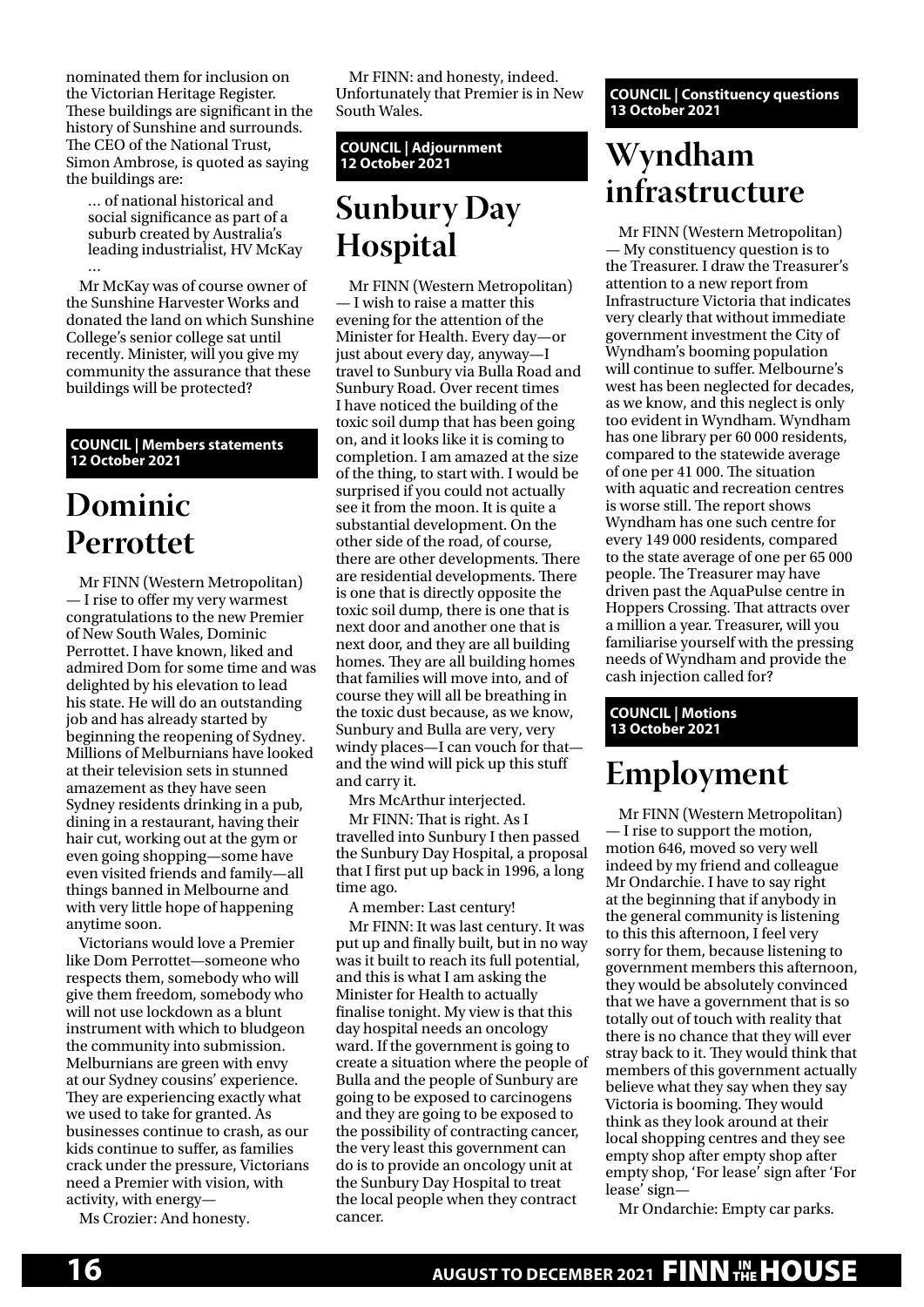nominated them for inclusion on the Victorian Heritage Register. These buildings are significant in the history of Sunshine and surrounds. The CEO of the National Trust, Simon Ambrose, is quoted as saying the buildings are:

> … of national historical and social significance as part of a suburb created by Australia's leading industrialist, HV McKay …

Mr McKay was of course owner of the Sunshine Harvester Works and donated the land on which Sunshine College's senior college sat until recently. Minister, will you give my community the assurance that these buildings will be protected?

**COUNCIL | Members statements**
**12 October 2021**

# Dominic Perrottet

Mr FINN (Western Metropolitan) — I rise to offer my very warmest congratulations to the new Premier of New South Wales, Dominic Perrottet. I have known, liked and admired Dom for some time and was delighted by his elevation to lead his state. He will do an outstanding job and has already started by beginning the reopening of Sydney. Millions of Melburnians have looked at their television sets in stunned amazement as they have seen Sydney residents drinking in a pub, dining in a restaurant, having their hair cut, working out at the gym or even going shopping—some have even visited friends and family—all things banned in Melbourne and with very little hope of happening anytime soon.

Victorians would love a Premier like Dom Perrottet—someone who respects them, somebody who will give them freedom, somebody who will not use lockdown as a blunt instrument with which to bludgeon the community into submission. Melburnians are green with envy at our Sydney cousins' experience. They are experiencing exactly what we used to take for granted. As businesses continue to crash, as our kids continue to suffer, as families crack under the pressure, Victorians need a Premier with vision, with activity, with energy—

Ms Crozier: And honesty.

Mr FINN: and honesty, indeed. Unfortunately that Premier is in New South Wales.

**COUNCIL | Adjournment**
**12 October 2021**

# Sunbury Day Hospital

Mr FINN (Western Metropolitan) — I wish to raise a matter this evening for the attention of the Minister for Health. Every day—or just about every day, anyway—I travel to Sunbury via Bulla Road and Sunbury Road. Over recent times I have noticed the building of the toxic soil dump that has been going on, and it looks like it is coming to completion. I am amazed at the size of the thing, to start with. I would be surprised if you could not actually see it from the moon. It is quite a substantial development. On the other side of the road, of course, there are other developments. There are residential developments. There is one that is directly opposite the toxic soil dump, there is one that is next door and another one that is next door, and they are all building homes. They are all building homes that families will move into, and of course they will all be breathing in the toxic dust because, as we know, Sunbury and Bulla are very, very windy places—I can vouch for that—and the wind will pick up this stuff and carry it.

Mrs McArthur interjected.

Mr FINN: That is right. As I travelled into Sunbury I then passed the Sunbury Day Hospital, a proposal that I first put up back in 1996, a long time ago.

A member: Last century!

Mr FINN: It was last century. It was put up and finally built, but in no way was it built to reach its full potential, and this is what I am asking the Minister for Health to actually finalise tonight. My view is that this day hospital needs an oncology ward. If the government is going to create a situation where the people of Bulla and the people of Sunbury are going to be exposed to carcinogens and they are going to be exposed to the possibility of contracting cancer, the very least this government can do is to provide an oncology unit at the Sunbury Day Hospital to treat the local people when they contract cancer.

**COUNCIL | Constituency questions**
**13 October 2021**

# Wyndham infrastructure

Mr FINN (Western Metropolitan) — My constituency question is to the Treasurer. I draw the Treasurer's attention to a new report from Infrastructure Victoria that indicates very clearly that without immediate government investment the City of Wyndham's booming population will continue to suffer. Melbourne's west has been neglected for decades, as we know, and this neglect is only too evident in Wyndham. Wyndham has one library per 60 000 residents, compared to the statewide average of one per 41 000. The situation with aquatic and recreation centres is worse still. The report shows Wyndham has one such centre for every 149 000 residents, compared to the state average of one per 65 000 people. The Treasurer may have driven past the AquaPulse centre in Hoppers Crossing. That attracts over a million a year. Treasurer, will you familiarise yourself with the pressing needs of Wyndham and provide the cash injection called for?

**COUNCIL | Motions**
**13 October 2021**

# Employment

Mr FINN (Western Metropolitan) — I rise to support the motion, motion 646, moved so very well indeed by my friend and colleague Mr Ondarchie. I have to say right at the beginning that if anybody in the general community is listening to this this afternoon, I feel very sorry for them, because listening to government members this afternoon, they would be absolutely convinced that we have a government that is so totally out of touch with reality that there is no chance that they will ever stray back to it. They would think that members of this government actually believe what they say when they say Victoria is booming. They would think as they look around at their local shopping centres and they see empty shop after empty shop after empty shop, 'For lease' sign after 'For lease' sign—

Mr Ondarchie: Empty car parks.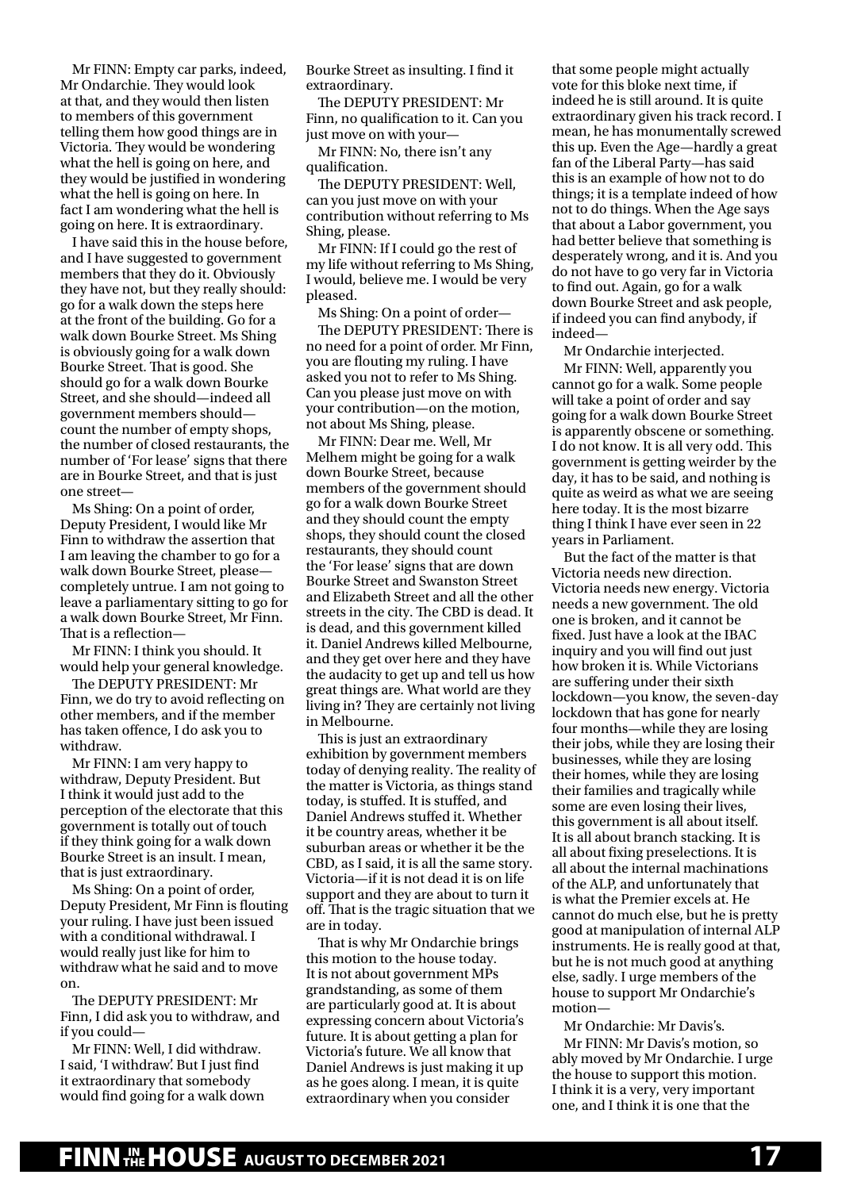Mr FINN: Empty car parks, indeed, Mr Ondarchie. They would look at that, and they would then listen to members of this government telling them how good things are in Victoria. They would be wondering what the hell is going on here, and they would be justified in wondering what the hell is going on here. In fact I am wondering what the hell is going on here. It is extraordinary.

I have said this in the house before, and I have suggested to government members that they do it. Obviously they have not, but they really should: go for a walk down the steps here at the front of the building. Go for a walk down Bourke Street. Ms Shing is obviously going for a walk down Bourke Street. That is good. She should go for a walk down Bourke Street, and she should—indeed all government members should—count the number of empty shops, the number of closed restaurants, the number of 'For lease' signs that there are in Bourke Street, and that is just one street—

Ms Shing: On a point of order, Deputy President, I would like Mr Finn to withdraw the assertion that I am leaving the chamber to go for a walk down Bourke Street, please—completely untrue. I am not going to leave a parliamentary sitting to go for a walk down Bourke Street, Mr Finn. That is a reflection—

Mr FINN: I think you should. It would help your general knowledge.

The DEPUTY PRESIDENT: Mr Finn, we do try to avoid reflecting on other members, and if the member has taken offence, I do ask you to withdraw.

Mr FINN: I am very happy to withdraw, Deputy President. But I think it would just add to the perception of the electorate that this government is totally out of touch if they think going for a walk down Bourke Street is an insult. I mean, that is just extraordinary.

Ms Shing: On a point of order, Deputy President, Mr Finn is flouting your ruling. I have just been issued with a conditional withdrawal. I would really just like for him to withdraw what he said and to move on.

The DEPUTY PRESIDENT: Mr Finn, I did ask you to withdraw, and if you could—

Mr FINN: Well, I did withdraw. I said, 'I withdraw'. But I just find it extraordinary that somebody would find going for a walk down Bourke Street as insulting. I find it extraordinary.

The DEPUTY PRESIDENT: Mr Finn, no qualification to it. Can you just move on with your—

Mr FINN: No, there isn't any qualification.

The DEPUTY PRESIDENT: Well, can you just move on with your contribution without referring to Ms Shing, please.

Mr FINN: If I could go the rest of my life without referring to Ms Shing, I would, believe me. I would be very pleased.

Ms Shing: On a point of order—

The DEPUTY PRESIDENT: There is no need for a point of order. Mr Finn, you are flouting my ruling. I have asked you not to refer to Ms Shing. Can you please just move on with your contribution—on the motion, not about Ms Shing, please.

Mr FINN: Dear me. Well, Mr Melhem might be going for a walk down Bourke Street, because members of the government should go for a walk down Bourke Street and they should count the empty shops, they should count the closed restaurants, they should count the 'For lease' signs that are down Bourke Street and Swanston Street and Elizabeth Street and all the other streets in the city. The CBD is dead. It is dead, and this government killed it. Daniel Andrews killed Melbourne, and they get over here and they have the audacity to get up and tell us how great things are. What world are they living in? They are certainly not living in Melbourne.

This is just an extraordinary exhibition by government members today of denying reality. The reality of the matter is Victoria, as things stand today, is stuffed. It is stuffed, and Daniel Andrews stuffed it. Whether it be country areas, whether it be suburban areas or whether it be the CBD, as I said, it is all the same story. Victoria—if it is not dead it is on life support and they are about to turn it off. That is the tragic situation that we are in today.

That is why Mr Ondarchie brings this motion to the house today. It is not about government MPs grandstanding, as some of them are particularly good at. It is about expressing concern about Victoria's future. It is about getting a plan for Victoria's future. We all know that Daniel Andrews is just making it up as he goes along. I mean, it is quite extraordinary when you consider that some people might actually vote for this bloke next time, if indeed he is still around. It is quite extraordinary given his track record. I mean, he has monumentally screwed this up. Even the Age—hardly a great fan of the Liberal Party—has said this is an example of how not to do things; it is a template indeed of how not to do things. When the Age says that about a Labor government, you had better believe that something is desperately wrong, and it is. And you do not have to go very far in Victoria to find out. Again, go for a walk down Bourke Street and ask people, if indeed you can find anybody, if indeed—

Mr Ondarchie interjected.

Mr FINN: Well, apparently you cannot go for a walk. Some people will take a point of order and say going for a walk down Bourke Street is apparently obscene or something. I do not know. It is all very odd. This government is getting weirder by the day, it has to be said, and nothing is quite as weird as what we are seeing here today. It is the most bizarre thing I think I have ever seen in 22 years in Parliament.

But the fact of the matter is that Victoria needs new direction. Victoria needs new energy. Victoria needs a new government. The old one is broken, and it cannot be fixed. Just have a look at the IBAC inquiry and you will find out just how broken it is. While Victorians are suffering under their sixth lockdown—you know, the seven-day lockdown that has gone for nearly four months—while they are losing their jobs, while they are losing their businesses, while they are losing their homes, while they are losing their families and tragically while some are even losing their lives, this government is all about itself. It is all about branch stacking. It is all about fixing preselections. It is all about the internal machinations of the ALP, and unfortunately that is what the Premier excels at. He cannot do much else, but he is pretty good at manipulation of internal ALP instruments. He is really good at that, but he is not much good at anything else, sadly. I urge members of the house to support Mr Ondarchie's motion—

Mr Ondarchie: Mr Davis's.

Mr FINN: Mr Davis's motion, so ably moved by Mr Ondarchie. I urge the house to support this motion. I think it is a very, very important one, and I think it is one that the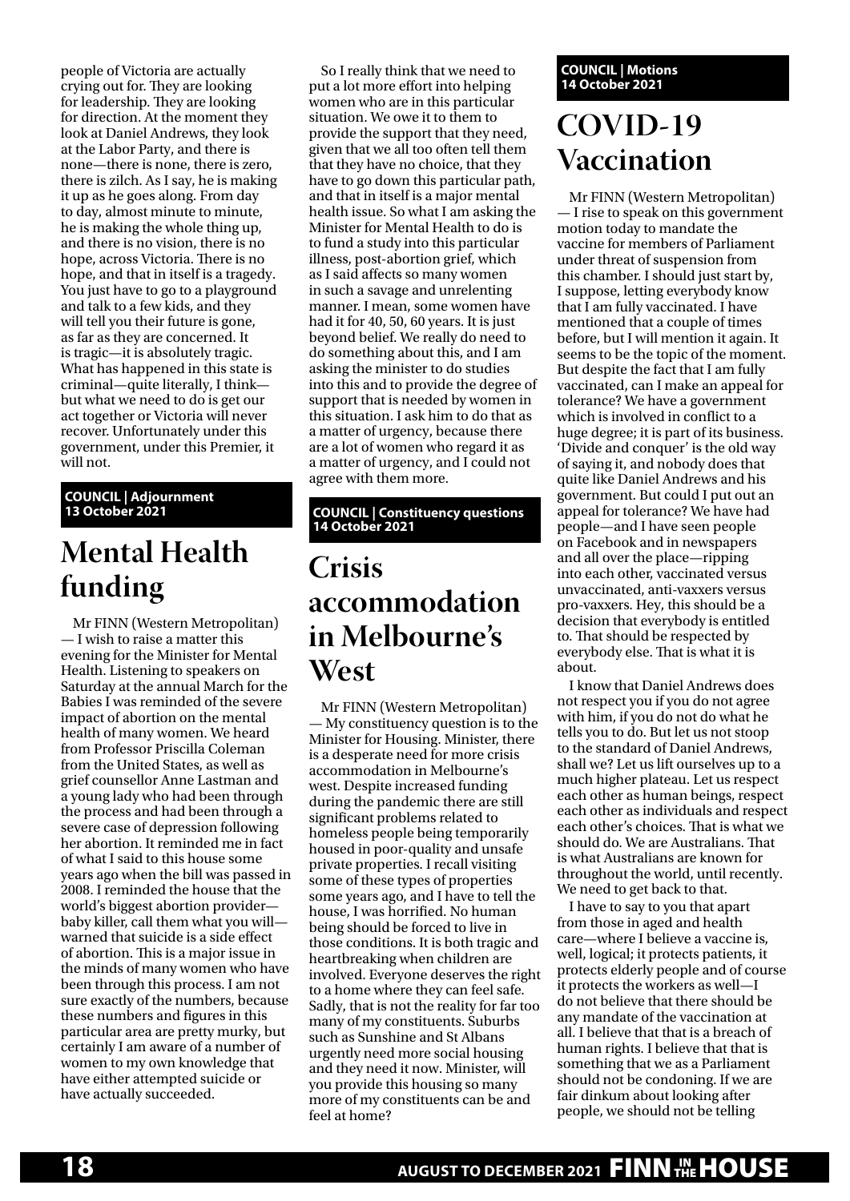people of Victoria are actually crying out for. They are looking for leadership. They are looking for direction. At the moment they look at Daniel Andrews, they look at the Labor Party, and there is none—there is none, there is zero, there is zilch. As I say, he is making it up as he goes along. From day to day, almost minute to minute, he is making the whole thing up, and there is no vision, there is no hope, across Victoria. There is no hope, and that in itself is a tragedy. You just have to go to a playground and talk to a few kids, and they will tell you their future is gone, as far as they are concerned. It is tragic—it is absolutely tragic. What has happened in this state is criminal—quite literally, I think—but what we need to do is get our act together or Victoria will never recover. Unfortunately under this government, under this Premier, it will not.

**COUNCIL | Adjournment**
**13 October 2021**

# Mental Health funding

Mr FINN (Western Metropolitan) — I wish to raise a matter this evening for the Minister for Mental Health. Listening to speakers on Saturday at the annual March for the Babies I was reminded of the severe impact of abortion on the mental health of many women. We heard from Professor Priscilla Coleman from the United States, as well as grief counsellor Anne Lastman and a young lady who had been through the process and had been through a severe case of depression following her abortion. It reminded me in fact of what I said to this house some years ago when the bill was passed in 2008. I reminded the house that the world's biggest abortion provider—baby killer, call them what you will—warned that suicide is a side effect of abortion. This is a major issue in the minds of many women who have been through this process. I am not sure exactly of the numbers, because these numbers and figures in this particular area are pretty murky, but certainly I am aware of a number of women to my own knowledge that have either attempted suicide or have actually succeeded.

So I really think that we need to put a lot more effort into helping women who are in this particular situation. We owe it to them to provide the support that they need, given that we all too often tell them that they have no choice, that they have to go down this particular path, and that in itself is a major mental health issue. So what I am asking the Minister for Mental Health to do is to fund a study into this particular illness, post-abortion grief, which as I said affects so many women in such a savage and unrelenting manner. I mean, some women have had it for 40, 50, 60 years. It is just beyond belief. We really do need to do something about this, and I am asking the minister to do studies into this and to provide the degree of support that is needed by women in this situation. I ask him to do that as a matter of urgency, because there are a lot of women who regard it as a matter of urgency, and I could not agree with them more.

**COUNCIL | Constituency questions**
**14 October 2021**

# Crisis accommodation in Melbourne's West

Mr FINN (Western Metropolitan) — My constituency question is to the Minister for Housing. Minister, there is a desperate need for more crisis accommodation in Melbourne's west. Despite increased funding during the pandemic there are still significant problems related to homeless people being temporarily housed in poor-quality and unsafe private properties. I recall visiting some of these types of properties some years ago, and I have to tell the house, I was horrified. No human being should be forced to live in those conditions. It is both tragic and heartbreaking when children are involved. Everyone deserves the right to a home where they can feel safe. Sadly, that is not the reality for far too many of my constituents. Suburbs such as Sunshine and St Albans urgently need more social housing and they need it now. Minister, will you provide this housing so many more of my constituents can be and feel at home?

**COUNCIL | Motions**
**14 October 2021**

# COVID-19 Vaccination

Mr FINN (Western Metropolitan) — I rise to speak on this government motion today to mandate the vaccine for members of Parliament under threat of suspension from this chamber. I should just start by, I suppose, letting everybody know that I am fully vaccinated. I have mentioned that a couple of times before, but I will mention it again. It seems to be the topic of the moment. But despite the fact that I am fully vaccinated, can I make an appeal for tolerance? We have a government which is involved in conflict to a huge degree; it is part of its business. 'Divide and conquer' is the old way of saying it, and nobody does that quite like Daniel Andrews and his government. But could I put out an appeal for tolerance? We have had people—and I have seen people on Facebook and in newspapers and all over the place—ripping into each other, vaccinated versus unvaccinated, anti-vaxxers versus pro-vaxxers. Hey, this should be a decision that everybody is entitled to. That should be respected by everybody else. That is what it is about.

I know that Daniel Andrews does not respect you if you do not agree with him, if you do not do what he tells you to do. But let us not stoop to the standard of Daniel Andrews, shall we? Let us lift ourselves up to a much higher plateau. Let us respect each other as human beings, respect each other as individuals and respect each other's choices. That is what we should do. We are Australians. That is what Australians are known for throughout the world, until recently. We need to get back to that.

I have to say to you that apart from those in aged and health care—where I believe a vaccine is, well, logical; it protects patients, it protects elderly people and of course it protects the workers as well—I do not believe that there should be any mandate of the vaccination at all. I believe that that is a breach of human rights. I believe that that is something that we as a Parliament should not be condoning. If we are fair dinkum about looking after people, we should not be telling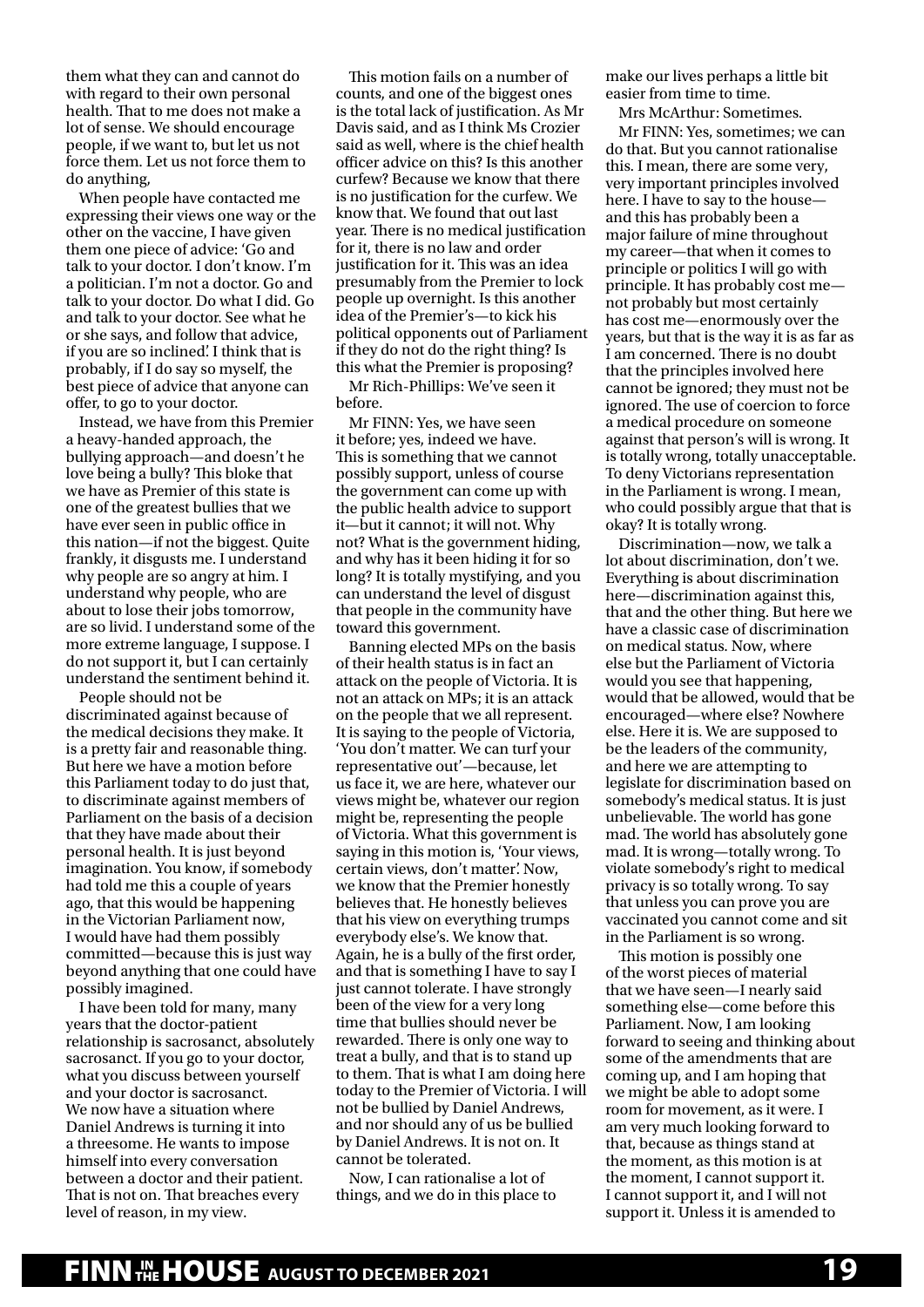them what they can and cannot do with regard to their own personal health. That to me does not make a lot of sense. We should encourage people, if we want to, but let us not force them. Let us not force them to do anything,

When people have contacted me expressing their views one way or the other on the vaccine, I have given them one piece of advice: 'Go and talk to your doctor. I don't know. I'm a politician. I'm not a doctor. Go and talk to your doctor. Do what I did. Go and talk to your doctor. See what he or she says, and follow that advice, if you are so inclined'. I think that is probably, if I do say so myself, the best piece of advice that anyone can offer, to go to your doctor.

Instead, we have from this Premier a heavy-handed approach, the bullying approach—and doesn't he love being a bully? This bloke that we have as Premier of this state is one of the greatest bullies that we have ever seen in public office in this nation—if not the biggest. Quite frankly, it disgusts me. I understand why people are so angry at him. I understand why people, who are about to lose their jobs tomorrow, are so livid. I understand some of the more extreme language, I suppose. I do not support it, but I can certainly understand the sentiment behind it.

People should not be discriminated against because of the medical decisions they make. It is a pretty fair and reasonable thing. But here we have a motion before this Parliament today to do just that, to discriminate against members of Parliament on the basis of a decision that they have made about their personal health. It is just beyond imagination. You know, if somebody had told me this a couple of years ago, that this would be happening in the Victorian Parliament now, I would have had them possibly committed—because this is just way beyond anything that one could have possibly imagined.

I have been told for many, many years that the doctor-patient relationship is sacrosanct, absolutely sacrosanct. If you go to your doctor, what you discuss between yourself and your doctor is sacrosanct. We now have a situation where Daniel Andrews is turning it into a threesome. He wants to impose himself into every conversation between a doctor and their patient. That is not on. That breaches every level of reason, in my view.

This motion fails on a number of counts, and one of the biggest ones is the total lack of justification. As Mr Davis said, and as I think Ms Crozier said as well, where is the chief health officer advice on this? Is this another curfew? Because we know that there is no justification for the curfew. We know that. We found that out last year. There is no medical justification for it, there is no law and order justification for it. This was an idea presumably from the Premier to lock people up overnight. Is this another idea of the Premier's—to kick his political opponents out of Parliament if they do not do the right thing? Is this what the Premier is proposing?

Mr Rich-Phillips: We've seen it before.

Mr FINN: Yes, we have seen it before; yes, indeed we have. This is something that we cannot possibly support, unless of course the government can come up with the public health advice to support it—but it cannot; it will not. Why not? What is the government hiding, and why has it been hiding it for so long? It is totally mystifying, and you can understand the level of disgust that people in the community have toward this government.

Banning elected MPs on the basis of their health status is in fact an attack on the people of Victoria. It is not an attack on MPs; it is an attack on the people that we all represent. It is saying to the people of Victoria, 'You don't matter. We can turf your representative out'—because, let us face it, we are here, whatever our views might be, whatever our region might be, representing the people of Victoria. What this government is saying in this motion is, 'Your views, certain views, don't matter'. Now, we know that the Premier honestly believes that. He honestly believes that his view on everything trumps everybody else's. We know that. Again, he is a bully of the first order, and that is something I have to say I just cannot tolerate. I have strongly been of the view for a very long time that bullies should never be rewarded. There is only one way to treat a bully, and that is to stand up to them. That is what I am doing here today to the Premier of Victoria. I will not be bullied by Daniel Andrews, and nor should any of us be bullied by Daniel Andrews. It is not on. It cannot be tolerated.

Now, I can rationalise a lot of things, and we do in this place to make our lives perhaps a little bit easier from time to time.

Mrs McArthur: Sometimes.

Mr FINN: Yes, sometimes; we can do that. But you cannot rationalise this. I mean, there are some very, very important principles involved here. I have to say to the house—and this has probably been a major failure of mine throughout my career—that when it comes to principle or politics I will go with principle. It has probably cost me—not probably but most certainly has cost me—enormously over the years, but that is the way it is as far as I am concerned. There is no doubt that the principles involved here cannot be ignored; they must not be ignored. The use of coercion to force a medical procedure on someone against that person's will is wrong. It is totally wrong, totally unacceptable. To deny Victorians representation in the Parliament is wrong. I mean, who could possibly argue that that is okay? It is totally wrong.

Discrimination—now, we talk a lot about discrimination, don't we. Everything is about discrimination here—discrimination against this, that and the other thing. But here we have a classic case of discrimination on medical status. Now, where else but the Parliament of Victoria would you see that happening, would that be allowed, would that be encouraged—where else? Nowhere else. Here it is. We are supposed to be the leaders of the community, and here we are attempting to legislate for discrimination based on somebody's medical status. It is just unbelievable. The world has gone mad. The world has absolutely gone mad. It is wrong—totally wrong. To violate somebody's right to medical privacy is so totally wrong. To say that unless you can prove you are vaccinated you cannot come and sit in the Parliament is so wrong.

This motion is possibly one of the worst pieces of material that we have seen—I nearly said something else—come before this Parliament. Now, I am looking forward to seeing and thinking about some of the amendments that are coming up, and I am hoping that we might be able to adopt some room for movement, as it were. I am very much looking forward to that, because as things stand at the moment, as this motion is at the moment, I cannot support it. I cannot support it, and I will not support it. Unless it is amended to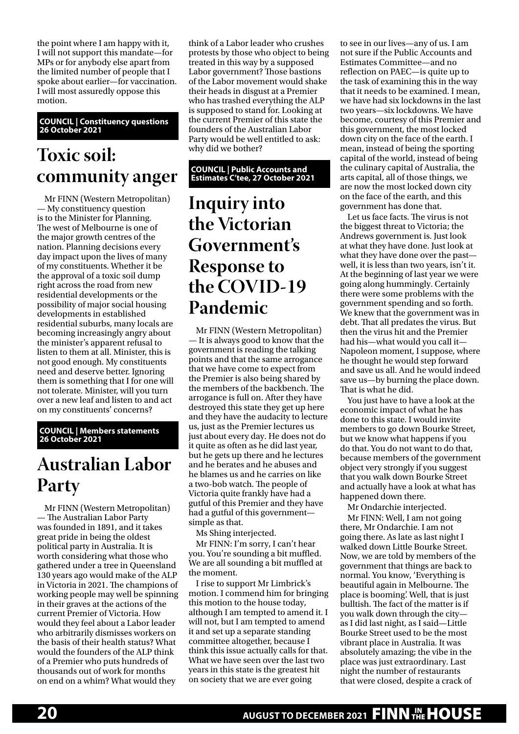the point where I am happy with it, I will not support this mandate—for MPs or for anybody else apart from the limited number of people that I spoke about earlier—for vaccination. I will most assuredly oppose this motion.

**COUNCIL | Constituency questions 26 October 2021**

# Toxic soil: community anger

Mr FINN (Western Metropolitan) — My constituency question is to the Minister for Planning. The west of Melbourne is one of the major growth centres of the nation. Planning decisions every day impact upon the lives of many of my constituents. Whether it be the approval of a toxic soil dump right across the road from new residential developments or the possibility of major social housing developments in established residential suburbs, many locals are becoming increasingly angry about the minister's apparent refusal to listen to them at all. Minister, this is not good enough. My constituents need and deserve better. Ignoring them is something that I for one will not tolerate. Minister, will you turn over a new leaf and listen to and act on my constituents' concerns?

**COUNCIL | Members statements 26 October 2021**

# Australian Labor Party

Mr FINN (Western Metropolitan) — The Australian Labor Party was founded in 1891, and it takes great pride in being the oldest political party in Australia. It is worth considering what those who gathered under a tree in Queensland 130 years ago would make of the ALP in Victoria in 2021. The champions of working people may well be spinning in their graves at the actions of the current Premier of Victoria. How would they feel about a Labor leader who arbitrarily dismisses workers on the basis of their health status? What would the founders of the ALP think of a Premier who puts hundreds of thousands out of work for months on end on a whim? What would they think of a Labor leader who crushes protests by those who object to being treated in this way by a supposed Labor government? Those bastions of the Labor movement would shake their heads in disgust at a Premier who has trashed everything the ALP is supposed to stand for. Looking at the current Premier of this state the founders of the Australian Labor Party would be well entitled to ask: why did we bother?

**COUNCIL | Public Accounts and Estimates C'tee, 27 October 2021**

# Inquiry into the Victorian Government's Response to the COVID-19 Pandemic

Mr FINN (Western Metropolitan) — It is always good to know that the government is reading the talking points and that the same arrogance that we have come to expect from the Premier is also being shared by the members of the backbench. The arrogance is full on. After they have destroyed this state they get up here and they have the audacity to lecture us, just as the Premier lectures us just about every day. He does not do it quite as often as he did last year, but he gets up there and he lectures and he berates and he abuses and he blames us and he carries on like a two-bob watch. The people of Victoria quite frankly have had a gutful of this Premier and they have had a gutful of this government—simple as that.

Ms Shing interjected.

Mr FINN: I'm sorry, I can't hear you. You're sounding a bit muffled. We are all sounding a bit muffled at the moment.

I rise to support Mr Limbrick's motion. I commend him for bringing this motion to the house today, although I am tempted to amend it. I will not, but I am tempted to amend it and set up a separate standing committee altogether, because I think this issue actually calls for that. What we have seen over the last two years in this state is the greatest hit on society that we are ever going to see in our lives—any of us. I am not sure if the Public Accounts and Estimates Committee—and no reflection on PAEC—is quite up to the task of examining this in the way that it needs to be examined. I mean, we have had six lockdowns in the last two years—six lockdowns. We have become, courtesy of this Premier and this government, the most locked down city on the face of the earth. I mean, instead of being the sporting capital of the world, instead of being the culinary capital of Australia, the arts capital, all of those things, we are now the most locked down city on the face of the earth, and this government has done that.

Let us face facts. The virus is not the biggest threat to Victoria; the Andrews government is. Just look at what they have done. Just look at what they have done over the past—well, it is less than two years, isn't it. At the beginning of last year we were going along hummingly. Certainly there were some problems with the government spending and so forth. We knew that the government was in debt. That all predates the virus. But then the virus hit and the Premier had his—what would you call it—Napoleon moment, I suppose, where he thought he would step forward and save us all. And he would indeed save us—by burning the place down. That is what he did.

You just have to have a look at the economic impact of what he has done to this state. I would invite members to go down Bourke Street, but we know what happens if you do that. You do not want to do that, because members of the government object very strongly if you suggest that you walk down Bourke Street and actually have a look at what has happened down there.

Mr Ondarchie interjected.

Mr FINN: Well, I am not going there, Mr Ondarchie. I am not going there. As late as last night I walked down Little Bourke Street. Now, we are told by members of the government that things are back to normal. You know, 'Everything is beautiful again in Melbourne. The place is booming'. Well, that is just bulltish. The fact of the matter is if you walk down through the city—as I did last night, as I said—Little Bourke Street used to be the most vibrant place in Australia. It was absolutely amazing; the vibe in the place was just extraordinary. Last night the number of restaurants that were closed, despite a crack of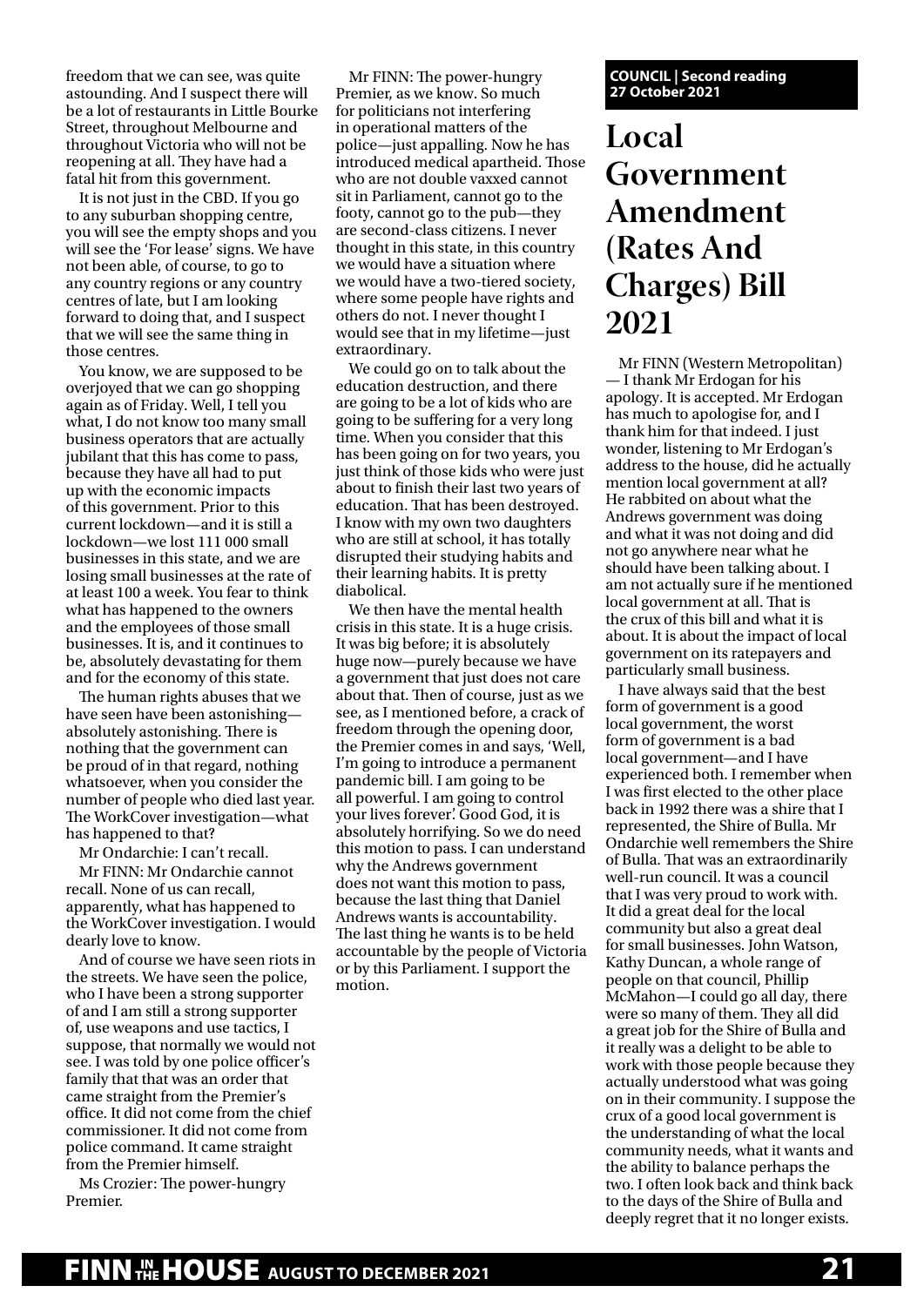freedom that we can see, was quite astounding. And I suspect there will be a lot of restaurants in Little Bourke Street, throughout Melbourne and throughout Victoria who will not be reopening at all. They have had a fatal hit from this government.

It is not just in the CBD. If you go to any suburban shopping centre, you will see the empty shops and you will see the 'For lease' signs. We have not been able, of course, to go to any country regions or any country centres of late, but I am looking forward to doing that, and I suspect that we will see the same thing in those centres.

You know, we are supposed to be overjoyed that we can go shopping again as of Friday. Well, I tell you what, I do not know too many small business operators that are actually jubilant that this has come to pass, because they have all had to put up with the economic impacts of this government. Prior to this current lockdown—and it is still a lockdown—we lost 111 000 small businesses in this state, and we are losing small businesses at the rate of at least 100 a week. You fear to think what has happened to the owners and the employees of those small businesses. It is, and it continues to be, absolutely devastating for them and for the economy of this state.

The human rights abuses that we have seen have been astonishing—absolutely astonishing. There is nothing that the government can be proud of in that regard, nothing whatsoever, when you consider the number of people who died last year. The WorkCover investigation—what has happened to that?

Mr Ondarchie: I can't recall.

Mr FINN: Mr Ondarchie cannot recall. None of us can recall, apparently, what has happened to the WorkCover investigation. I would dearly love to know.

And of course we have seen riots in the streets. We have seen the police, who I have been a strong supporter of and I am still a strong supporter of, use weapons and use tactics, I suppose, that normally we would not see. I was told by one police officer's family that that was an order that came straight from the Premier's office. It did not come from the chief commissioner. It did not come from police command. It came straight from the Premier himself.

Ms Crozier: The power-hungry Premier.

Mr FINN: The power-hungry Premier, as we know. So much for politicians not interfering in operational matters of the police—just appalling. Now he has introduced medical apartheid. Those who are not double vaxxed cannot sit in Parliament, cannot go to the footy, cannot go to the pub—they are second-class citizens. I never thought in this state, in this country we would have a situation where we would have a two-tiered society, where some people have rights and others do not. I never thought I would see that in my lifetime—just extraordinary.

We could go on to talk about the education destruction, and there are going to be a lot of kids who are going to be suffering for a very long time. When you consider that this has been going on for two years, you just think of those kids who were just about to finish their last two years of education. That has been destroyed. I know with my own two daughters who are still at school, it has totally disrupted their studying habits and their learning habits. It is pretty diabolical.

We then have the mental health crisis in this state. It is a huge crisis. It was big before; it is absolutely huge now—purely because we have a government that just does not care about that. Then of course, just as we see, as I mentioned before, a crack of freedom through the opening door, the Premier comes in and says, 'Well, I'm going to introduce a permanent pandemic bill. I am going to be all powerful. I am going to control your lives forever'. Good God, it is absolutely horrifying. So we do need this motion to pass. I can understand why the Andrews government does not want this motion to pass, because the last thing that Daniel Andrews wants is accountability. The last thing he wants is to be held accountable by the people of Victoria or by this Parliament. I support the motion.

**COUNCIL | Second reading**
**27 October 2021**

# Local Government Amendment (Rates And Charges) Bill 2021

Mr FINN (Western Metropolitan) — I thank Mr Erdogan for his apology. It is accepted. Mr Erdogan has much to apologise for, and I thank him for that indeed. I just wonder, listening to Mr Erdogan's address to the house, did he actually mention local government at all? He rabbited on about what the Andrews government was doing and what it was not doing and did not go anywhere near what he should have been talking about. I am not actually sure if he mentioned local government at all. That is the crux of this bill and what it is about. It is about the impact of local government on its ratepayers and particularly small business.

I have always said that the best form of government is a good local government, the worst form of government is a bad local government—and I have experienced both. I remember when I was first elected to the other place back in 1992 there was a shire that I represented, the Shire of Bulla. Mr Ondarchie well remembers the Shire of Bulla. That was an extraordinarily well-run council. It was a council that I was very proud to work with. It did a great deal for the local community but also a great deal for small businesses. John Watson, Kathy Duncan, a whole range of people on that council, Phillip McMahon—I could go all day, there were so many of them. They all did a great job for the Shire of Bulla and it really was a delight to be able to work with those people because they actually understood what was going on in their community. I suppose the crux of a good local government is the understanding of what the local community needs, what it wants and the ability to balance perhaps the two. I often look back and think back to the days of the Shire of Bulla and deeply regret that it no longer exists.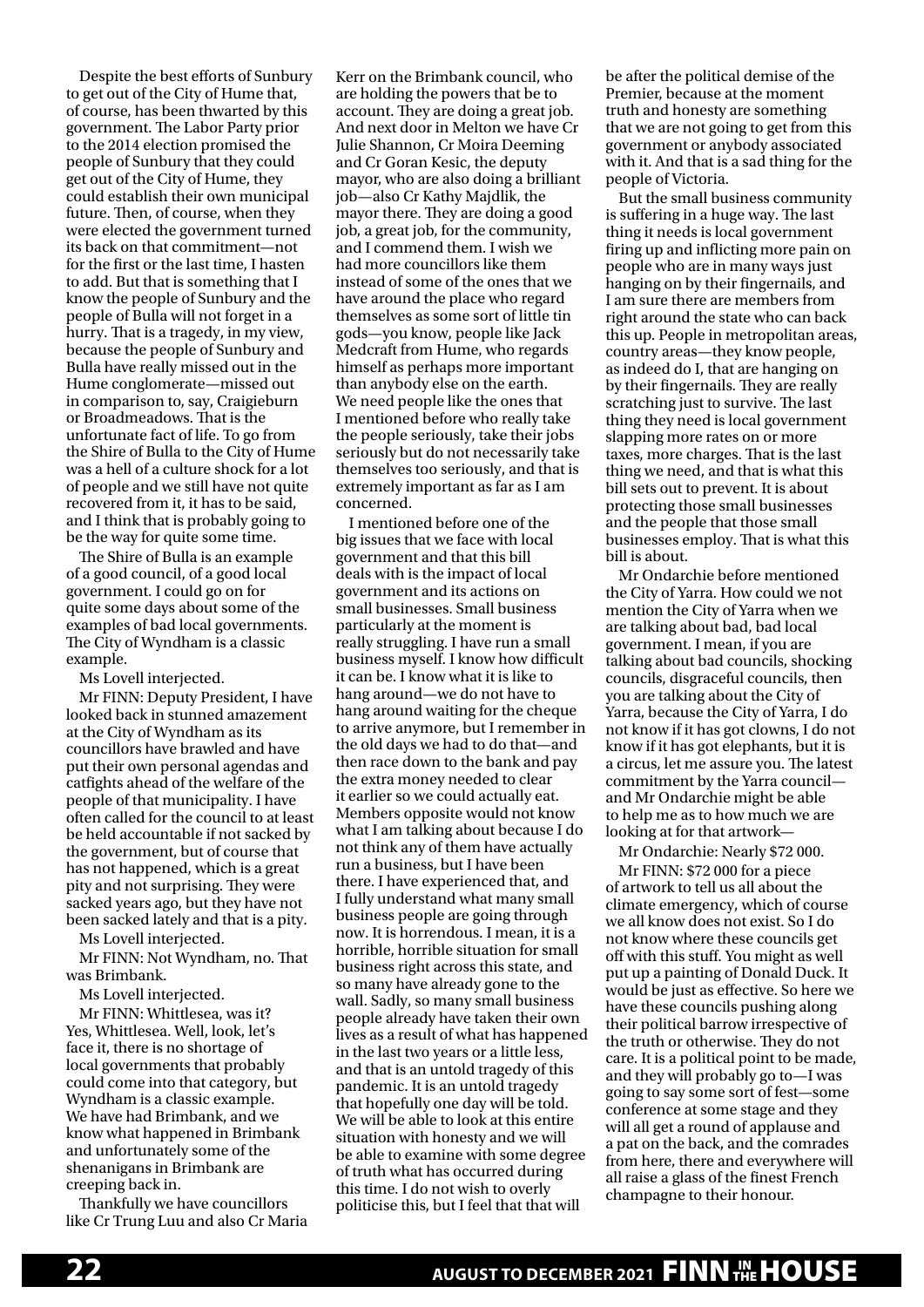Despite the best efforts of Sunbury to get out of the City of Hume that, of course, has been thwarted by this government. The Labor Party prior to the 2014 election promised the people of Sunbury that they could get out of the City of Hume, they could establish their own municipal future. Then, of course, when they were elected the government turned its back on that commitment—not for the first or the last time, I hasten to add. But that is something that I know the people of Sunbury and the people of Bulla will not forget in a hurry. That is a tragedy, in my view, because the people of Sunbury and Bulla have really missed out in the Hume conglomerate—missed out in comparison to, say, Craigieburn or Broadmeadows. That is the unfortunate fact of life. To go from the Shire of Bulla to the City of Hume was a hell of a culture shock for a lot of people and we still have not quite recovered from it, it has to be said, and I think that is probably going to be the way for quite some time.

The Shire of Bulla is an example of a good council, of a good local government. I could go on for quite some days about some of the examples of bad local governments. The City of Wyndham is a classic example.

Ms Lovell interjected.

Mr FINN: Deputy President, I have looked back in stunned amazement at the City of Wyndham as its councillors have brawled and have put their own personal agendas and catfights ahead of the welfare of the people of that municipality. I have often called for the council to at least be held accountable if not sacked by the government, but of course that has not happened, which is a great pity and not surprising. They were sacked years ago, but they have not been sacked lately and that is a pity.

Ms Lovell interjected.

Mr FINN: Not Wyndham, no. That was Brimbank.

Ms Lovell interjected.

Mr FINN: Whittlesea, was it? Yes, Whittlesea. Well, look, let's face it, there is no shortage of local governments that probably could come into that category, but Wyndham is a classic example. We have had Brimbank, and we know what happened in Brimbank and unfortunately some of the shenanigans in Brimbank are creeping back in.

Thankfully we have councillors like Cr Trung Luu and also Cr Maria Kerr on the Brimbank council, who are holding the powers that be to account. They are doing a great job. And next door in Melton we have Cr Julie Shannon, Cr Moira Deeming and Cr Goran Kesic, the deputy mayor, who are also doing a brilliant job—also Cr Kathy Majdlik, the mayor there. They are doing a good job, a great job, for the community, and I commend them. I wish we had more councillors like them instead of some of the ones that we have around the place who regard themselves as some sort of little tin gods—you know, people like Jack Medcraft from Hume, who regards himself as perhaps more important than anybody else on the earth. We need people like the ones that I mentioned before who really take the people seriously, take their jobs seriously but do not necessarily take themselves too seriously, and that is extremely important as far as I am concerned.

I mentioned before one of the big issues that we face with local government and that this bill deals with is the impact of local government and its actions on small businesses. Small business particularly at the moment is really struggling. I have run a small business myself. I know how difficult it can be. I know what it is like to hang around—we do not have to hang around waiting for the cheque to arrive anymore, but I remember in the old days we had to do that—and then race down to the bank and pay the extra money needed to clear it earlier so we could actually eat. Members opposite would not know what I am talking about because I do not think any of them have actually run a business, but I have been there. I have experienced that, and I fully understand what many small business people are going through now. It is horrendous. I mean, it is a horrible, horrible situation for small business right across this state, and so many have already gone to the wall. Sadly, so many small business people already have taken their own lives as a result of what has happened in the last two years or a little less, and that is an untold tragedy of this pandemic. It is an untold tragedy that hopefully one day will be told. We will be able to look at this entire situation with honesty and we will be able to examine with some degree of truth what has occurred during this time. I do not wish to overly politicise this, but I feel that that will be after the political demise of the Premier, because at the moment truth and honesty are something that we are not going to get from this government or anybody associated with it. And that is a sad thing for the people of Victoria.

But the small business community is suffering in a huge way. The last thing it needs is local government firing up and inflicting more pain on people who are in many ways just hanging on by their fingernails, and I am sure there are members from right around the state who can back this up. People in metropolitan areas, country areas—they know people, as indeed do I, that are hanging on by their fingernails. They are really scratching just to survive. The last thing they need is local government slapping more rates on or more taxes, more charges. That is the last thing we need, and that is what this bill sets out to prevent. It is about protecting those small businesses and the people that those small businesses employ. That is what this bill is about.

Mr Ondarchie before mentioned the City of Yarra. How could we not mention the City of Yarra when we are talking about bad, bad local government. I mean, if you are talking about bad councils, shocking councils, disgraceful councils, then you are talking about the City of Yarra, because the City of Yarra, I do not know if it has got clowns, I do not know if it has got elephants, but it is a circus, let me assure you. The latest commitment by the Yarra council—and Mr Ondarchie might be able to help me as to how much we are looking at for that artwork—

Mr Ondarchie: Nearly $72 000.

Mr FINN: $72 000 for a piece of artwork to tell us all about the climate emergency, which of course we all know does not exist. So I do not know where these councils get off with this stuff. You might as well put up a painting of Donald Duck. It would be just as effective. So here we have these councils pushing along their political barrow irrespective of the truth or otherwise. They do not care. It is a political point to be made, and they will probably go to—I was going to say some sort of fest—some conference at some stage and they will all get a round of applause and a pat on the back, and the comrades from here, there and everywhere will all raise a glass of the finest French champagne to their honour.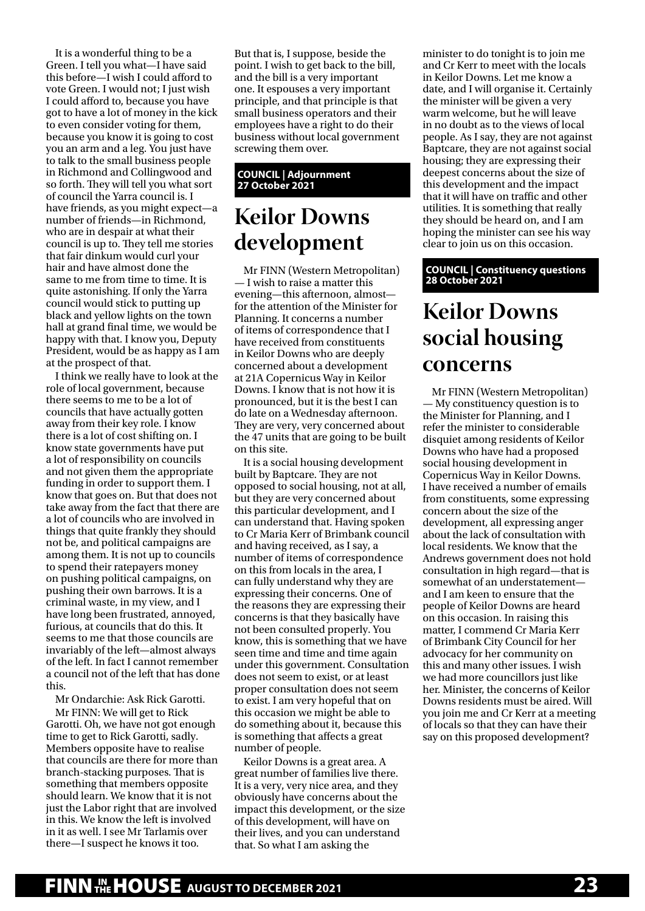It is a wonderful thing to be a Green. I tell you what—I have said this before—I wish I could afford to vote Green. I would not; I just wish I could afford to, because you have got to have a lot of money in the kick to even consider voting for them, because you know it is going to cost you an arm and a leg. You just have to talk to the small business people in Richmond and Collingwood and so forth. They will tell you what sort of council the Yarra council is. I have friends, as you might expect—a number of friends—in Richmond, who are in despair at what their council is up to. They tell me stories that fair dinkum would curl your hair and have almost done the same to me from time to time. It is quite astonishing. If only the Yarra council would stick to putting up black and yellow lights on the town hall at grand final time, we would be happy with that. I know you, Deputy President, would be as happy as I am at the prospect of that.

I think we really have to look at the role of local government, because there seems to me to be a lot of councils that have actually gotten away from their key role. I know there is a lot of cost shifting on. I know state governments have put a lot of responsibility on councils and not given them the appropriate funding in order to support them. I know that goes on. But that does not take away from the fact that there are a lot of councils who are involved in things that quite frankly they should not be, and political campaigns are among them. It is not up to councils to spend their ratepayers money on pushing political campaigns, on pushing their own barrows. It is a criminal waste, in my view, and I have long been frustrated, annoyed, furious, at councils that do this. It seems to me that those councils are invariably of the left—almost always of the left. In fact I cannot remember a council not of the left that has done this.

Mr Ondarchie: Ask Rick Garotti.

Mr FINN: We will get to Rick Garotti. Oh, we have not got enough time to get to Rick Garotti, sadly. Members opposite have to realise that councils are there for more than branch-stacking purposes. That is something that members opposite should learn. We know that it is not just the Labor right that are involved in this. We know the left is involved in it as well. I see Mr Tarlamis over there—I suspect he knows it too.

But that is, I suppose, beside the point. I wish to get back to the bill, and the bill is a very important one. It espouses a very important principle, and that principle is that small business operators and their employees have a right to do their business without local government screwing them over.

**COUNCIL | Adjournment**
**27 October 2021**

# Keilor Downs development

Mr FINN (Western Metropolitan) — I wish to raise a matter this evening—this afternoon, almost—for the attention of the Minister for Planning. It concerns a number of items of correspondence that I have received from constituents in Keilor Downs who are deeply concerned about a development at 21A Copernicus Way in Keilor Downs. I know that is not how it is pronounced, but it is the best I can do late on a Wednesday afternoon. They are very, very concerned about the 47 units that are going to be built on this site.

It is a social housing development built by Baptcare. They are not opposed to social housing, not at all, but they are very concerned about this particular development, and I can understand that. Having spoken to Cr Maria Kerr of Brimbank council and having received, as I say, a number of items of correspondence on this from locals in the area, I can fully understand why they are expressing their concerns. One of the reasons they are expressing their concerns is that they basically have not been consulted properly. You know, this is something that we have seen time and time and time again under this government. Consultation does not seem to exist, or at least proper consultation does not seem to exist. I am very hopeful that on this occasion we might be able to do something about it, because this is something that affects a great number of people.

Keilor Downs is a great area. A great number of families live there. It is a very, very nice area, and they obviously have concerns about the impact this development, or the size of this development, will have on their lives, and you can understand that. So what I am asking the minister to do tonight is to join me and Cr Kerr to meet with the locals in Keilor Downs. Let me know a date, and I will organise it. Certainly the minister will be given a very warm welcome, but he will leave in no doubt as to the views of local people. As I say, they are not against Baptcare, they are not against social housing; they are expressing their deepest concerns about the size of this development and the impact that it will have on traffic and other utilities. It is something that really they should be heard on, and I am hoping the minister can see his way clear to join us on this occasion.

**COUNCIL | Constituency questions**
**28 October 2021**

# Keilor Downs social housing concerns

Mr FINN (Western Metropolitan) — My constituency question is to the Minister for Planning, and I refer the minister to considerable disquiet among residents of Keilor Downs who have had a proposed social housing development in Copernicus Way in Keilor Downs. I have received a number of emails from constituents, some expressing concern about the size of the development, all expressing anger about the lack of consultation with local residents. We know that the Andrews government does not hold consultation in high regard—that is somewhat of an understatement—and I am keen to ensure that the people of Keilor Downs are heard on this occasion. In raising this matter, I commend Cr Maria Kerr of Brimbank City Council for her advocacy for her community on this and many other issues. I wish we had more councillors just like her. Minister, the concerns of Keilor Downs residents must be aired. Will you join me and Cr Kerr at a meeting of locals so that they can have their say on this proposed development?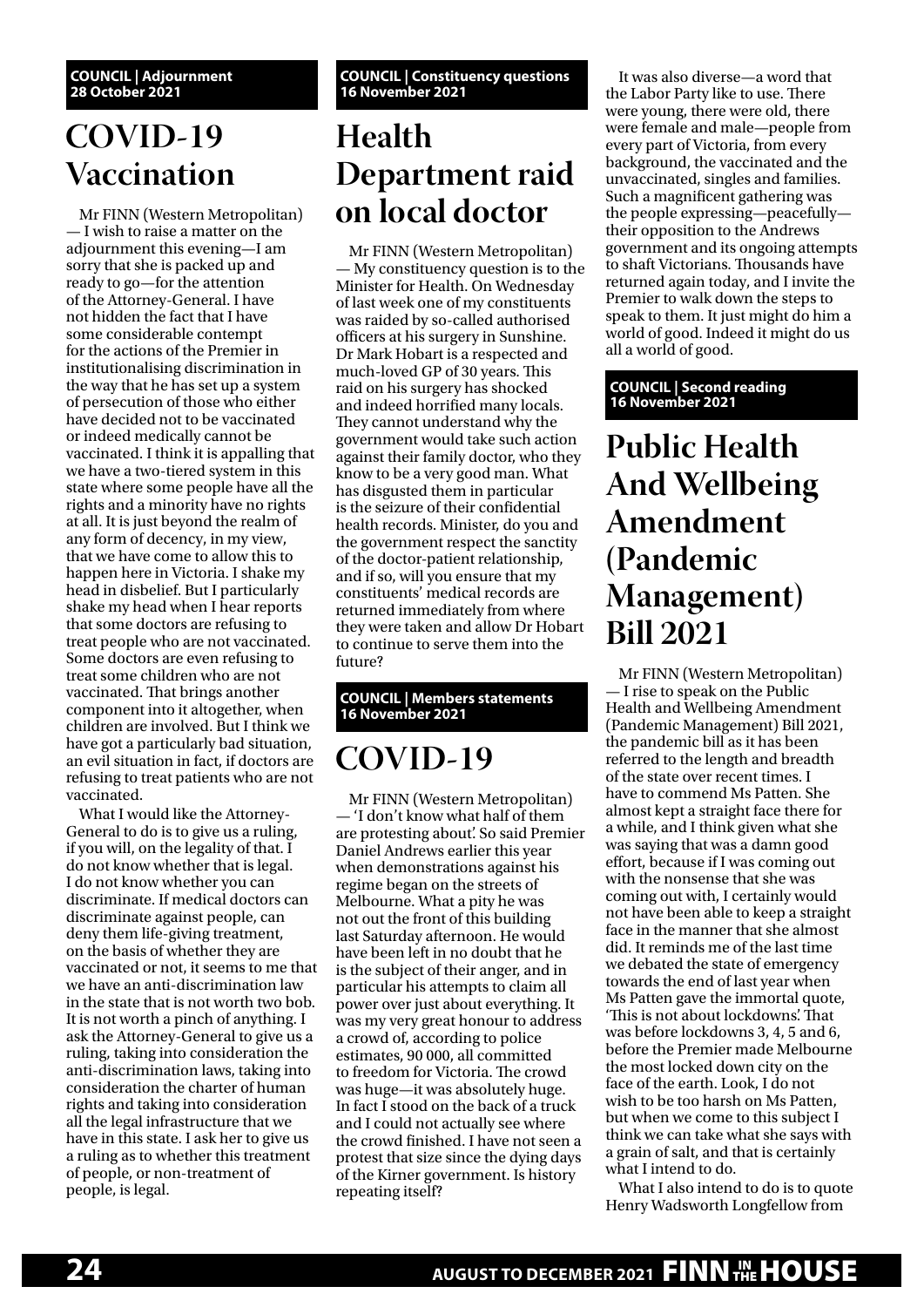**COUNCIL | Adjournment**
**28 October 2021**

# COVID-19 Vaccination

Mr FINN (Western Metropolitan) — I wish to raise a matter on the adjournment this evening—I am sorry that she is packed up and ready to go—for the attention of the Attorney-General. I have not hidden the fact that I have some considerable contempt for the actions of the Premier in institutionalising discrimination in the way that he has set up a system of persecution of those who either have decided not to be vaccinated or indeed medically cannot be vaccinated. I think it is appalling that we have a two-tiered system in this state where some people have all the rights and a minority have no rights at all. It is just beyond the realm of any form of decency, in my view, that we have come to allow this to happen here in Victoria. I shake my head in disbelief. But I particularly shake my head when I hear reports that some doctors are refusing to treat people who are not vaccinated. Some doctors are even refusing to treat some children who are not vaccinated. That brings another component into it altogether, when children are involved. But I think we have got a particularly bad situation, an evil situation in fact, if doctors are refusing to treat patients who are not vaccinated.

What I would like the Attorney-General to do is to give us a ruling, if you will, on the legality of that. I do not know whether that is legal. I do not know whether you can discriminate. If medical doctors can discriminate against people, can deny them life-giving treatment, on the basis of whether they are vaccinated or not, it seems to me that we have an anti-discrimination law in the state that is not worth two bob. It is not worth a pinch of anything. I ask the Attorney-General to give us a ruling, taking into consideration the anti-discrimination laws, taking into consideration the charter of human rights and taking into consideration all the legal infrastructure that we have in this state. I ask her to give us a ruling as to whether this treatment of people, or non-treatment of people, is legal.

**COUNCIL | Constituency questions**
**16 November 2021**

# Health Department raid on local doctor

Mr FINN (Western Metropolitan) — My constituency question is to the Minister for Health. On Wednesday of last week one of my constituents was raided by so-called authorised officers at his surgery in Sunshine. Dr Mark Hobart is a respected and much-loved GP of 30 years. This raid on his surgery has shocked and indeed horrified many locals. They cannot understand why the government would take such action against their family doctor, who they know to be a very good man. What has disgusted them in particular is the seizure of their confidential health records. Minister, do you and the government respect the sanctity of the doctor-patient relationship, and if so, will you ensure that my constituents' medical records are returned immediately from where they were taken and allow Dr Hobart to continue to serve them into the future?

**COUNCIL | Members statements**
**16 November 2021**

# COVID-19

Mr FINN (Western Metropolitan) — 'I don't know what half of them are protesting about'. So said Premier Daniel Andrews earlier this year when demonstrations against his regime began on the streets of Melbourne. What a pity he was not out the front of this building last Saturday afternoon. He would have been left in no doubt that he is the subject of their anger, and in particular his attempts to claim all power over just about everything. It was my very great honour to address a crowd of, according to police estimates, 90 000, all committed to freedom for Victoria. The crowd was huge—it was absolutely huge. In fact I stood on the back of a truck and I could not actually see where the crowd finished. I have not seen a protest that size since the dying days of the Kirner government. Is history repeating itself?

It was also diverse—a word that the Labor Party like to use. There were young, there were old, there were female and male—people from every part of Victoria, from every background, the vaccinated and the unvaccinated, singles and families. Such a magnificent gathering was the people expressing—peacefully—their opposition to the Andrews government and its ongoing attempts to shaft Victorians. Thousands have returned again today, and I invite the Premier to walk down the steps to speak to them. It just might do him a world of good. Indeed it might do us all a world of good.

**COUNCIL | Second reading**
**16 November 2021**

# Public Health And Wellbeing Amendment (Pandemic Management) Bill 2021

Mr FINN (Western Metropolitan) — I rise to speak on the Public Health and Wellbeing Amendment (Pandemic Management) Bill 2021, the pandemic bill as it has been referred to the length and breadth of the state over recent times. I have to commend Ms Patten. She almost kept a straight face there for a while, and I think given what she was saying that was a damn good effort, because if I was coming out with the nonsense that she was coming out with, I certainly would not have been able to keep a straight face in the manner that she almost did. It reminds me of the last time we debated the state of emergency towards the end of last year when Ms Patten gave the immortal quote, 'This is not about lockdowns'. That was before lockdowns 3, 4, 5 and 6, before the Premier made Melbourne the most locked down city on the face of the earth. Look, I do not wish to be too harsh on Ms Patten, but when we come to this subject I think we can take what she says with a grain of salt, and that is certainly what I intend to do.

What I also intend to do is to quote Henry Wadsworth Longfellow from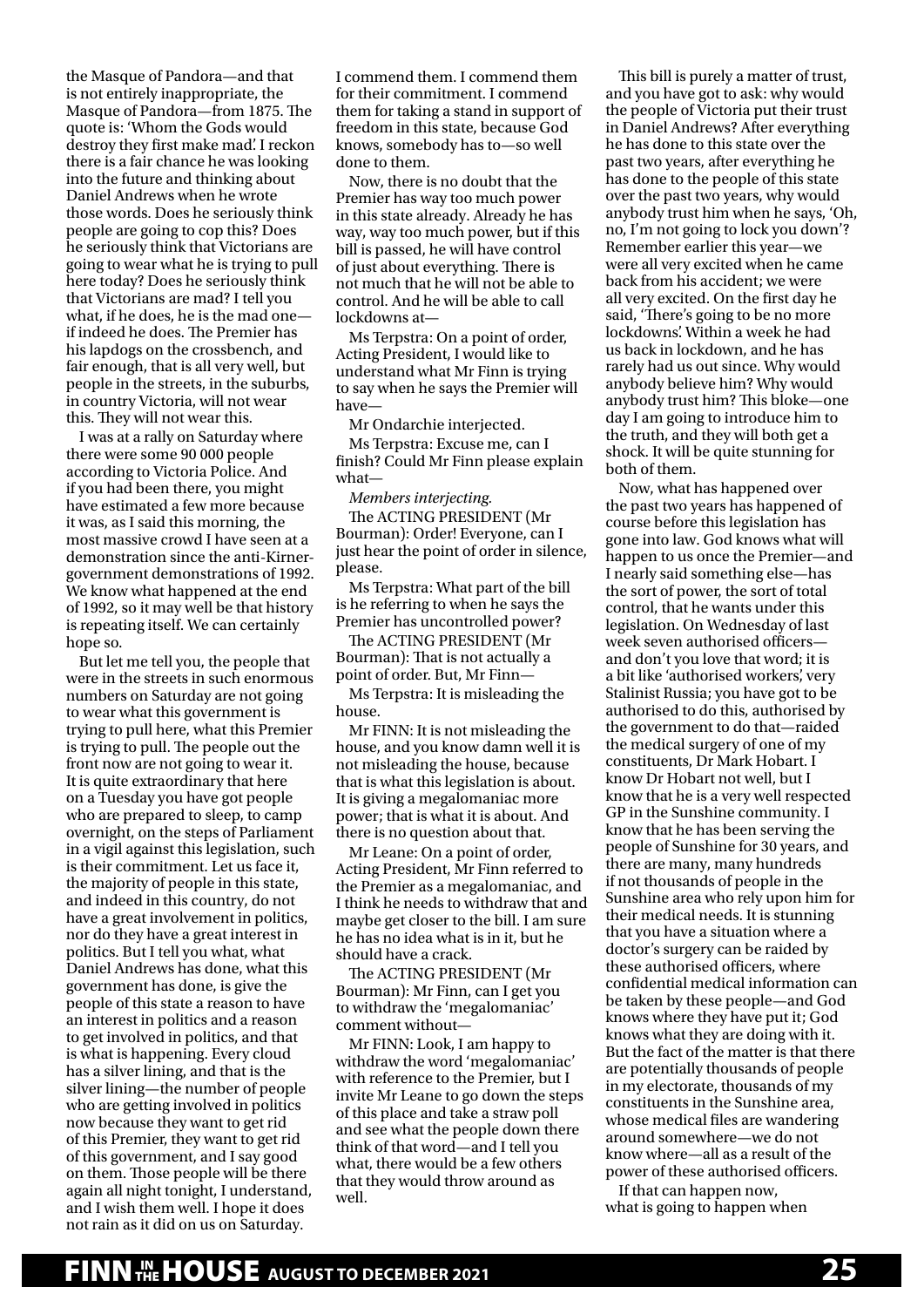the Masque of Pandora—and that is not entirely inappropriate, the Masque of Pandora—from 1875. The quote is: 'Whom the Gods would destroy they first make mad'. I reckon there is a fair chance he was looking into the future and thinking about Daniel Andrews when he wrote those words. Does he seriously think people are going to cop this? Does he seriously think that Victorians are going to wear what he is trying to pull here today? Does he seriously think that Victorians are mad? I tell you what, if he does, he is the mad one—if indeed he does. The Premier has his lapdogs on the crossbench, and fair enough, that is all very well, but people in the streets, in the suburbs, in country Victoria, will not wear this. They will not wear this.

I was at a rally on Saturday where there were some 90 000 people according to Victoria Police. And if you had been there, you might have estimated a few more because it was, as I said this morning, the most massive crowd I have seen at a demonstration since the anti-Kirner-government demonstrations of 1992. We know what happened at the end of 1992, so it may well be that history is repeating itself. We can certainly hope so.

But let me tell you, the people that were in the streets in such enormous numbers on Saturday are not going to wear what this government is trying to pull here, what this Premier is trying to pull. The people out the front now are not going to wear it. It is quite extraordinary that here on a Tuesday you have got people who are prepared to sleep, to camp overnight, on the steps of Parliament in a vigil against this legislation, such is their commitment. Let us face it, the majority of people in this state, and indeed in this country, do not have a great involvement in politics, nor do they have a great interest in politics. But I tell you what, what Daniel Andrews has done, what this government has done, is give the people of this state a reason to have an interest in politics and a reason to get involved in politics, and that is what is happening. Every cloud has a silver lining, and that is the silver lining—the number of people who are getting involved in politics now because they want to get rid of this Premier, they want to get rid of this government, and I say good on them. Those people will be there again all night tonight, I understand, and I wish them well. I hope it does not rain as it did on us on Saturday. I commend them. I commend them for their commitment. I commend them for taking a stand in support of freedom in this state, because God knows, somebody has to—so well done to them.

Now, there is no doubt that the Premier has way too much power in this state already. Already he has way, way too much power, but if this bill is passed, he will have control of just about everything. There is not much that he will not be able to control. And he will be able to call lockdowns at—

Ms Terpstra: On a point of order, Acting President, I would like to understand what Mr Finn is trying to say when he says the Premier will have—

Mr Ondarchie interjected.

Ms Terpstra: Excuse me, can I finish? Could Mr Finn please explain what—

*Members interjecting.*

The ACTING PRESIDENT (Mr Bourman): Order! Everyone, can I just hear the point of order in silence, please.

Ms Terpstra: What part of the bill is he referring to when he says the Premier has uncontrolled power?

The ACTING PRESIDENT (Mr Bourman): That is not actually a point of order. But, Mr Finn—

Ms Terpstra: It is misleading the house.

Mr FINN: It is not misleading the house, and you know damn well it is not misleading the house, because that is what this legislation is about. It is giving a megalomaniac more power; that is what it is about. And there is no question about that.

Mr Leane: On a point of order, Acting President, Mr Finn referred to the Premier as a megalomaniac, and I think he needs to withdraw that and maybe get closer to the bill. I am sure he has no idea what is in it, but he should have a crack.

The ACTING PRESIDENT (Mr Bourman): Mr Finn, can I get you to withdraw the 'megalomaniac' comment without—

Mr FINN: Look, I am happy to withdraw the word 'megalomaniac' with reference to the Premier, but I invite Mr Leane to go down the steps of this place and take a straw poll and see what the people down there think of that word—and I tell you what, there would be a few others that they would throw around as well.

This bill is purely a matter of trust, and you have got to ask: why would the people of Victoria put their trust in Daniel Andrews? After everything he has done to this state over the past two years, after everything he has done to the people of this state over the past two years, why would anybody trust him when he says, 'Oh, no, I'm not going to lock you down'? Remember earlier this year—we were all very excited when he came back from his accident; we were all very excited. On the first day he said, 'There's going to be no more lockdowns'. Within a week he had us back in lockdown, and he has rarely had us out since. Why would anybody believe him? Why would anybody trust him? This bloke—one day I am going to introduce him to the truth, and they will both get a shock. It will be quite stunning for both of them.

Now, what has happened over the past two years has happened of course before this legislation has gone into law. God knows what will happen to us once the Premier—and I nearly said something else—has the sort of power, the sort of total control, that he wants under this legislation. On Wednesday of last week seven authorised officers—and don't you love that word; it is a bit like 'authorised workers', very Stalinist Russia; you have got to be authorised to do this, authorised by the government to do that—raided the medical surgery of one of my constituents, Dr Mark Hobart. I know Dr Hobart not well, but I know that he is a very well respected GP in the Sunshine community. I know that he has been serving the people of Sunshine for 30 years, and there are many, many hundreds if not thousands of people in the Sunshine area who rely upon him for their medical needs. It is stunning that you have a situation where a doctor's surgery can be raided by these authorised officers, where confidential medical information can be taken by these people—and God knows where they have put it; God knows what they are doing with it. But the fact of the matter is that there are potentially thousands of people in my electorate, thousands of my constituents in the Sunshine area, whose medical files are wandering around somewhere—we do not know where—all as a result of the power of these authorised officers.

If that can happen now, what is going to happen when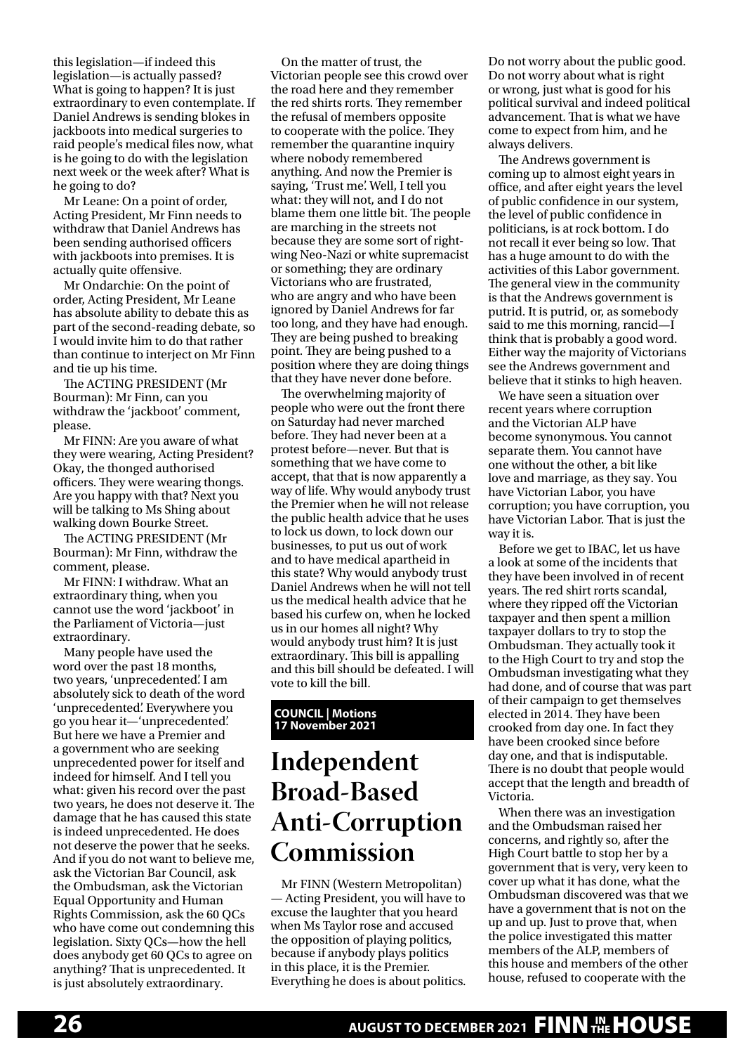this legislation—if indeed this legislation—is actually passed? What is going to happen? It is just extraordinary to even contemplate. If Daniel Andrews is sending blokes in jackboots into medical surgeries to raid people's medical files now, what is he going to do with the legislation next week or the week after? What is he going to do?

Mr Leane: On a point of order, Acting President, Mr Finn needs to withdraw that Daniel Andrews has been sending authorised officers with jackboots into premises. It is actually quite offensive.

Mr Ondarchie: On the point of order, Acting President, Mr Leane has absolute ability to debate this as part of the second-reading debate, so I would invite him to do that rather than continue to interject on Mr Finn and tie up his time.

The ACTING PRESIDENT (Mr Bourman): Mr Finn, can you withdraw the 'jackboot' comment, please.

Mr FINN: Are you aware of what they were wearing, Acting President? Okay, the thonged authorised officers. They were wearing thongs. Are you happy with that? Next you will be talking to Ms Shing about walking down Bourke Street.

The ACTING PRESIDENT (Mr Bourman): Mr Finn, withdraw the comment, please.

Mr FINN: I withdraw. What an extraordinary thing, when you cannot use the word 'jackboot' in the Parliament of Victoria—just extraordinary.

Many people have used the word over the past 18 months, two years, 'unprecedented'. I am absolutely sick to death of the word 'unprecedented'. Everywhere you go you hear it—'unprecedented'. But here we have a Premier and a government who are seeking unprecedented power for itself and indeed for himself. And I tell you what: given his record over the past two years, he does not deserve it. The damage that he has caused this state is indeed unprecedented. He does not deserve the power that he seeks. And if you do not want to believe me, ask the Victorian Bar Council, ask the Ombudsman, ask the Victorian Equal Opportunity and Human Rights Commission, ask the 60 QCs who have come out condemning this legislation. Sixty QCs—how the hell does anybody get 60 QCs to agree on anything? That is unprecedented. It is just absolutely extraordinary.

On the matter of trust, the Victorian people see this crowd over the road here and they remember the red shirts rorts. They remember the refusal of members opposite to cooperate with the police. They remember the quarantine inquiry where nobody remembered anything. And now the Premier is saying, 'Trust me'. Well, I tell you what: they will not, and I do not blame them one little bit. The people are marching in the streets not because they are some sort of right-wing Neo-Nazi or white supremacist or something; they are ordinary Victorians who are frustrated, who are angry and who have been ignored by Daniel Andrews for far too long, and they have had enough. They are being pushed to breaking point. They are being pushed to a position where they are doing things that they have never done before.

The overwhelming majority of people who were out the front there on Saturday had never marched before. They had never been at a protest before—never. But that is something that we have come to accept, that that is now apparently a way of life. Why would anybody trust the Premier when he will not release the public health advice that he uses to lock us down, to lock down our businesses, to put us out of work and to have medical apartheid in this state? Why would anybody trust Daniel Andrews when he will not tell us the medical health advice that he based his curfew on, when he locked us in our homes all night? Why would anybody trust him? It is just extraordinary. This bill is appalling and this bill should be defeated. I will vote to kill the bill.

**COUNCIL | Motions**
**17 November 2021**

# Independent Broad-Based Anti-Corruption Commission

Mr FINN (Western Metropolitan) — Acting President, you will have to excuse the laughter that you heard when Ms Taylor rose and accused the opposition of playing politics, because if anybody plays politics in this place, it is the Premier. Everything he does is about politics. Do not worry about the public good. Do not worry about what is right or wrong, just what is good for his political survival and indeed political advancement. That is what we have come to expect from him, and he always delivers.

The Andrews government is coming up to almost eight years in office, and after eight years the level of public confidence in our system, the level of public confidence in politicians, is at rock bottom. I do not recall it ever being so low. That has a huge amount to do with the activities of this Labor government. The general view in the community is that the Andrews government is putrid. It is putrid, or, as somebody said to me this morning, rancid—I think that is probably a good word. Either way the majority of Victorians see the Andrews government and believe that it stinks to high heaven.

We have seen a situation over recent years where corruption and the Victorian ALP have become synonymous. You cannot separate them. You cannot have one without the other, a bit like love and marriage, as they say. You have Victorian Labor, you have corruption; you have corruption, you have Victorian Labor. That is just the way it is.

Before we get to IBAC, let us have a look at some of the incidents that they have been involved in of recent years. The red shirt rorts scandal, where they ripped off the Victorian taxpayer and then spent a million taxpayer dollars to try to stop the Ombudsman. They actually took it to the High Court to try and stop the Ombudsman investigating what they had done, and of course that was part of their campaign to get themselves elected in 2014. They have been crooked from day one. In fact they have been crooked since before day one, and that is indisputable. There is no doubt that people would accept that the length and breadth of Victoria.

When there was an investigation and the Ombudsman raised her concerns, and rightly so, after the High Court battle to stop her by a government that is very, very keen to cover up what it has done, what the Ombudsman discovered was that we have a government that is not on the up and up. Just to prove that, when the police investigated this matter members of the ALP, members of this house and members of the other house, refused to cooperate with the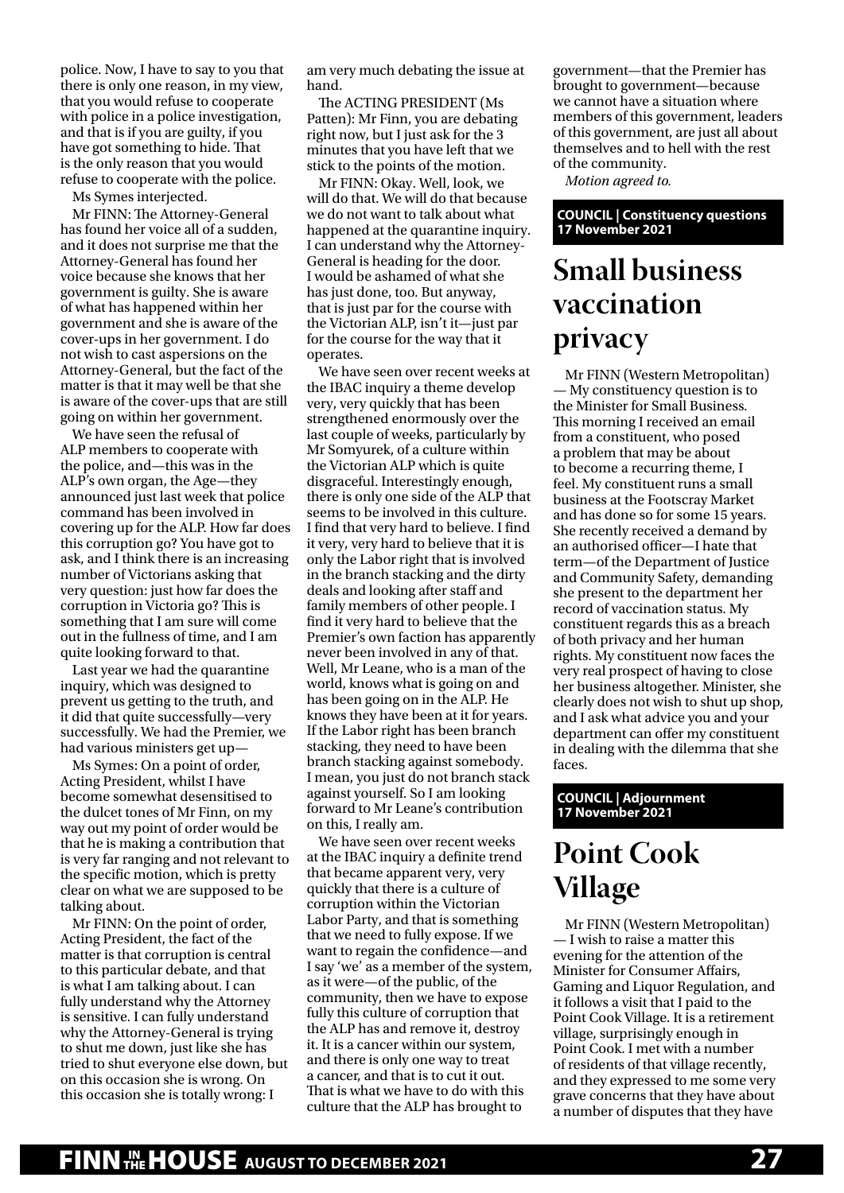police. Now, I have to say to you that there is only one reason, in my view, that you would refuse to cooperate with police in a police investigation, and that is if you are guilty, if you have got something to hide. That is the only reason that you would refuse to cooperate with the police.

Ms Symes interjected.

Mr FINN: The Attorney-General has found her voice all of a sudden, and it does not surprise me that the Attorney-General has found her voice because she knows that her government is guilty. She is aware of what has happened within her government and she is aware of the cover-ups in her government. I do not wish to cast aspersions on the Attorney-General, but the fact of the matter is that it may well be that she is aware of the cover-ups that are still going on within her government.

We have seen the refusal of ALP members to cooperate with the police, and—this was in the ALP's own organ, the Age—they announced just last week that police command has been involved in covering up for the ALP. How far does this corruption go? You have got to ask, and I think there is an increasing number of Victorians asking that very question: just how far does the corruption in Victoria go? This is something that I am sure will come out in the fullness of time, and I am quite looking forward to that.

Last year we had the quarantine inquiry, which was designed to prevent us getting to the truth, and it did that quite successfully—very successfully. We had the Premier, we had various ministers get up—

Ms Symes: On a point of order, Acting President, whilst I have become somewhat desensitised to the dulcet tones of Mr Finn, on my way out my point of order would be that he is making a contribution that is very far ranging and not relevant to the specific motion, which is pretty clear on what we are supposed to be talking about.

Mr FINN: On the point of order, Acting President, the fact of the matter is that corruption is central to this particular debate, and that is what I am talking about. I can fully understand why the Attorney is sensitive. I can fully understand why the Attorney-General is trying to shut me down, just like she has tried to shut everyone else down, but on this occasion she is wrong. On this occasion she is totally wrong: I am very much debating the issue at hand.

The ACTING PRESIDENT (Ms Patten): Mr Finn, you are debating right now, but I just ask for the 3 minutes that you have left that we stick to the points of the motion.

Mr FINN: Okay. Well, look, we will do that. We will do that because we do not want to talk about what happened at the quarantine inquiry. I can understand why the Attorney-General is heading for the door. I would be ashamed of what she has just done, too. But anyway, that is just par for the course with the Victorian ALP, isn't it—just par for the course for the way that it operates.

We have seen over recent weeks at the IBAC inquiry a theme develop very, very quickly that has been strengthened enormously over the last couple of weeks, particularly by Mr Somyurek, of a culture within the Victorian ALP which is quite disgraceful. Interestingly enough, there is only one side of the ALP that seems to be involved in this culture. I find that very hard to believe. I find it very, very hard to believe that it is only the Labor right that is involved in the branch stacking and the dirty deals and looking after staff and family members of other people. I find it very hard to believe that the Premier's own faction has apparently never been involved in any of that. Well, Mr Leane, who is a man of the world, knows what is going on and has been going on in the ALP. He knows they have been at it for years. If the Labor right has been branch stacking, they need to have been branch stacking against somebody. I mean, you just do not branch stack against yourself. So I am looking forward to Mr Leane's contribution on this, I really am.

We have seen over recent weeks at the IBAC inquiry a definite trend that became apparent very, very quickly that there is a culture of corruption within the Victorian Labor Party, and that is something that we need to fully expose. If we want to regain the confidence—and I say 'we' as a member of the system, as it were—of the public, of the community, then we have to expose fully this culture of corruption that the ALP has and remove it, destroy it. It is a cancer within our system, and there is only one way to treat a cancer, and that is to cut it out. That is what we have to do with this culture that the ALP has brought to government—that the Premier has brought to government—because we cannot have a situation where members of this government, leaders of this government, are just all about themselves and to hell with the rest of the community.

*Motion agreed to.*

**COUNCIL | Constituency questions 17 November 2021**

# Small business vaccination privacy

Mr FINN (Western Metropolitan) — My constituency question is to the Minister for Small Business. This morning I received an email from a constituent, who posed a problem that may be about to become a recurring theme, I feel. My constituent runs a small business at the Footscray Market and has done so for some 15 years. She recently received a demand by an authorised officer—I hate that term—of the Department of Justice and Community Safety, demanding she present to the department her record of vaccination status. My constituent regards this as a breach of both privacy and her human rights. My constituent now faces the very real prospect of having to close her business altogether. Minister, she clearly does not wish to shut up shop, and I ask what advice you and your department can offer my constituent in dealing with the dilemma that she faces.

**COUNCIL | Adjournment 17 November 2021**

# Point Cook Village

Mr FINN (Western Metropolitan) — I wish to raise a matter this evening for the attention of the Minister for Consumer Affairs, Gaming and Liquor Regulation, and it follows a visit that I paid to the Point Cook Village. It is a retirement village, surprisingly enough in Point Cook. I met with a number of residents of that village recently, and they expressed to me some very grave concerns that they have about a number of disputes that they have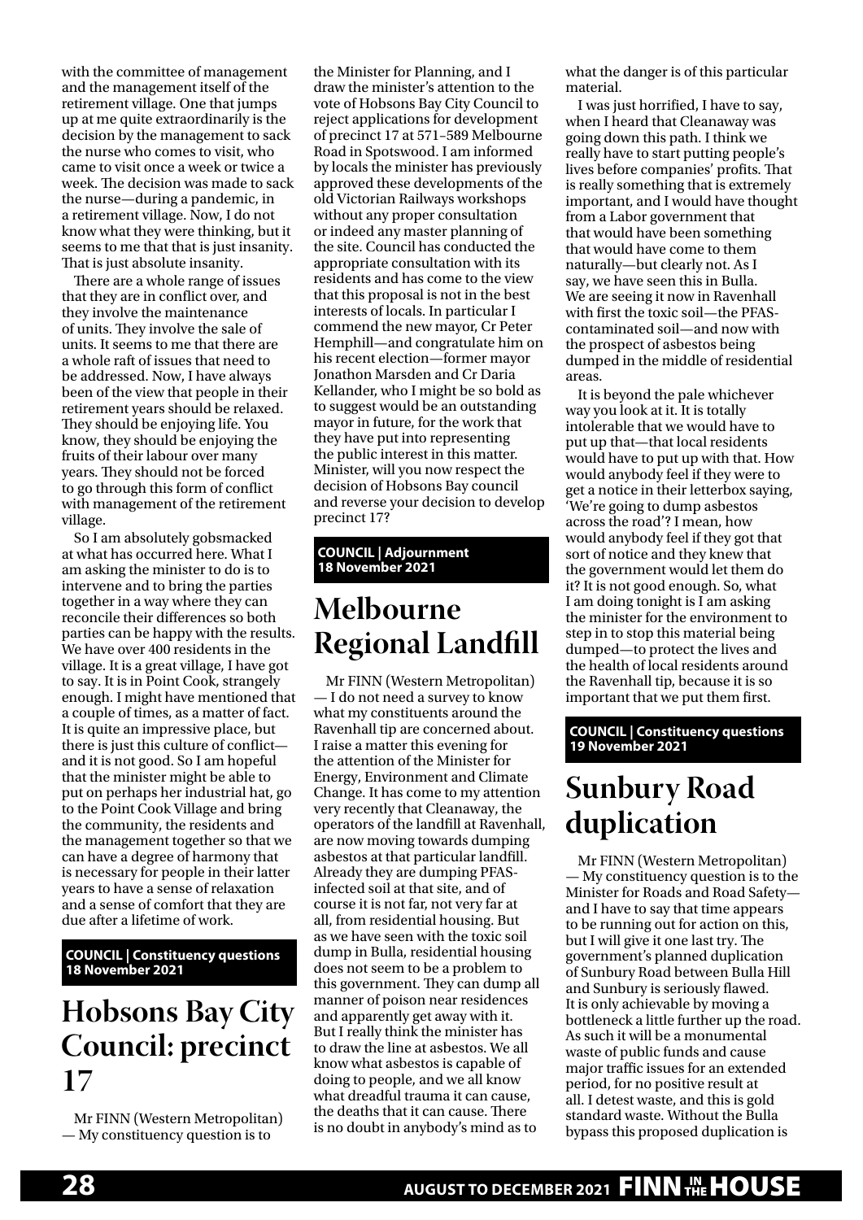with the committee of management and the management itself of the retirement village. One that jumps up at me quite extraordinarily is the decision by the management to sack the nurse who comes to visit, who came to visit once a week or twice a week. The decision was made to sack the nurse—during a pandemic, in a retirement village. Now, I do not know what they were thinking, but it seems to me that that is just insanity. That is just absolute insanity.

There are a whole range of issues that they are in conflict over, and they involve the maintenance of units. They involve the sale of units. It seems to me that there are a whole raft of issues that need to be addressed. Now, I have always been of the view that people in their retirement years should be relaxed. They should be enjoying life. You know, they should be enjoying the fruits of their labour over many years. They should not be forced to go through this form of conflict with management of the retirement village.

So I am absolutely gobsmacked at what has occurred here. What I am asking the minister to do is to intervene and to bring the parties together in a way where they can reconcile their differences so both parties can be happy with the results. We have over 400 residents in the village. It is a great village, I have got to say. It is in Point Cook, strangely enough. I might have mentioned that a couple of times, as a matter of fact. It is quite an impressive place, but there is just this culture of conflict—and it is not good. So I am hopeful that the minister might be able to put on perhaps her industrial hat, go to the Point Cook Village and bring the community, the residents and the management together so that we can have a degree of harmony that is necessary for people in their latter years to have a sense of relaxation and a sense of comfort that they are due after a lifetime of work.

**COUNCIL | Constituency questions 18 November 2021**

## Hobsons Bay City Council: precinct 17

Mr FINN (Western Metropolitan) — My constituency question is to the Minister for Planning, and I draw the minister's attention to the vote of Hobsons Bay City Council to reject applications for development of precinct 17 at 571–589 Melbourne Road in Spotswood. I am informed by locals the minister has previously approved these developments of the old Victorian Railways workshops without any proper consultation or indeed any master planning of the site. Council has conducted the appropriate consultation with its residents and has come to the view that this proposal is not in the best interests of locals. In particular I commend the new mayor, Cr Peter Hemphill—and congratulate him on his recent election—former mayor Jonathon Marsden and Cr Daria Kellander, who I might be so bold as to suggest would be an outstanding mayor in future, for the work that they have put into representing the public interest in this matter. Minister, will you now respect the decision of Hobsons Bay council and reverse your decision to develop precinct 17?

**COUNCIL | Adjournment 18 November 2021**

## Melbourne Regional Landfill

Mr FINN (Western Metropolitan) — I do not need a survey to know what my constituents around the Ravenhall tip are concerned about. I raise a matter this evening for the attention of the Minister for Energy, Environment and Climate Change. It has come to my attention very recently that Cleanaway, the operators of the landfill at Ravenhall, are now moving towards dumping asbestos at that particular landfill. Already they are dumping PFAS-infected soil at that site, and of course it is not far, not very far at all, from residential housing. But as we have seen with the toxic soil dump in Bulla, residential housing does not seem to be a problem to this government. They can dump all manner of poison near residences and apparently get away with it. But I really think the minister has to draw the line at asbestos. We all know what asbestos is capable of doing to people, and we all know what dreadful trauma it can cause, the deaths that it can cause. There is no doubt in anybody's mind as to what the danger is of this particular material.

I was just horrified, I have to say, when I heard that Cleanaway was going down this path. I think we really have to start putting people's lives before companies' profits. That is really something that is extremely important, and I would have thought from a Labor government that that would have been something that would have come to them naturally—but clearly not. As I say, we have seen this in Bulla. We are seeing it now in Ravenhall with first the toxic soil—the PFAS-contaminated soil—and now with the prospect of asbestos being dumped in the middle of residential areas.

It is beyond the pale whichever way you look at it. It is totally intolerable that we would have to put up that—that local residents would have to put up with that. How would anybody feel if they were to get a notice in their letterbox saying, 'We're going to dump asbestos across the road'? I mean, how would anybody feel if they got that sort of notice and they knew that the government would let them do it? It is not good enough. So, what I am doing tonight is I am asking the minister for the environment to step in to stop this material being dumped—to protect the lives and the health of local residents around the Ravenhall tip, because it is so important that we put them first.

**COUNCIL | Constituency questions 19 November 2021**

## Sunbury Road duplication

Mr FINN (Western Metropolitan) — My constituency question is to the Minister for Roads and Road Safety—and I have to say that time appears to be running out for action on this, but I will give it one last try. The government's planned duplication of Sunbury Road between Bulla Hill and Sunbury is seriously flawed. It is only achievable by moving a bottleneck a little further up the road. As such it will be a monumental waste of public funds and cause major traffic issues for an extended period, for no positive result at all. I detest waste, and this is gold standard waste. Without the Bulla bypass this proposed duplication is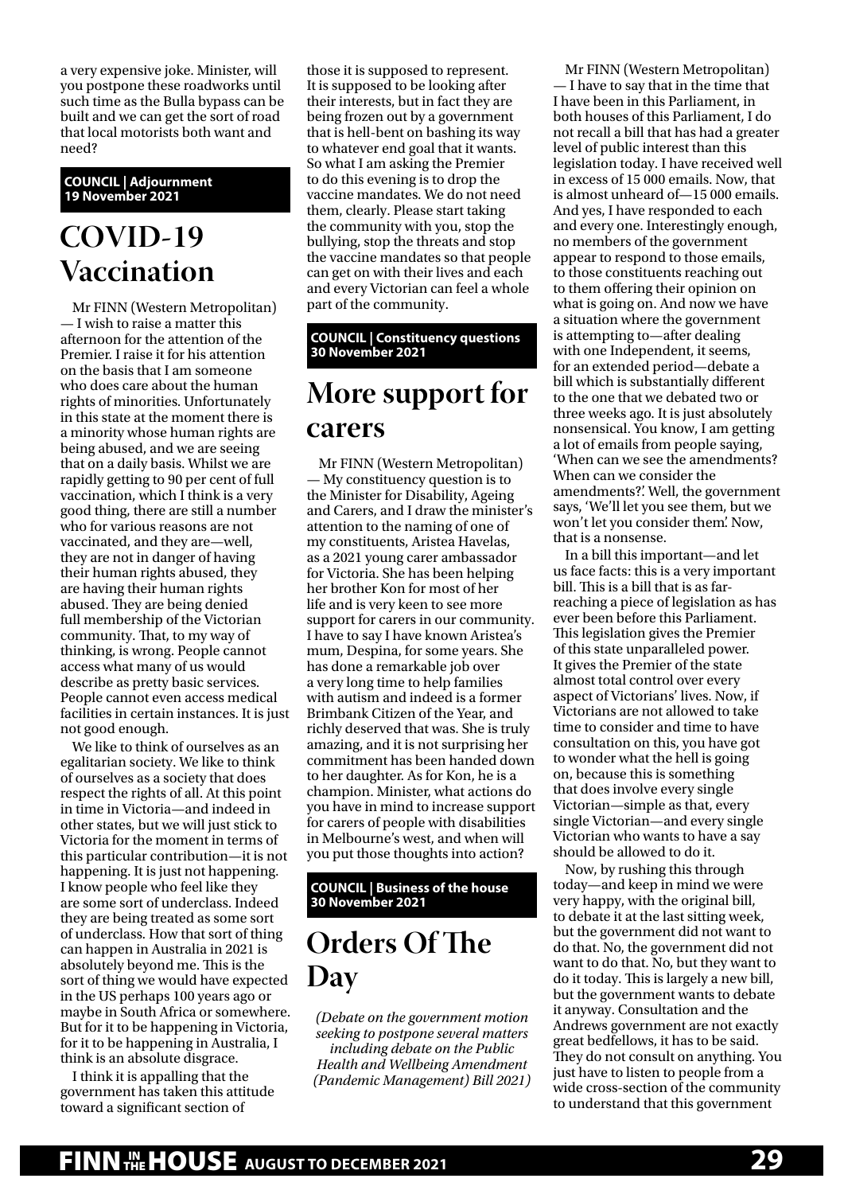a very expensive joke. Minister, will you postpone these roadworks until such time as the Bulla bypass can be built and we can get the sort of road that local motorists both want and need?

**COUNCIL | Adjournment**
**19 November 2021**

# COVID-19 Vaccination

Mr FINN (Western Metropolitan) — I wish to raise a matter this afternoon for the attention of the Premier. I raise it for his attention on the basis that I am someone who does care about the human rights of minorities. Unfortunately in this state at the moment there is a minority whose human rights are being abused, and we are seeing that on a daily basis. Whilst we are rapidly getting to 90 per cent of full vaccination, which I think is a very good thing, there are still a number who for various reasons are not vaccinated, and they are—well, they are not in danger of having their human rights abused, they are having their human rights abused. They are being denied full membership of the Victorian community. That, to my way of thinking, is wrong. People cannot access what many of us would describe as pretty basic services. People cannot even access medical facilities in certain instances. It is just not good enough.

We like to think of ourselves as an egalitarian society. We like to think of ourselves as a society that does respect the rights of all. At this point in time in Victoria—and indeed in other states, but we will just stick to Victoria for the moment in terms of this particular contribution—it is not happening. It is just not happening. I know people who feel like they are some sort of underclass. Indeed they are being treated as some sort of underclass. How that sort of thing can happen in Australia in 2021 is absolutely beyond me. This is the sort of thing we would have expected in the US perhaps 100 years ago or maybe in South Africa or somewhere. But for it to be happening in Victoria, for it to be happening in Australia, I think is an absolute disgrace.

I think it is appalling that the government has taken this attitude toward a significant section of those it is supposed to represent. It is supposed to be looking after their interests, but in fact they are being frozen out by a government that is hell-bent on bashing its way to whatever end goal that it wants. So what I am asking the Premier to do this evening is to drop the vaccine mandates. We do not need them, clearly. Please start taking the community with you, stop the bullying, stop the threats and stop the vaccine mandates so that people can get on with their lives and each and every Victorian can feel a whole part of the community.

**COUNCIL | Constituency questions**
**30 November 2021**

# More support for carers

Mr FINN (Western Metropolitan) — My constituency question is to the Minister for Disability, Ageing and Carers, and I draw the minister's attention to the naming of one of my constituents, Aristea Havelas, as a 2021 young carer ambassador for Victoria. She has been helping her brother Kon for most of her life and is very keen to see more support for carers in our community. I have to say I have known Aristea's mum, Despina, for some years. She has done a remarkable job over a very long time to help families with autism and indeed is a former Brimbank Citizen of the Year, and richly deserved that was. She is truly amazing, and it is not surprising her commitment has been handed down to her daughter. As for Kon, he is a champion. Minister, what actions do you have in mind to increase support for carers of people with disabilities in Melbourne's west, and when will you put those thoughts into action?

**COUNCIL | Business of the house**
**30 November 2021**

# Orders Of The Day

*(Debate on the government motion seeking to postpone several matters including debate on the Public Health and Wellbeing Amendment (Pandemic Management) Bill 2021)*

Mr FINN (Western Metropolitan) — I have to say that in the time that I have been in this Parliament, in both houses of this Parliament, I do not recall a bill that has had a greater level of public interest than this legislation today. I have received well in excess of 15 000 emails. Now, that is almost unheard of—15 000 emails. And yes, I have responded to each and every one. Interestingly enough, no members of the government appear to respond to those emails, to those constituents reaching out to them offering their opinion on what is going on. And now we have a situation where the government is attempting to—after dealing with one Independent, it seems, for an extended period—debate a bill which is substantially different to the one that we debated two or three weeks ago. It is just absolutely nonsensical. You know, I am getting a lot of emails from people saying, 'When can we see the amendments? When can we consider the amendments?'. Well, the government says, 'We'll let you see them, but we won't let you consider them'. Now, that is a nonsense.

In a bill this important—and let us face facts: this is a very important bill. This is a bill that is as far-reaching a piece of legislation as has ever been before this Parliament. This legislation gives the Premier of this state unparalleled power. It gives the Premier of the state almost total control over every aspect of Victorians' lives. Now, if Victorians are not allowed to take time to consider and time to have consultation on this, you have got to wonder what the hell is going on, because this is something that does involve every single Victorian—simple as that, every single Victorian—and every single Victorian who wants to have a say should be allowed to do it.

Now, by rushing this through today—and keep in mind we were very happy, with the original bill, to debate it at the last sitting week, but the government did not want to do that. No, the government did not want to do that. No, but they want to do it today. This is largely a new bill, but the government wants to debate it anyway. Consultation and the Andrews government are not exactly great bedfellows, it has to be said. They do not consult on anything. You just have to listen to people from a wide cross-section of the community to understand that this government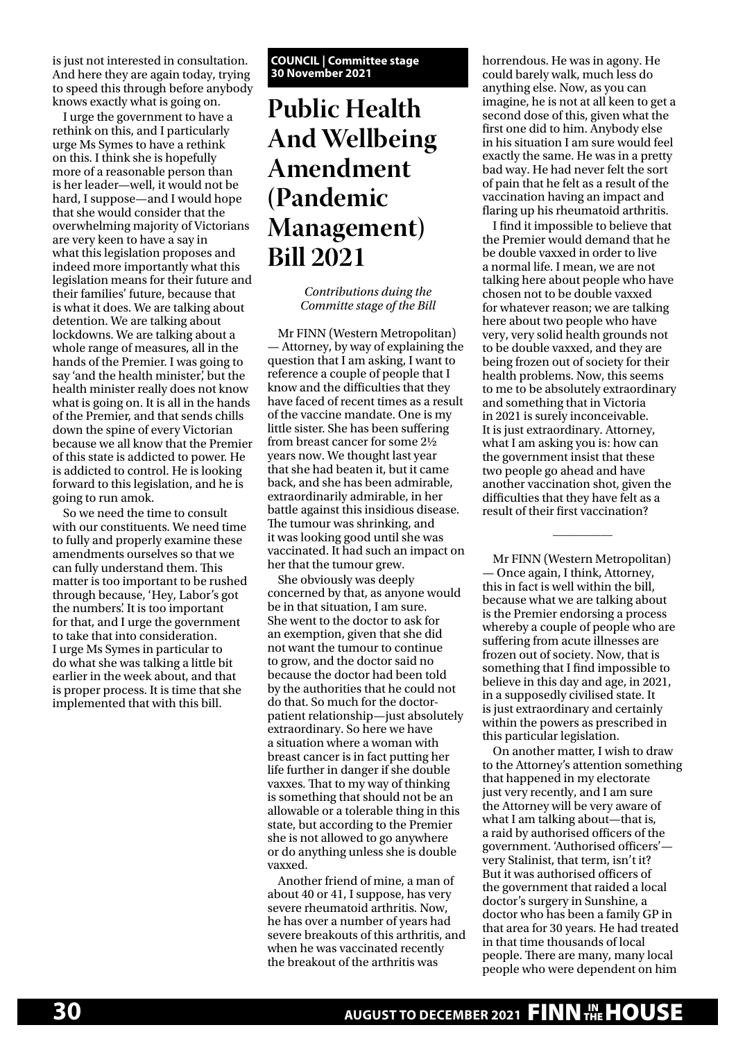is just not interested in consultation. And here they are again today, trying to speed this through before anybody knows exactly what is going on.

I urge the government to have a rethink on this, and I particularly urge Ms Symes to have a rethink on this. I think she is hopefully more of a reasonable person than is her leader—well, it would not be hard, I suppose—and I would hope that she would consider that the overwhelming majority of Victorians are very keen to have a say in what this legislation proposes and indeed more importantly what this legislation means for their future and their families' future, because that is what it does. We are talking about detention. We are talking about lockdowns. We are talking about a whole range of measures, all in the hands of the Premier. I was going to say 'and the health minister', but the health minister really does not know what is going on. It is all in the hands of the Premier, and that sends chills down the spine of every Victorian because we all know that the Premier of this state is addicted to power. He is addicted to control. He is looking forward to this legislation, and he is going to run amok.

So we need the time to consult with our constituents. We need time to fully and properly examine these amendments ourselves so that we can fully understand them. This matter is too important to be rushed through because, 'Hey, Labor's got the numbers'. It is too important for that, and I urge the government to take that into consideration. I urge Ms Symes in particular to do what she was talking a little bit earlier in the week about, and that is proper process. It is time that she implemented that with this bill.

**COUNCIL | Committee stage**
**30 November 2021**

# Public Health And Wellbeing Amendment (Pandemic Management) Bill 2021

*Contributions duing the Committe stage of the Bill*

Mr FINN (Western Metropolitan) — Attorney, by way of explaining the question that I am asking, I want to reference a couple of people that I know and the difficulties that they have faced of recent times as a result of the vaccine mandate. One is my little sister. She has been suffering from breast cancer for some 2½ years now. We thought last year that she had beaten it, but it came back, and she has been admirable, extraordinarily admirable, in her battle against this insidious disease. The tumour was shrinking, and it was looking good until she was vaccinated. It had such an impact on her that the tumour grew.

She obviously was deeply concerned by that, as anyone would be in that situation, I am sure. She went to the doctor to ask for an exemption, given that she did not want the tumour to continue to grow, and the doctor said no because the doctor had been told by the authorities that he could not do that. So much for the doctor-patient relationship—just absolutely extraordinary. So here we have a situation where a woman with breast cancer is in fact putting her life further in danger if she double vaxxes. That to my way of thinking is something that should not be an allowable or a tolerable thing in this state, but according to the Premier she is not allowed to go anywhere or do anything unless she is double vaxxed.

Another friend of mine, a man of about 40 or 41, I suppose, has very severe rheumatoid arthritis. Now, he has over a number of years had severe breakouts of this arthritis, and when he was vaccinated recently the breakout of the arthritis was horrendous. He was in agony. He could barely walk, much less do anything else. Now, as you can imagine, he is not at all keen to get a second dose of this, given what the first one did to him. Anybody else in his situation I am sure would feel exactly the same. He was in a pretty bad way. He had never felt the sort of pain that he felt as a result of the vaccination having an impact and flaring up his rheumatoid arthritis.

I find it impossible to believe that the Premier would demand that he be double vaxxed in order to live a normal life. I mean, we are not talking here about people who have chosen not to be double vaxxed for whatever reason; we are talking here about two people who have very, very solid health grounds not to be double vaxxed, and they are being frozen out of society for their health problems. Now, this seems to me to be absolutely extraordinary and something that in Victoria in 2021 is surely inconceivable. It is just extraordinary. Attorney, what I am asking you is: how can the government insist that these two people go ahead and have another vaccination shot, given the difficulties that they have felt as a result of their first vaccination?

---

Mr FINN (Western Metropolitan) — Once again, I think, Attorney, this in fact is well within the bill, because what we are talking about is the Premier endorsing a process whereby a couple of people who are suffering from acute illnesses are frozen out of society. Now, that is something that I find impossible to believe in this day and age, in 2021, in a supposedly civilised state. It is just extraordinary and certainly within the powers as prescribed in this particular legislation.

On another matter, I wish to draw to the Attorney's attention something that happened in my electorate just very recently, and I am sure the Attorney will be very aware of what I am talking about—that is, a raid by authorised officers of the government. 'Authorised officers'—very Stalinist, that term, isn't it? But it was authorised officers of the government that raided a local doctor's surgery in Sunshine, a doctor who has been a family GP in that area for 30 years. He had treated in that time thousands of local people. There are many, many local people who were dependent on him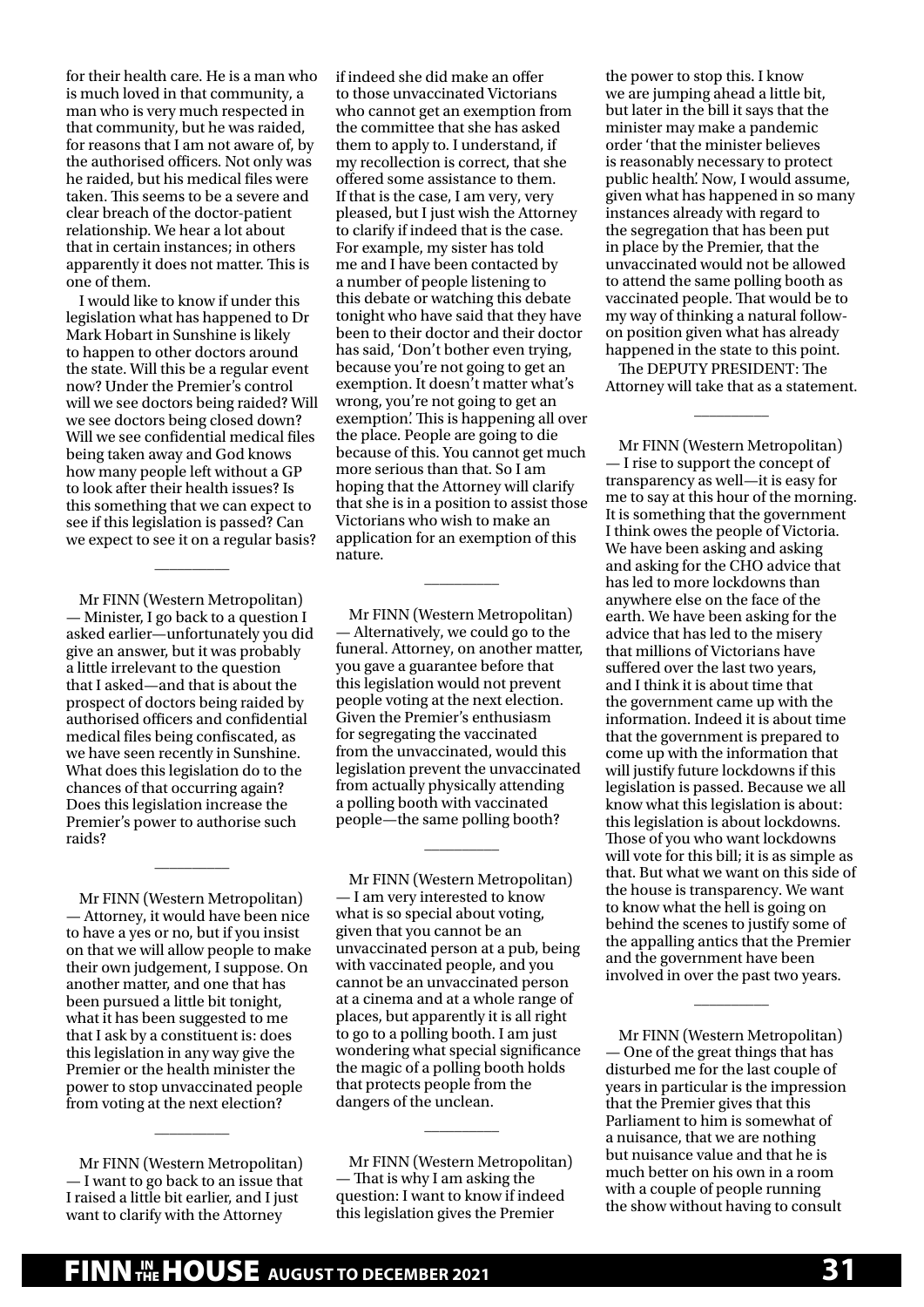for their health care. He is a man who is much loved in that community, a man who is very much respected in that community, but he was raided, for reasons that I am not aware of, by the authorised officers. Not only was he raided, but his medical files were taken. This seems to be a severe and clear breach of the doctor-patient relationship. We hear a lot about that in certain instances; in others apparently it does not matter. This is one of them.

I would like to know if under this legislation what has happened to Dr Mark Hobart in Sunshine is likely to happen to other doctors around the state. Will this be a regular event now? Under the Premier's control will we see doctors being raided? Will we see doctors being closed down? Will we see confidential medical files being taken away and God knows how many people left without a GP to look after their health issues? Is this something that we can expect to see if this legislation is passed? Can we expect to see it on a regular basis?

---

Mr FINN (Western Metropolitan) — Minister, I go back to a question I asked earlier—unfortunately you did give an answer, but it was probably a little irrelevant to the question that I asked—and that is about the prospect of doctors being raided by authorised officers and confidential medical files being confiscated, as we have seen recently in Sunshine. What does this legislation do to the chances of that occurring again? Does this legislation increase the Premier's power to authorise such raids?

---

Mr FINN (Western Metropolitan) — Attorney, it would have been nice to have a yes or no, but if you insist on that we will allow people to make their own judgement, I suppose. On another matter, and one that has been pursued a little bit tonight, what it has been suggested to me that I ask by a constituent is: does this legislation in any way give the Premier or the health minister the power to stop unvaccinated people from voting at the next election?

---

Mr FINN (Western Metropolitan) — I want to go back to an issue that I raised a little bit earlier, and I just want to clarify with the Attorney if indeed she did make an offer to those unvaccinated Victorians who cannot get an exemption from the committee that she has asked them to apply to. I understand, if my recollection is correct, that she offered some assistance to them. If that is the case, I am very, very pleased, but I just wish the Attorney to clarify if indeed that is the case. For example, my sister has told me and I have been contacted by a number of people listening to this debate or watching this debate tonight who have said that they have been to their doctor and their doctor has said, 'Don't bother even trying, because you're not going to get an exemption. It doesn't matter what's wrong, you're not going to get an exemption'. This is happening all over the place. People are going to die because of this. You cannot get much more serious than that. So I am hoping that the Attorney will clarify that she is in a position to assist those Victorians who wish to make an application for an exemption of this nature.

---

Mr FINN (Western Metropolitan) — Alternatively, we could go to the funeral. Attorney, on another matter, you gave a guarantee before that this legislation would not prevent people voting at the next election. Given the Premier's enthusiasm for segregating the vaccinated from the unvaccinated, would this legislation prevent the unvaccinated from actually physically attending a polling booth with vaccinated people—the same polling booth?

---

Mr FINN (Western Metropolitan) — I am very interested to know what is so special about voting, given that you cannot be an unvaccinated person at a pub, being with vaccinated people, and you cannot be an unvaccinated person at a cinema and at a whole range of places, but apparently it is all right to go to a polling booth. I am just wondering what special significance the magic of a polling booth holds that protects people from the dangers of the unclean.

---

Mr FINN (Western Metropolitan) — That is why I am asking the question: I want to know if indeed this legislation gives the Premier the power to stop this. I know we are jumping ahead a little bit, but later in the bill it says that the minister may make a pandemic order 'that the minister believes is reasonably necessary to protect public health'. Now, I would assume, given what has happened in so many instances already with regard to the segregation that has been put in place by the Premier, that the unvaccinated would not be allowed to attend the same polling booth as vaccinated people. That would be to my way of thinking a natural follow-on position given what has already happened in the state to this point.

The DEPUTY PRESIDENT: The Attorney will take that as a statement.

---

Mr FINN (Western Metropolitan) — I rise to support the concept of transparency as well—it is easy for me to say at this hour of the morning. It is something that the government I think owes the people of Victoria. We have been asking and asking and asking for the CHO advice that has led to more lockdowns than anywhere else on the face of the earth. We have been asking for the advice that has led to the misery that millions of Victorians have suffered over the last two years, and I think it is about time that the government came up with the information. Indeed it is about time that the government is prepared to come up with the information that will justify future lockdowns if this legislation is passed. Because we all know what this legislation is about: this legislation is about lockdowns. Those of you who want lockdowns will vote for this bill; it is as simple as that. But what we want on this side of the house is transparency. We want to know what the hell is going on behind the scenes to justify some of the appalling antics that the Premier and the government have been involved in over the past two years.

---

Mr FINN (Western Metropolitan) — One of the great things that has disturbed me for the last couple of years in particular is the impression that the Premier gives that this Parliament to him is somewhat of a nuisance, that we are nothing but nuisance value and that he is much better on his own in a room with a couple of people running the show without having to consult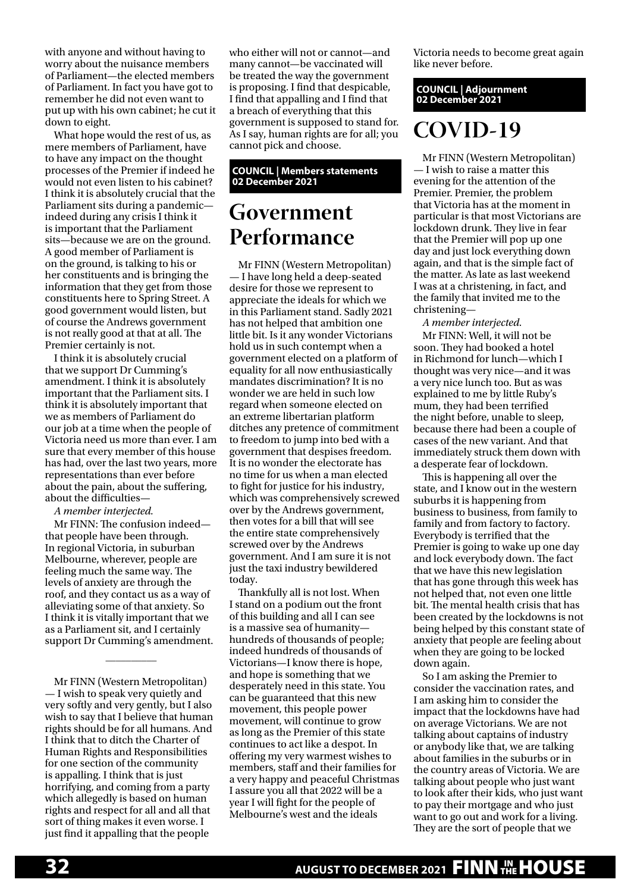with anyone and without having to worry about the nuisance members of Parliament—the elected members of Parliament. In fact you have got to remember he did not even want to put up with his own cabinet; he cut it down to eight.

What hope would the rest of us, as mere members of Parliament, have to have any impact on the thought processes of the Premier if indeed he would not even listen to his cabinet? I think it is absolutely crucial that the Parliament sits during a pandemic—indeed during any crisis I think it is important that the Parliament sits—because we are on the ground. A good member of Parliament is on the ground, is talking to his or her constituents and is bringing the information that they get from those constituents here to Spring Street. A good government would listen, but of course the Andrews government is not really good at that at all. The Premier certainly is not.

I think it is absolutely crucial that we support Dr Cumming's amendment. I think it is absolutely important that the Parliament sits. I think it is absolutely important that we as members of Parliament do our job at a time when the people of Victoria need us more than ever. I am sure that every member of this house has had, over the last two years, more representations than ever before about the pain, about the suffering, about the difficulties—

*A member interjected.*

Mr FINN: The confusion indeed—that people have been through. In regional Victoria, in suburban Melbourne, wherever, people are feeling much the same way. The levels of anxiety are through the roof, and they contact us as a way of alleviating some of that anxiety. So I think it is vitally important that we as a Parliament sit, and I certainly support Dr Cumming's amendment.

---

Mr FINN (Western Metropolitan) — I wish to speak very quietly and very softly and very gently, but I also wish to say that I believe that human rights should be for all humans. And I think that to ditch the Charter of Human Rights and Responsibilities for one section of the community is appalling. I think that is just horrifying, and coming from a party which allegedly is based on human rights and respect for all and all that sort of thing makes it even worse. I just find it appalling that the people who either will not or cannot—and many cannot—be vaccinated will be treated the way the government is proposing. I find that despicable, I find that appalling and I find that a breach of everything that this government is supposed to stand for. As I say, human rights are for all; you cannot pick and choose.

**COUNCIL | Members statements**
**02 December 2021**

# Government Performance

Mr FINN (Western Metropolitan) — I have long held a deep-seated desire for those we represent to appreciate the ideals for which we in this Parliament stand. Sadly 2021 has not helped that ambition one little bit. Is it any wonder Victorians hold us in such contempt when a government elected on a platform of equality for all now enthusiastically mandates discrimination? It is no wonder we are held in such low regard when someone elected on an extreme libertarian platform ditches any pretence of commitment to freedom to jump into bed with a government that despises freedom. It is no wonder the electorate has no time for us when a man elected to fight for justice for his industry, which was comprehensively screwed over by the Andrews government, then votes for a bill that will see the entire state comprehensively screwed over by the Andrews government. And I am sure it is not just the taxi industry bewildered today.

Thankfully all is not lost. When I stand on a podium out the front of this building and all I can see is a massive sea of humanity—hundreds of thousands of people; indeed hundreds of thousands of Victorians—I know there is hope, and hope is something that we desperately need in this state. You can be guaranteed that this new movement, this people power movement, will continue to grow as long as the Premier of this state continues to act like a despot. In offering my very warmest wishes to members, staff and their families for a very happy and peaceful Christmas I assure you all that 2022 will be a year I will fight for the people of Melbourne's west and the ideals Victoria needs to become great again like never before.

**COUNCIL | Adjournment**
**02 December 2021**

# COVID-19

Mr FINN (Western Metropolitan) — I wish to raise a matter this evening for the attention of the Premier. Premier, the problem that Victoria has at the moment in particular is that most Victorians are lockdown drunk. They live in fear that the Premier will pop up one day and just lock everything down again, and that is the simple fact of the matter. As late as last weekend I was at a christening, in fact, and the family that invited me to the christening—

*A member interjected.*

Mr FINN: Well, it will not be soon. They had booked a hotel in Richmond for lunch—which I thought was very nice—and it was a very nice lunch too. But as was explained to me by little Ruby's mum, they had been terrified the night before, unable to sleep, because there had been a couple of cases of the new variant. And that immediately struck them down with a desperate fear of lockdown.

This is happening all over the state, and I know out in the western suburbs it is happening from business to business, from family to family and from factory to factory. Everybody is terrified that the Premier is going to wake up one day and lock everybody down. The fact that we have this new legislation that has gone through this week has not helped that, not even one little bit. The mental health crisis that has been created by the lockdowns is not being helped by this constant state of anxiety that people are feeling about when they are going to be locked down again.

So I am asking the Premier to consider the vaccination rates, and I am asking him to consider the impact that the lockdowns have had on average Victorians. We are not talking about captains of industry or anybody like that, we are talking about families in the suburbs or in the country areas of Victoria. We are talking about people who just want to look after their kids, who just want to pay their mortgage and who just want to go out and work for a living. They are the sort of people that we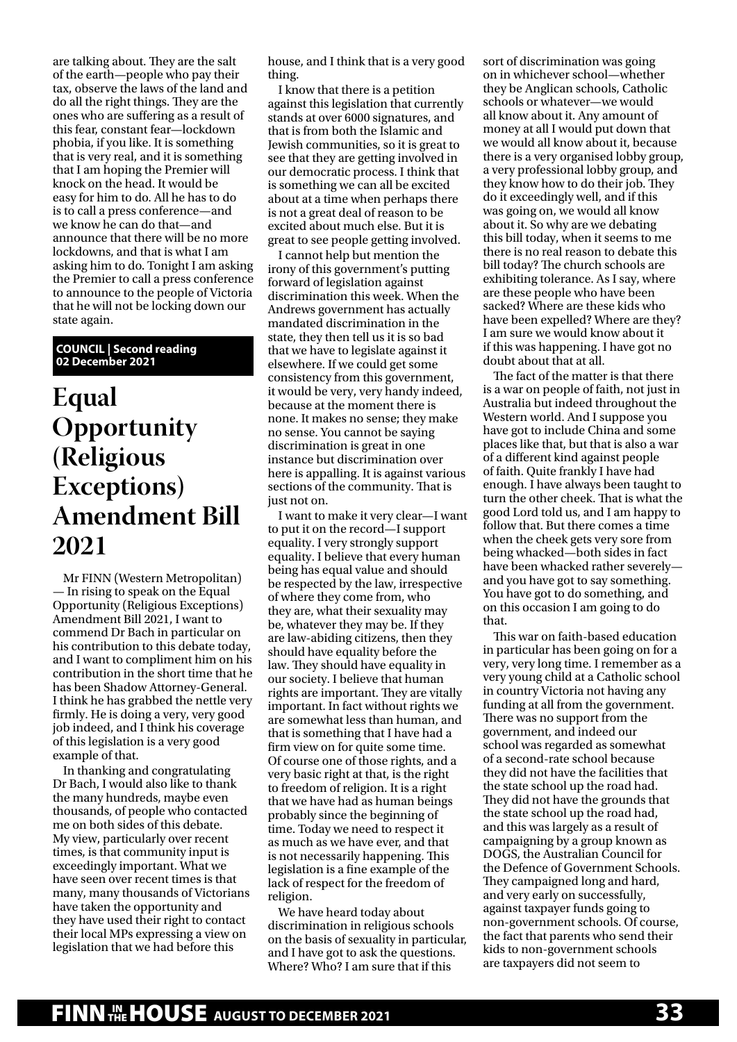are talking about. They are the salt of the earth—people who pay their tax, observe the laws of the land and do all the right things. They are the ones who are suffering as a result of this fear, constant fear—lockdown phobia, if you like. It is something that is very real, and it is something that I am hoping the Premier will knock on the head. It would be easy for him to do. All he has to do is to call a press conference—and we know he can do that—and announce that there will be no more lockdowns, and that is what I am asking him to do. Tonight I am asking the Premier to call a press conference to announce to the people of Victoria that he will not be locking down our state again.

**COUNCIL | Second reading 02 December 2021**

# Equal Opportunity (Religious Exceptions) Amendment Bill 2021

Mr FINN (Western Metropolitan) — In rising to speak on the Equal Opportunity (Religious Exceptions) Amendment Bill 2021, I want to commend Dr Bach in particular on his contribution to this debate today, and I want to compliment him on his contribution in the short time that he has been Shadow Attorney-General. I think he has grabbed the nettle very firmly. He is doing a very, very good job indeed, and I think his coverage of this legislation is a very good example of that.

In thanking and congratulating Dr Bach, I would also like to thank the many hundreds, maybe even thousands, of people who contacted me on both sides of this debate. My view, particularly over recent times, is that community input is exceedingly important. What we have seen over recent times is that many, many thousands of Victorians have taken the opportunity and they have used their right to contact their local MPs expressing a view on legislation that we had before this house, and I think that is a very good thing.

I know that there is a petition against this legislation that currently stands at over 6000 signatures, and that is from both the Islamic and Jewish communities, so it is great to see that they are getting involved in our democratic process. I think that is something we can all be excited about at a time when perhaps there is not a great deal of reason to be excited about much else. But it is great to see people getting involved.

I cannot help but mention the irony of this government's putting forward of legislation against discrimination this week. When the Andrews government has actually mandated discrimination in the state, they then tell us it is so bad that we have to legislate against it elsewhere. If we could get some consistency from this government, it would be very, very handy indeed, because at the moment there is none. It makes no sense; they make no sense. You cannot be saying discrimination is great in one instance but discrimination over here is appalling. It is against various sections of the community. That is just not on.

I want to make it very clear—I want to put it on the record—I support equality. I very strongly support equality. I believe that every human being has equal value and should be respected by the law, irrespective of where they come from, who they are, what their sexuality may be, whatever they may be. If they are law-abiding citizens, then they should have equality before the law. They should have equality in our society. I believe that human rights are important. They are vitally important. In fact without rights we are somewhat less than human, and that is something that I have had a firm view on for quite some time. Of course one of those rights, and a very basic right at that, is the right to freedom of religion. It is a right that we have had as human beings probably since the beginning of time. Today we need to respect it as much as we have ever, and that is not necessarily happening. This legislation is a fine example of the lack of respect for the freedom of religion.

We have heard today about discrimination in religious schools on the basis of sexuality in particular, and I have got to ask the questions. Where? Who? I am sure that if this sort of discrimination was going on in whichever school—whether they be Anglican schools, Catholic schools or whatever—we would all know about it. Any amount of money at all I would put down that we would all know about it, because there is a very organised lobby group, a very professional lobby group, and they know how to do their job. They do it exceedingly well, and if this was going on, we would all know about it. So why are we debating this bill today, when it seems to me there is no real reason to debate this bill today? The church schools are exhibiting tolerance. As I say, where are these people who have been sacked? Where are these kids who have been expelled? Where are they? I am sure we would know about it if this was happening. I have got no doubt about that at all.

The fact of the matter is that there is a war on people of faith, not just in Australia but indeed throughout the Western world. And I suppose you have got to include China and some places like that, but that is also a war of a different kind against people of faith. Quite frankly I have had enough. I have always been taught to turn the other cheek. That is what the good Lord told us, and I am happy to follow that. But there comes a time when the cheek gets very sore from being whacked—both sides in fact have been whacked rather severely—and you have got to say something. You have got to do something, and on this occasion I am going to do that.

This war on faith-based education in particular has been going on for a very, very long time. I remember as a very young child at a Catholic school in country Victoria not having any funding at all from the government. There was no support from the government, and indeed our school was regarded as somewhat of a second-rate school because they did not have the facilities that the state school up the road had. They did not have the grounds that the state school up the road had, and this was largely as a result of campaigning by a group known as DOGS, the Australian Council for the Defence of Government Schools. They campaigned long and hard, and very early on successfully, against taxpayer funds going to non-government schools. Of course, the fact that parents who send their kids to non-government schools are taxpayers did not seem to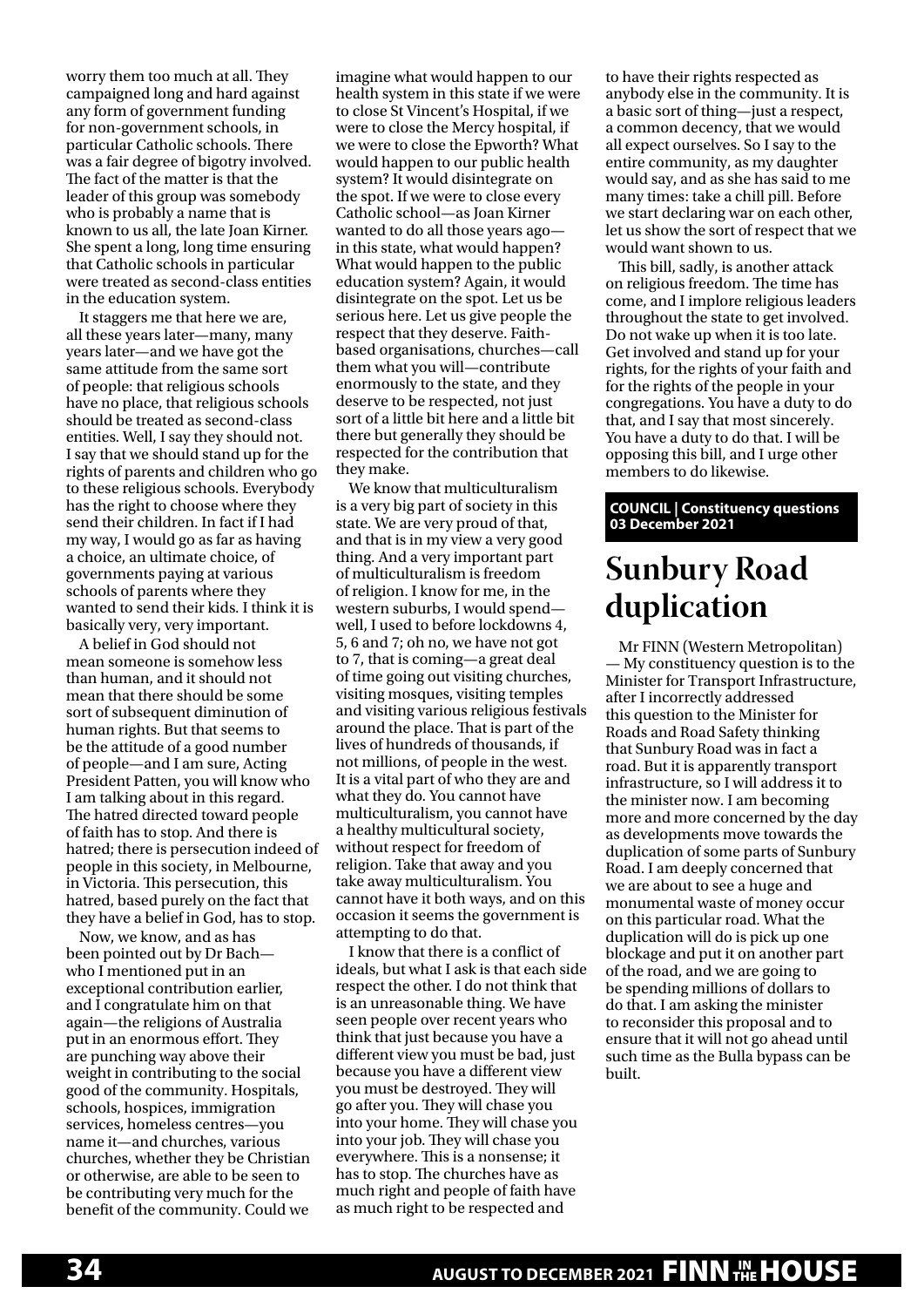worry them too much at all. They campaigned long and hard against any form of government funding for non-government schools, in particular Catholic schools. There was a fair degree of bigotry involved. The fact of the matter is that the leader of this group was somebody who is probably a name that is known to us all, the late Joan Kirner. She spent a long, long time ensuring that Catholic schools in particular were treated as second-class entities in the education system.

It staggers me that here we are, all these years later—many, many years later—and we have got the same attitude from the same sort of people: that religious schools have no place, that religious schools should be treated as second-class entities. Well, I say they should not. I say that we should stand up for the rights of parents and children who go to these religious schools. Everybody has the right to choose where they send their children. In fact if I had my way, I would go as far as having a choice, an ultimate choice, of governments paying at various schools of parents where they wanted to send their kids. I think it is basically very, very important.

A belief in God should not mean someone is somehow less than human, and it should not mean that there should be some sort of subsequent diminution of human rights. But that seems to be the attitude of a good number of people—and I am sure, Acting President Patten, you will know who I am talking about in this regard. The hatred directed toward people of faith has to stop. And there is hatred; there is persecution indeed of people in this society, in Melbourne, in Victoria. This persecution, this hatred, based purely on the fact that they have a belief in God, has to stop.

Now, we know, and as has been pointed out by Dr Bach—who I mentioned put in an exceptional contribution earlier, and I congratulate him on that again—the religions of Australia put in an enormous effort. They are punching way above their weight in contributing to the social good of the community. Hospitals, schools, hospices, immigration services, homeless centres—you name it—and churches, various churches, whether they be Christian or otherwise, are able to be seen to be contributing very much for the benefit of the community. Could we imagine what would happen to our health system in this state if we were to close St Vincent's Hospital, if we were to close the Mercy hospital, if we were to close the Epworth? What would happen to our public health system? It would disintegrate on the spot. If we were to close every Catholic school—as Joan Kirner wanted to do all those years ago—in this state, what would happen? What would happen to the public education system? Again, it would disintegrate on the spot. Let us be serious here. Let us give people the respect that they deserve. Faith-based organisations, churches—call them what you will—contribute enormously to the state, and they deserve to be respected, not just sort of a little bit here and a little bit there but generally they should be respected for the contribution that they make.

We know that multiculturalism is a very big part of society in this state. We are very proud of that, and that is in my view a very good thing. And a very important part of multiculturalism is freedom of religion. I know for me, in the western suburbs, I would spend—well, I used to before lockdowns 4, 5, 6 and 7; oh no, we have not got to 7, that is coming—a great deal of time going out visiting churches, visiting mosques, visiting temples and visiting various religious festivals around the place. That is part of the lives of hundreds of thousands, if not millions, of people in the west. It is a vital part of who they are and what they do. You cannot have multiculturalism, you cannot have a healthy multicultural society, without respect for freedom of religion. Take that away and you take away multiculturalism. You cannot have it both ways, and on this occasion it seems the government is attempting to do that.

I know that there is a conflict of ideals, but what I ask is that each side respect the other. I do not think that is an unreasonable thing. We have seen people over recent years who think that just because you have a different view you must be bad, just because you have a different view you must be destroyed. They will go after you. They will chase you into your home. They will chase you into your job. They will chase you everywhere. This is a nonsense; it has to stop. The churches have as much right and people of faith have as much right to be respected and to have their rights respected as anybody else in the community. It is a basic sort of thing—just a respect, a common decency, that we would all expect ourselves. So I say to the entire community, as my daughter would say, and as she has said to me many times: take a chill pill. Before we start declaring war on each other, let us show the sort of respect that we would want shown to us.

This bill, sadly, is another attack on religious freedom. The time has come, and I implore religious leaders throughout the state to get involved. Do not wake up when it is too late. Get involved and stand up for your rights, for the rights of your faith and for the rights of the people in your congregations. You have a duty to do that, and I say that most sincerely. You have a duty to do that. I will be opposing this bill, and I urge other members to do likewise.

**COUNCIL | Constituency questions 03 December 2021**

# Sunbury Road duplication

Mr FINN (Western Metropolitan) — My constituency question is to the Minister for Transport Infrastructure, after I incorrectly addressed this question to the Minister for Roads and Road Safety thinking that Sunbury Road was in fact a road. But it is apparently transport infrastructure, so I will address it to the minister now. I am becoming more and more concerned by the day as developments move towards the duplication of some parts of Sunbury Road. I am deeply concerned that we are about to see a huge and monumental waste of money occur on this particular road. What the duplication will do is pick up one blockage and put it on another part of the road, and we are going to be spending millions of dollars to do that. I am asking the minister to reconsider this proposal and to ensure that it will not go ahead until such time as the Bulla bypass can be built.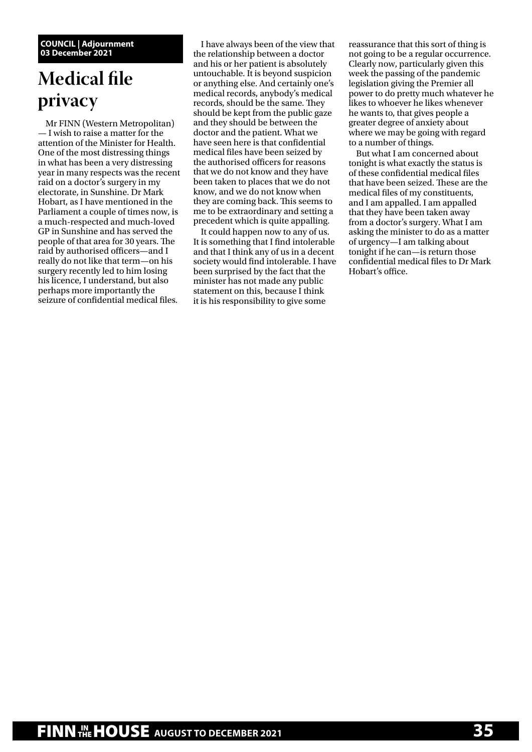**COUNCIL | Adjournment**
**03 December 2021**

# Medical file privacy

Mr FINN (Western Metropolitan) — I wish to raise a matter for the attention of the Minister for Health. One of the most distressing things in what has been a very distressing year in many respects was the recent raid on a doctor's surgery in my electorate, in Sunshine. Dr Mark Hobart, as I have mentioned in the Parliament a couple of times now, is a much-respected and much-loved GP in Sunshine and has served the people of that area for 30 years. The raid by authorised officers—and I really do not like that term—on his surgery recently led to him losing his licence, I understand, but also perhaps more importantly the seizure of confidential medical files.

I have always been of the view that the relationship between a doctor and his or her patient is absolutely untouchable. It is beyond suspicion or anything else. And certainly one's medical records, anybody's medical records, should be the same. They should be kept from the public gaze and they should be between the doctor and the patient. What we have seen here is that confidential medical files have been seized by the authorised officers for reasons that we do not know and they have been taken to places that we do not know, and we do not know when they are coming back. This seems to me to be extraordinary and setting a precedent which is quite appalling.

It could happen now to any of us. It is something that I find intolerable and that I think any of us in a decent society would find intolerable. I have been surprised by the fact that the minister has not made any public statement on this, because I think it is his responsibility to give some reassurance that this sort of thing is not going to be a regular occurrence. Clearly now, particularly given this week the passing of the pandemic legislation giving the Premier all power to do pretty much whatever he likes to whoever he likes whenever he wants to, that gives people a greater degree of anxiety about where we may be going with regard to a number of things.

But what I am concerned about tonight is what exactly the status is of these confidential medical files that have been seized. These are the medical files of my constituents, and I am appalled. I am appalled that they have been taken away from a doctor's surgery. What I am asking the minister to do as a matter of urgency—I am talking about tonight if he can—is return those confidential medical files to Dr Mark Hobart's office.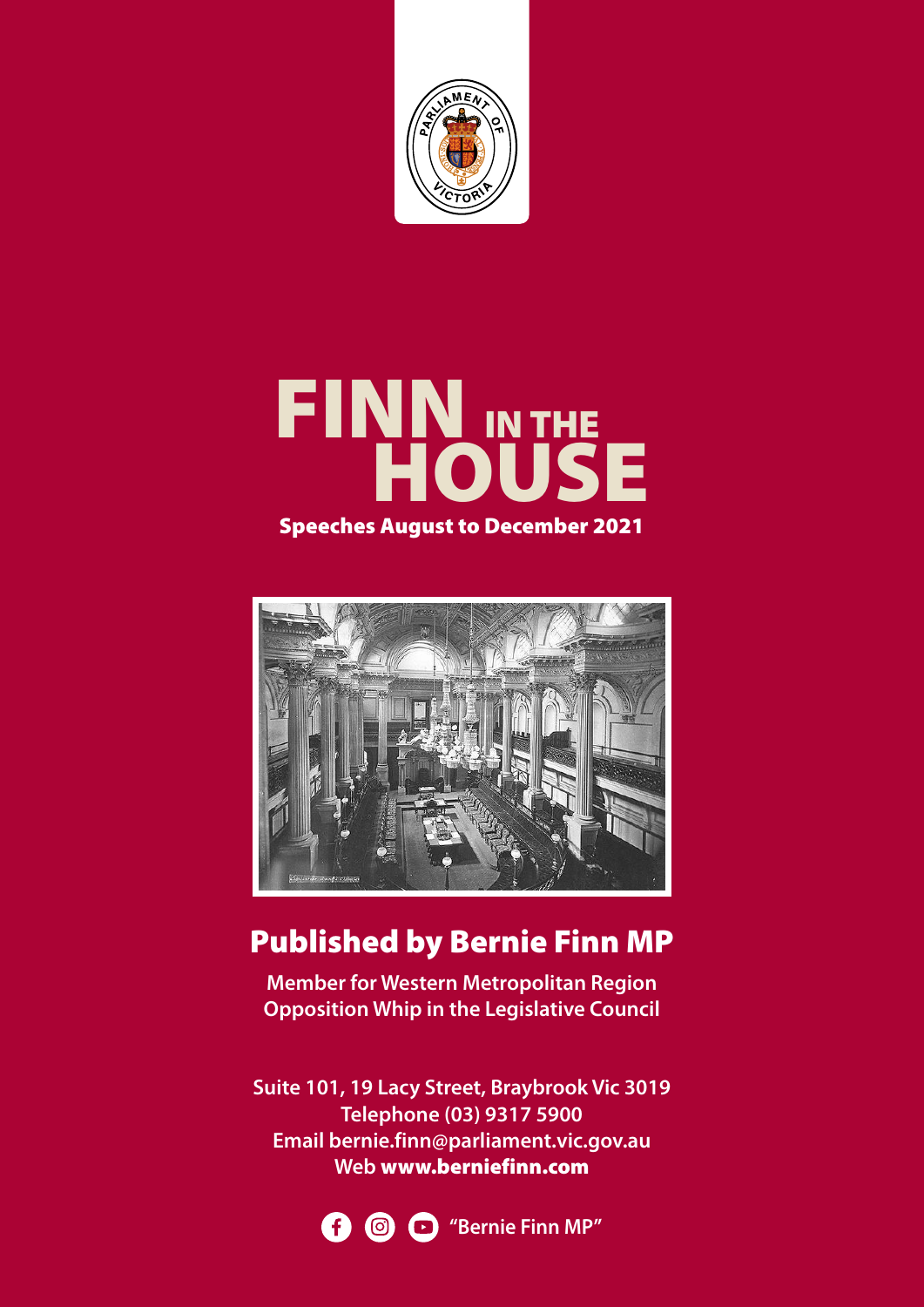# FINN IN THE HOUSE

**Speeches August to December 2021**

## Published by Bernie Finn MP

**Member for Western Metropolitan Region**
**Opposition Whip in the Legislative Council**

**Suite 101, 19 Lacy Street, Braybrook Vic 3019**
**Telephone (03) 9317 5900**
**Email bernie.finn@parliament.vic.gov.au**
**Web www.berniefinn.com**

**"Bernie Finn MP"**